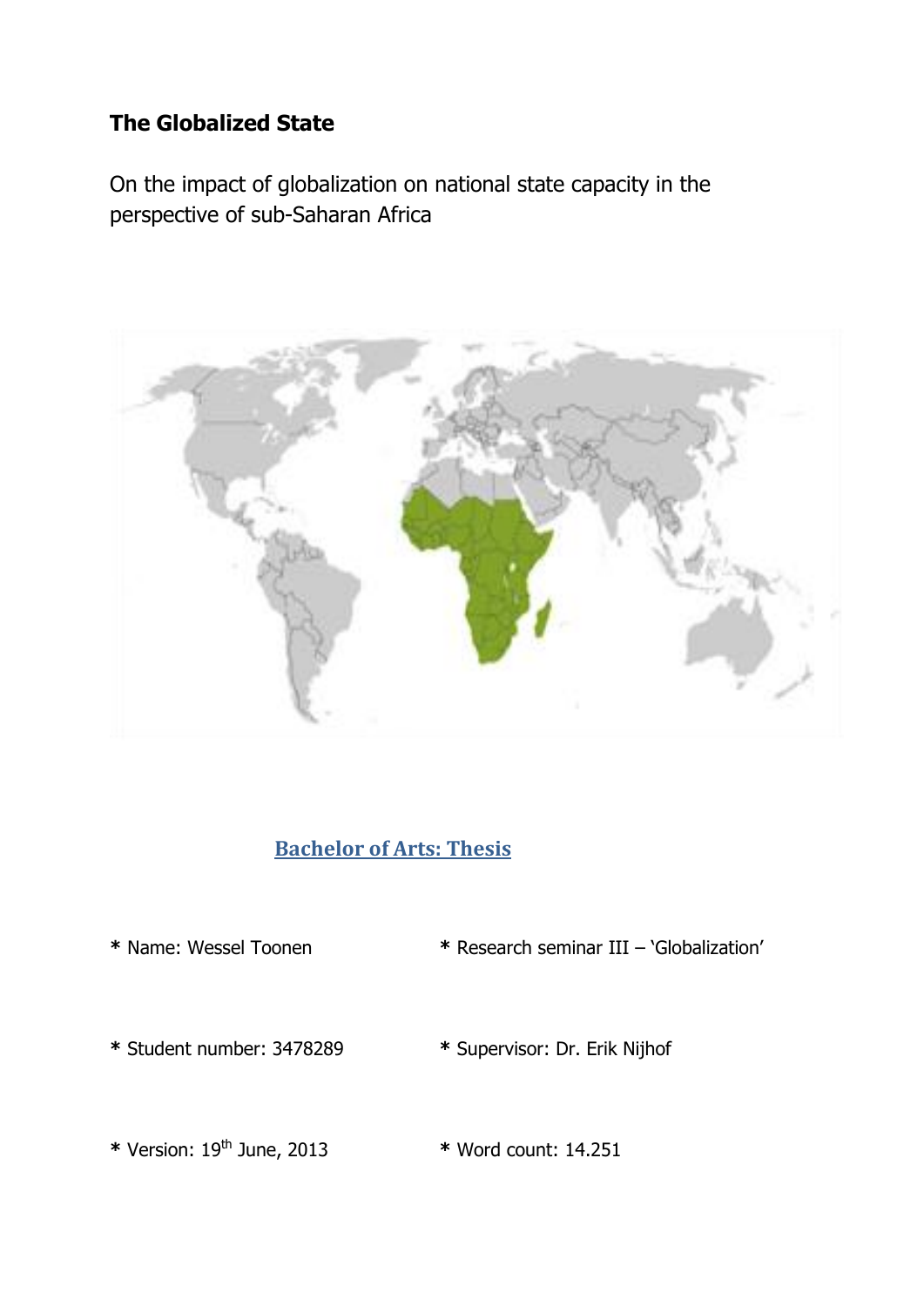# The Globalized State

On the impact of globalization on national state capacity in the perspective of sub-Saharan Africa

**Bachelor of Arts: Thesis**

* Name: Wessel Toonen

* Research seminar III – 'Globalization'

* Student number: 3478289

* Supervisor: Dr. Erik Nijhof

* Version: 19th June, 2013

* Word count: 14.251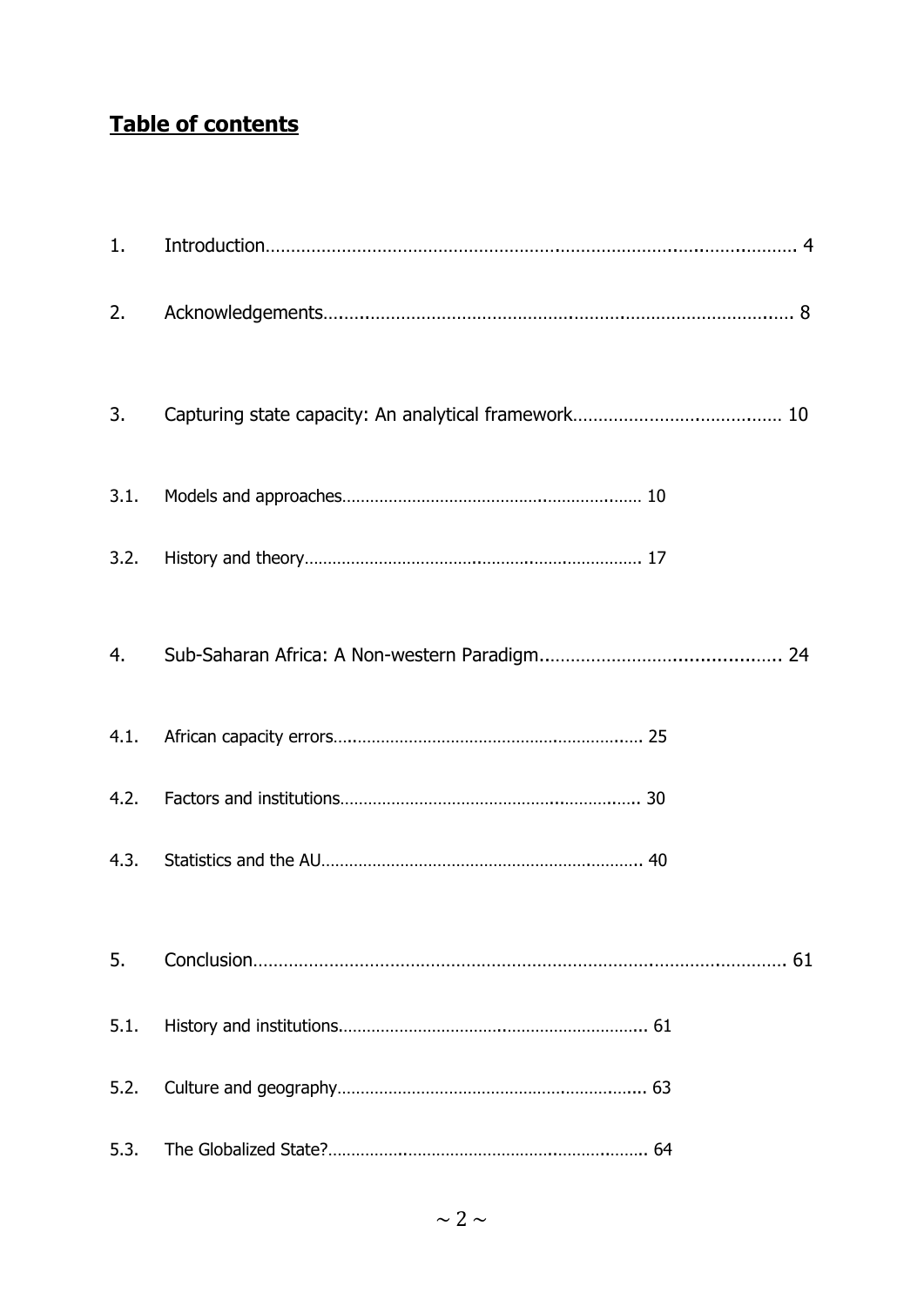# **Table of contents**

1. Introduction………………………………………………………………………………………… 4
2. Acknowledgements…………………………………………………………………………………… 8
3. Capturing state capacity: An analytical framework…………………………………… 10
   - 3.1. Models and approaches……………………………………………………… 10
   - 3.2. History and theory…………………………………………………………… 17
4. Sub-Saharan Africa: A Non-western Paradigm……………………………………… 24
   - 4.1. African capacity errors……………………………………………………… 25
   - 4.2. Factors and institutions…………………………………………………… 30
   - 4.3. Statistics and the AU……………………………………………………… 40
5. Conclusion………………………………………………………………………………………… 61
   - 5.1. History and institutions…………………………………………………… 61
   - 5.2. Culture and geography……………………………………………………… 63
   - 5.3. The Globalized State?……………………………………………………… 64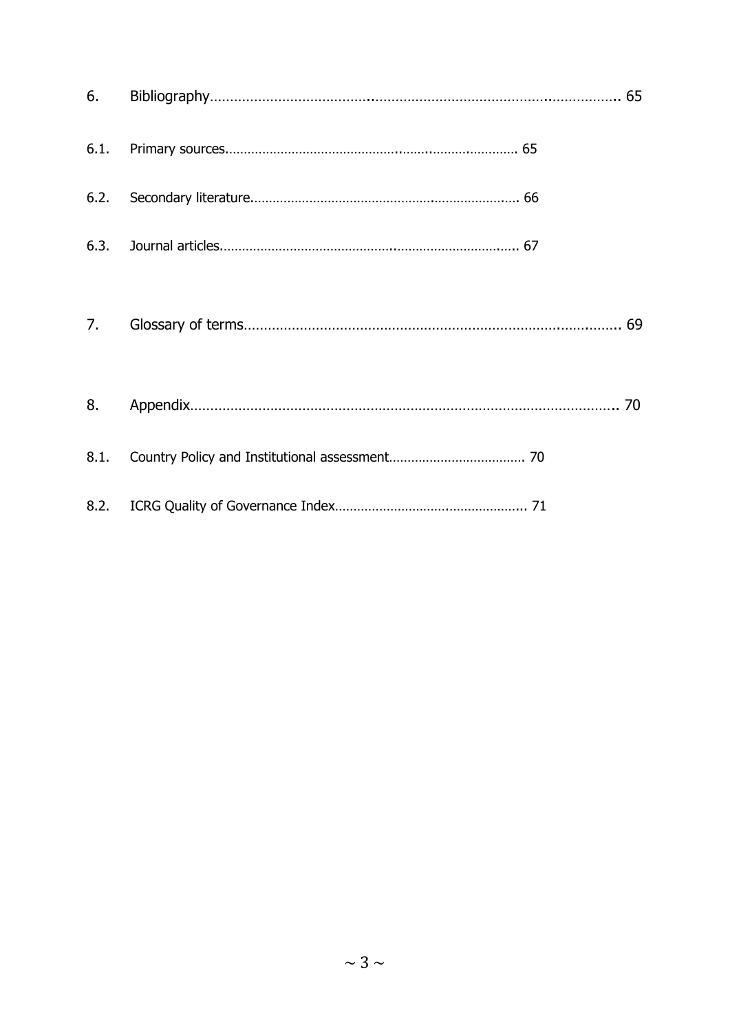6. Bibliography........................................................................................ 65

6.1. Primary sources.................................................................. 65

6.2. Secondary literature............................................................. 66

6.3. Journal articles................................................................... 67

7. Glossary of terms.................................................................................. 69

8. Appendix.............................................................................................. 70

8.1. Country Policy and Institutional assessment.......................................... 70

8.2. ICRG Quality of Governance Index..................................................... 71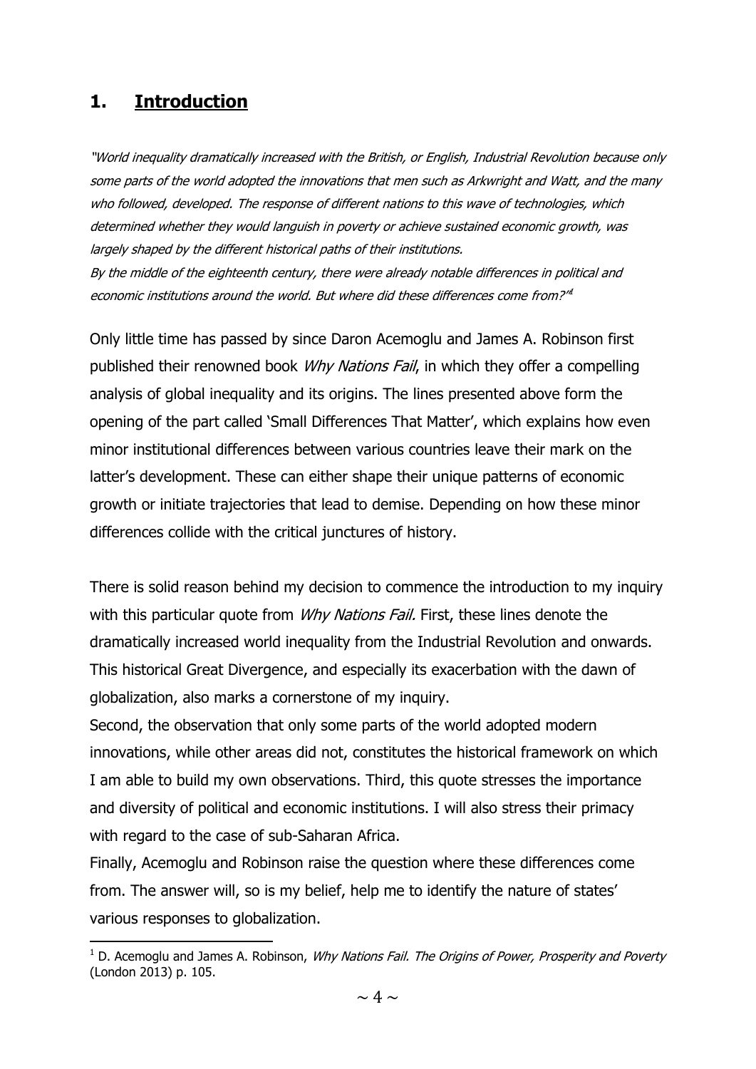## 1. Introduction

*"World inequality dramatically increased with the British, or English, Industrial Revolution because only some parts of the world adopted the innovations that men such as Arkwright and Watt, and the many who followed, developed. The response of different nations to this wave of technologies, which determined whether they would languish in poverty or achieve sustained economic growth, was largely shaped by the different historical paths of their institutions.*
*By the middle of the eighteenth century, there were already notable differences in political and economic institutions around the world. But where did these differences come from?"*[1]

Only little time has passed by since Daron Acemoglu and James A. Robinson first published their renowned book *Why Nations Fail*, in which they offer a compelling analysis of global inequality and its origins. The lines presented above form the opening of the part called 'Small Differences That Matter', which explains how even minor institutional differences between various countries leave their mark on the latter's development. These can either shape their unique patterns of economic growth or initiate trajectories that lead to demise. Depending on how these minor differences collide with the critical junctures of history.

There is solid reason behind my decision to commence the introduction to my inquiry with this particular quote from *Why Nations Fail.* First, these lines denote the dramatically increased world inequality from the Industrial Revolution and onwards. This historical Great Divergence, and especially its exacerbation with the dawn of globalization, also marks a cornerstone of my inquiry.
Second, the observation that only some parts of the world adopted modern innovations, while other areas did not, constitutes the historical framework on which I am able to build my own observations. Third, this quote stresses the importance and diversity of political and economic institutions. I will also stress their primacy with regard to the case of sub-Saharan Africa.
Finally, Acemoglu and Robinson raise the question where these differences come from. The answer will, so is my belief, help me to identify the nature of states' various responses to globalization.

[1] D. Acemoglu and James A. Robinson, *Why Nations Fail. The Origins of Power, Prosperity and Poverty* (London 2013) p. 105.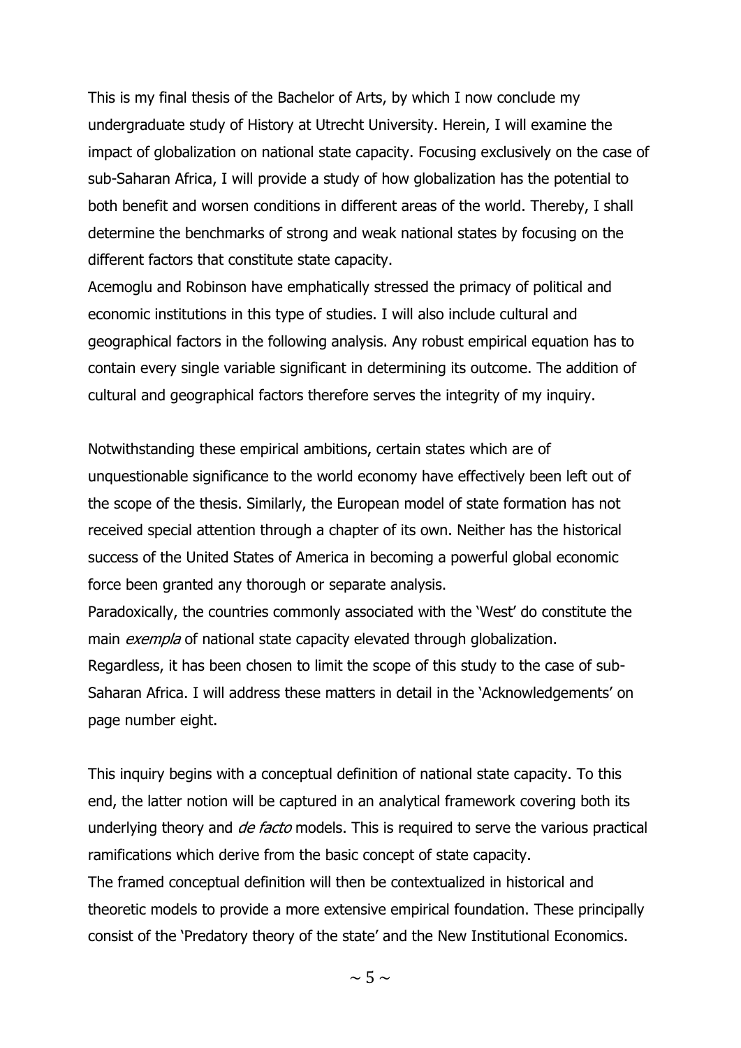This is my final thesis of the Bachelor of Arts, by which I now conclude my undergraduate study of History at Utrecht University. Herein, I will examine the impact of globalization on national state capacity. Focusing exclusively on the case of sub-Saharan Africa, I will provide a study of how globalization has the potential to both benefit and worsen conditions in different areas of the world. Thereby, I shall determine the benchmarks of strong and weak national states by focusing on the different factors that constitute state capacity.
Acemoglu and Robinson have emphatically stressed the primacy of political and economic institutions in this type of studies. I will also include cultural and geographical factors in the following analysis. Any robust empirical equation has to contain every single variable significant in determining its outcome. The addition of cultural and geographical factors therefore serves the integrity of my inquiry.

Notwithstanding these empirical ambitions, certain states which are of unquestionable significance to the world economy have effectively been left out of the scope of the thesis. Similarly, the European model of state formation has not received special attention through a chapter of its own. Neither has the historical success of the United States of America in becoming a powerful global economic force been granted any thorough or separate analysis.
Paradoxically, the countries commonly associated with the 'West' do constitute the main *exempla* of national state capacity elevated through globalization.
Regardless, it has been chosen to limit the scope of this study to the case of sub-Saharan Africa. I will address these matters in detail in the 'Acknowledgements' on page number eight.

This inquiry begins with a conceptual definition of national state capacity. To this end, the latter notion will be captured in an analytical framework covering both its underlying theory and *de facto* models. This is required to serve the various practical ramifications which derive from the basic concept of state capacity.
The framed conceptual definition will then be contextualized in historical and theoretic models to provide a more extensive empirical foundation. These principally consist of the 'Predatory theory of the state' and the New Institutional Economics.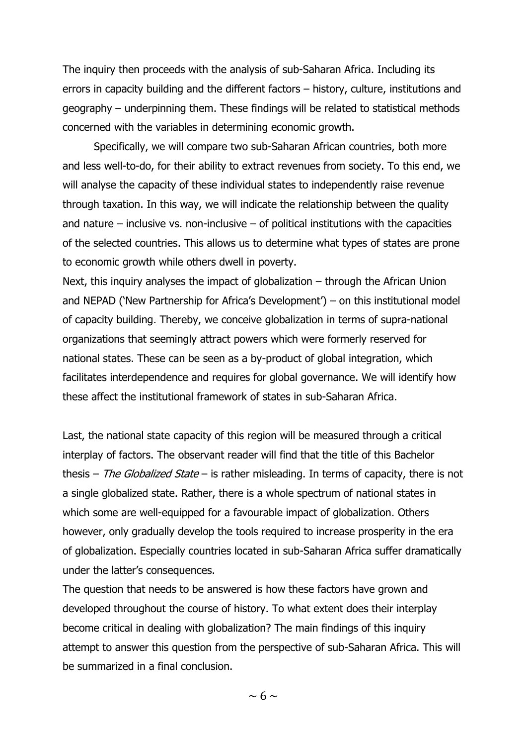The inquiry then proceeds with the analysis of sub-Saharan Africa. Including its errors in capacity building and the different factors – history, culture, institutions and geography – underpinning them. These findings will be related to statistical methods concerned with the variables in determining economic growth.

Specifically, we will compare two sub-Saharan African countries, both more and less well-to-do, for their ability to extract revenues from society. To this end, we will analyse the capacity of these individual states to independently raise revenue through taxation. In this way, we will indicate the relationship between the quality and nature – inclusive vs. non-inclusive – of political institutions with the capacities of the selected countries. This allows us to determine what types of states are prone to economic growth while others dwell in poverty.

Next, this inquiry analyses the impact of globalization – through the African Union and NEPAD ('New Partnership for Africa's Development') – on this institutional model of capacity building. Thereby, we conceive globalization in terms of supra-national organizations that seemingly attract powers which were formerly reserved for national states. These can be seen as a by-product of global integration, which facilitates interdependence and requires for global governance. We will identify how these affect the institutional framework of states in sub-Saharan Africa.

Last, the national state capacity of this region will be measured through a critical interplay of factors. The observant reader will find that the title of this Bachelor thesis – *The Globalized State* – is rather misleading. In terms of capacity, there is not a single globalized state. Rather, there is a whole spectrum of national states in which some are well-equipped for a favourable impact of globalization. Others however, only gradually develop the tools required to increase prosperity in the era of globalization. Especially countries located in sub-Saharan Africa suffer dramatically under the latter's consequences.

The question that needs to be answered is how these factors have grown and developed throughout the course of history. To what extent does their interplay become critical in dealing with globalization? The main findings of this inquiry attempt to answer this question from the perspective of sub-Saharan Africa. This will be summarized in a final conclusion.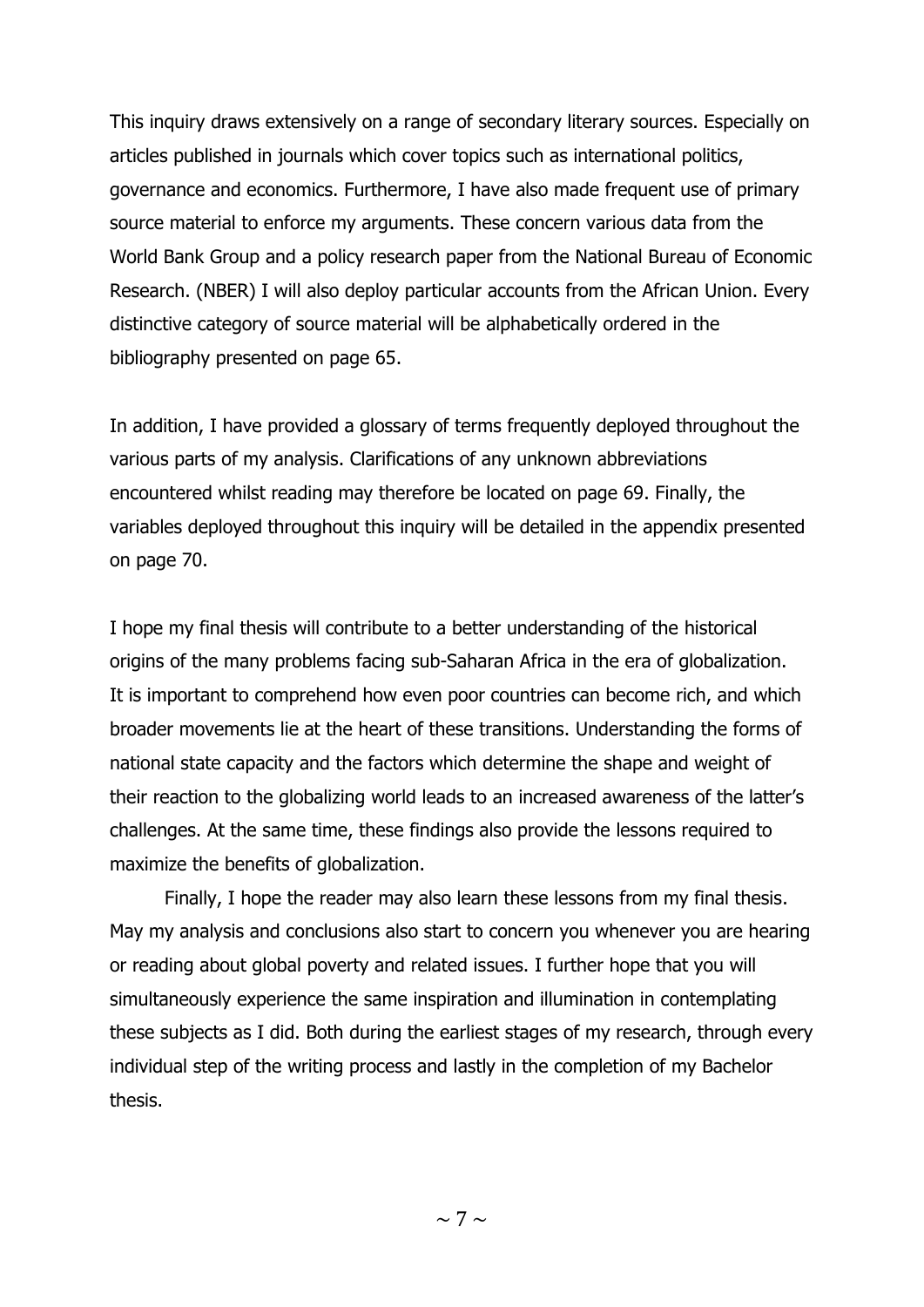This inquiry draws extensively on a range of secondary literary sources. Especially on articles published in journals which cover topics such as international politics, governance and economics. Furthermore, I have also made frequent use of primary source material to enforce my arguments. These concern various data from the World Bank Group and a policy research paper from the National Bureau of Economic Research. (NBER) I will also deploy particular accounts from the African Union. Every distinctive category of source material will be alphabetically ordered in the bibliography presented on page 65.

In addition, I have provided a glossary of terms frequently deployed throughout the various parts of my analysis. Clarifications of any unknown abbreviations encountered whilst reading may therefore be located on page 69. Finally, the variables deployed throughout this inquiry will be detailed in the appendix presented on page 70.

I hope my final thesis will contribute to a better understanding of the historical origins of the many problems facing sub-Saharan Africa in the era of globalization. It is important to comprehend how even poor countries can become rich, and which broader movements lie at the heart of these transitions. Understanding the forms of national state capacity and the factors which determine the shape and weight of their reaction to the globalizing world leads to an increased awareness of the latter's challenges. At the same time, these findings also provide the lessons required to maximize the benefits of globalization.

Finally, I hope the reader may also learn these lessons from my final thesis. May my analysis and conclusions also start to concern you whenever you are hearing or reading about global poverty and related issues. I further hope that you will simultaneously experience the same inspiration and illumination in contemplating these subjects as I did. Both during the earliest stages of my research, through every individual step of the writing process and lastly in the completion of my Bachelor thesis.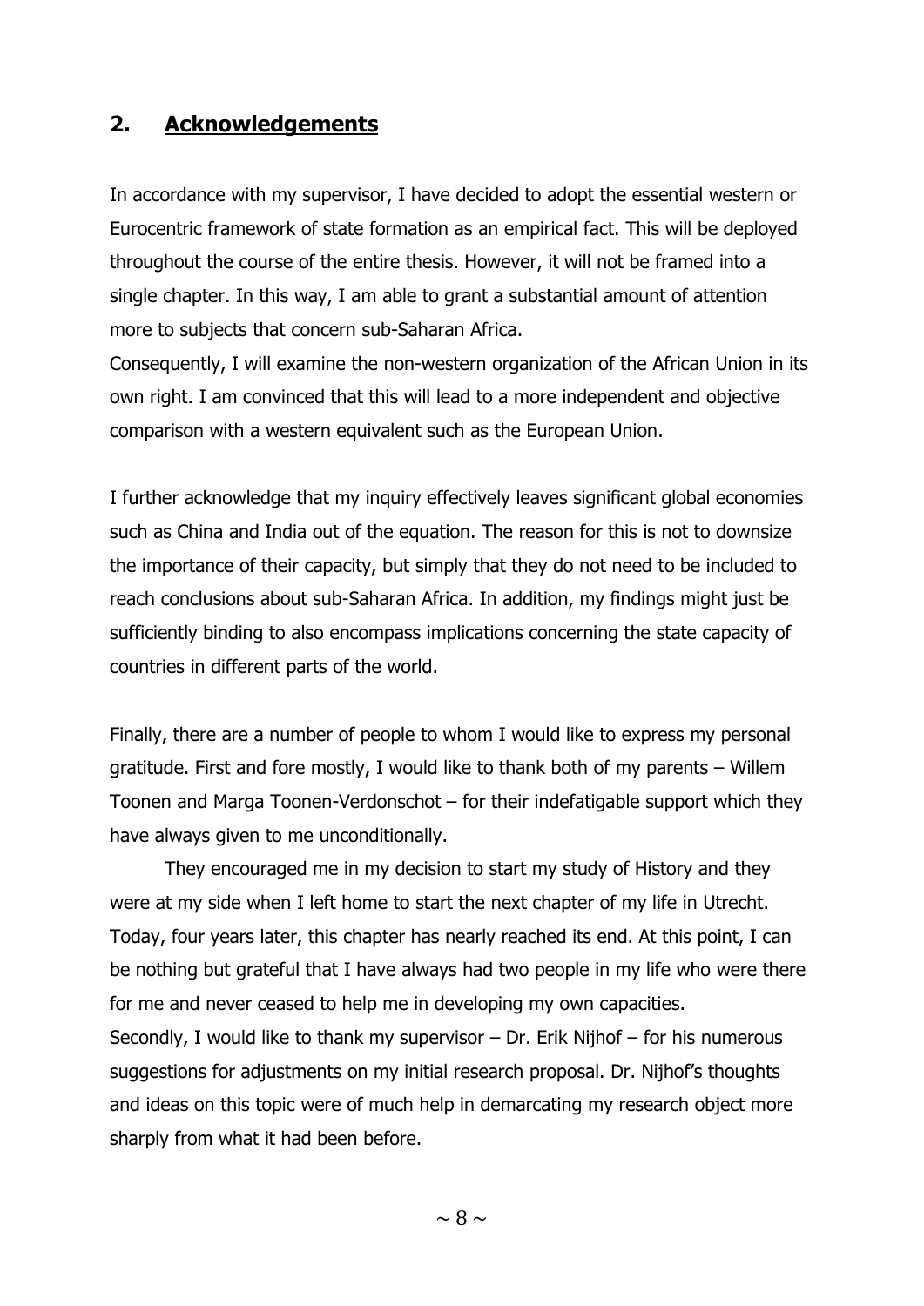## 2. Acknowledgements

In accordance with my supervisor, I have decided to adopt the essential western or Eurocentric framework of state formation as an empirical fact. This will be deployed throughout the course of the entire thesis. However, it will not be framed into a single chapter. In this way, I am able to grant a substantial amount of attention more to subjects that concern sub-Saharan Africa.
Consequently, I will examine the non-western organization of the African Union in its own right. I am convinced that this will lead to a more independent and objective comparison with a western equivalent such as the European Union.

I further acknowledge that my inquiry effectively leaves significant global economies such as China and India out of the equation. The reason for this is not to downsize the importance of their capacity, but simply that they do not need to be included to reach conclusions about sub-Saharan Africa. In addition, my findings might just be sufficiently binding to also encompass implications concerning the state capacity of countries in different parts of the world.

Finally, there are a number of people to whom I would like to express my personal gratitude. First and fore mostly, I would like to thank both of my parents – Willem Toonen and Marga Toonen-Verdonschot – for their indefatigable support which they have always given to me unconditionally.

They encouraged me in my decision to start my study of History and they were at my side when I left home to start the next chapter of my life in Utrecht. Today, four years later, this chapter has nearly reached its end. At this point, I can be nothing but grateful that I have always had two people in my life who were there for me and never ceased to help me in developing my own capacities.
Secondly, I would like to thank my supervisor – Dr. Erik Nijhof – for his numerous suggestions for adjustments on my initial research proposal. Dr. Nijhof's thoughts and ideas on this topic were of much help in demarcating my research object more sharply from what it had been before.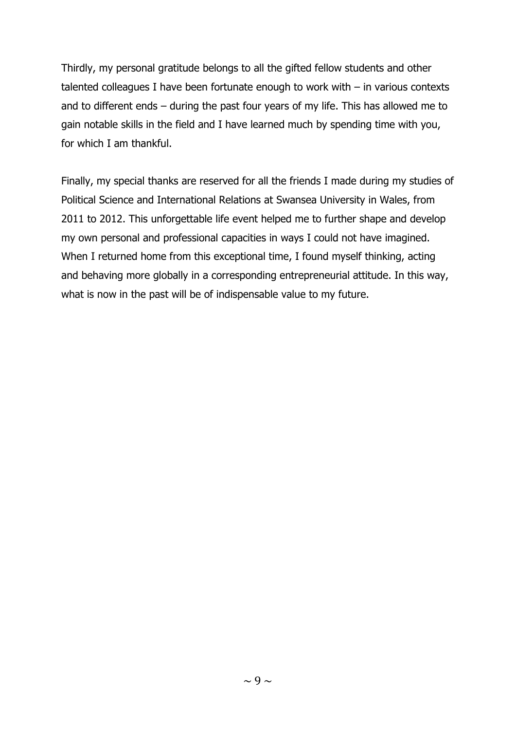Thirdly, my personal gratitude belongs to all the gifted fellow students and other talented colleagues I have been fortunate enough to work with – in various contexts and to different ends – during the past four years of my life. This has allowed me to gain notable skills in the field and I have learned much by spending time with you, for which I am thankful.

Finally, my special thanks are reserved for all the friends I made during my studies of Political Science and International Relations at Swansea University in Wales, from 2011 to 2012. This unforgettable life event helped me to further shape and develop my own personal and professional capacities in ways I could not have imagined. When I returned home from this exceptional time, I found myself thinking, acting and behaving more globally in a corresponding entrepreneurial attitude. In this way, what is now in the past will be of indispensable value to my future.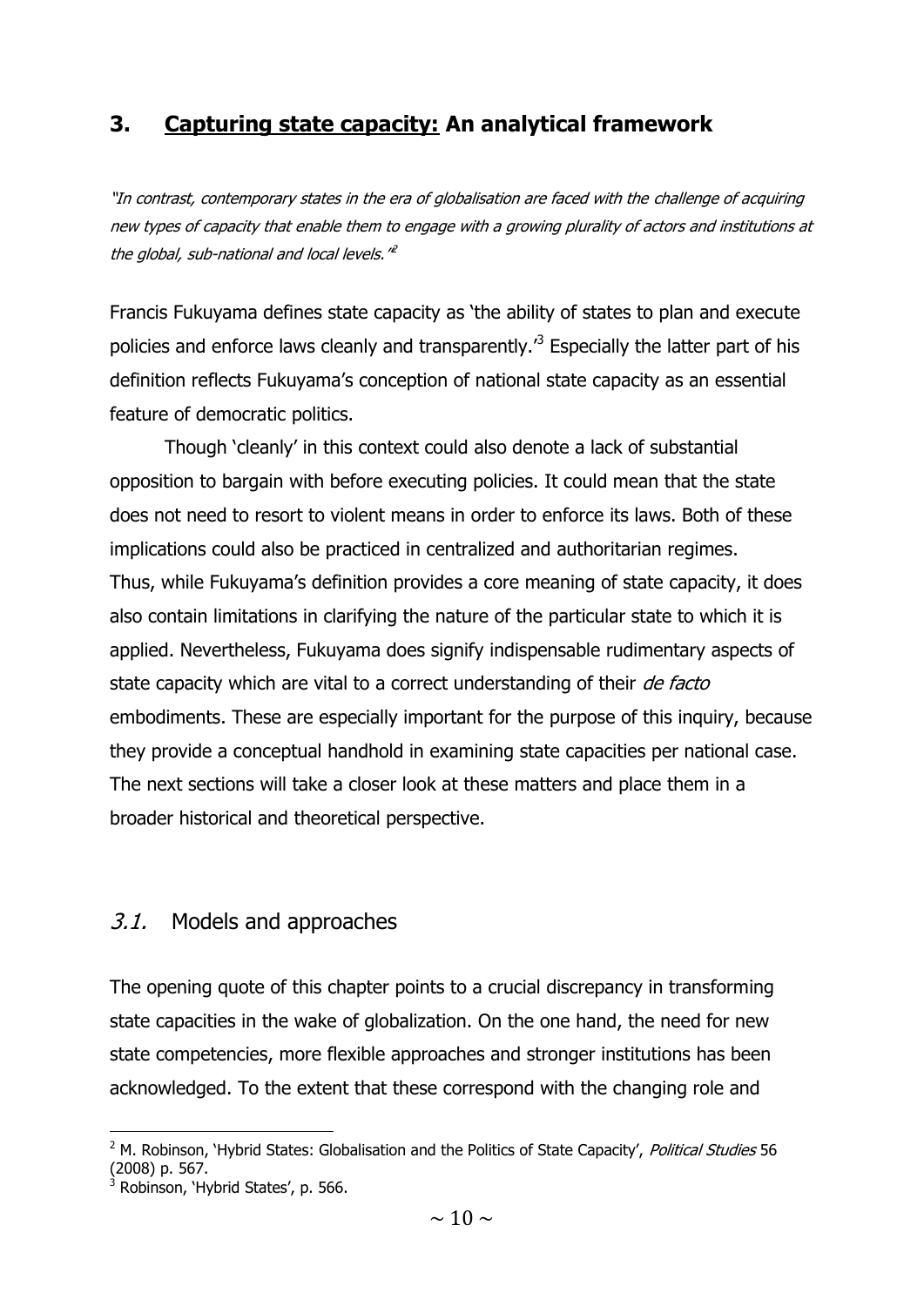## 3. Capturing state capacity: An analytical framework

*"In contrast, contemporary states in the era of globalisation are faced with the challenge of acquiring new types of capacity that enable them to engage with a growing plurality of actors and institutions at the global, sub-national and local levels."*[2]

Francis Fukuyama defines state capacity as 'the ability of states to plan and execute policies and enforce laws cleanly and transparently.'[3] Especially the latter part of his definition reflects Fukuyama's conception of national state capacity as an essential feature of democratic politics.

Though 'cleanly' in this context could also denote a lack of substantial opposition to bargain with before executing policies. It could mean that the state does not need to resort to violent means in order to enforce its laws. Both of these implications could also be practiced in centralized and authoritarian regimes. Thus, while Fukuyama's definition provides a core meaning of state capacity, it does also contain limitations in clarifying the nature of the particular state to which it is applied. Nevertheless, Fukuyama does signify indispensable rudimentary aspects of state capacity which are vital to a correct understanding of their *de facto* embodiments. These are especially important for the purpose of this inquiry, because they provide a conceptual handhold in examining state capacities per national case. The next sections will take a closer look at these matters and place them in a broader historical and theoretical perspective.

### *3.1.* Models and approaches

The opening quote of this chapter points to a crucial discrepancy in transforming state capacities in the wake of globalization. On the one hand, the need for new state competencies, more flexible approaches and stronger institutions has been acknowledged. To the extent that these correspond with the changing role and

[2] M. Robinson, 'Hybrid States: Globalisation and the Politics of State Capacity', *Political Studies* 56 (2008) p. 567.

[3] Robinson, 'Hybrid States', p. 566.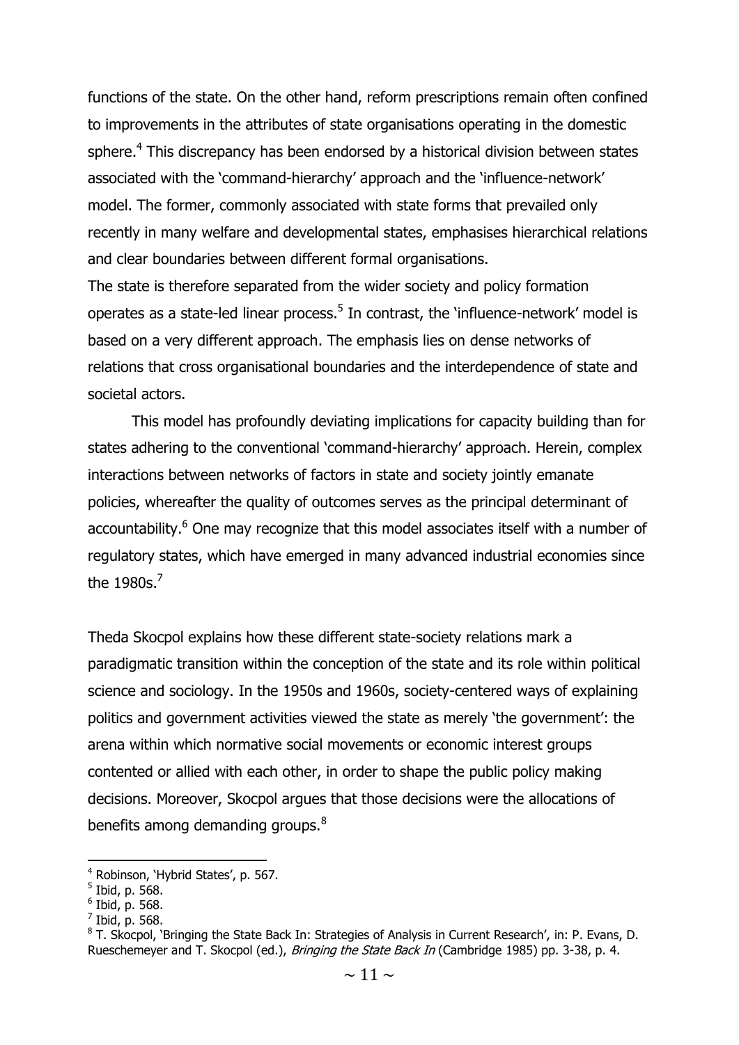functions of the state. On the other hand, reform prescriptions remain often confined to improvements in the attributes of state organisations operating in the domestic sphere.[4] This discrepancy has been endorsed by a historical division between states associated with the 'command-hierarchy' approach and the 'influence-network' model. The former, commonly associated with state forms that prevailed only recently in many welfare and developmental states, emphasises hierarchical relations and clear boundaries between different formal organisations.
The state is therefore separated from the wider society and policy formation operates as a state-led linear process.[5] In contrast, the 'influence-network' model is based on a very different approach. The emphasis lies on dense networks of relations that cross organisational boundaries and the interdependence of state and societal actors.

This model has profoundly deviating implications for capacity building than for states adhering to the conventional 'command-hierarchy' approach. Herein, complex interactions between networks of factors in state and society jointly emanate policies, whereafter the quality of outcomes serves as the principal determinant of accountability.[6] One may recognize that this model associates itself with a number of regulatory states, which have emerged in many advanced industrial economies since the 1980s.[7]

Theda Skocpol explains how these different state-society relations mark a paradigmatic transition within the conception of the state and its role within political science and sociology. In the 1950s and 1960s, society-centered ways of explaining politics and government activities viewed the state as merely 'the government': the arena within which normative social movements or economic interest groups contented or allied with each other, in order to shape the public policy making decisions. Moreover, Skocpol argues that those decisions were the allocations of benefits among demanding groups.[8]

---

[4] Robinson, 'Hybrid States', p. 567.
[5] Ibid, p. 568.
[6] Ibid, p. 568.
[7] Ibid, p. 568.
[8] T. Skocpol, 'Bringing the State Back In: Strategies of Analysis in Current Research', in: P. Evans, D. Rueschemeyer and T. Skocpol (ed.), *Bringing the State Back In* (Cambridge 1985) pp. 3-38, p. 4.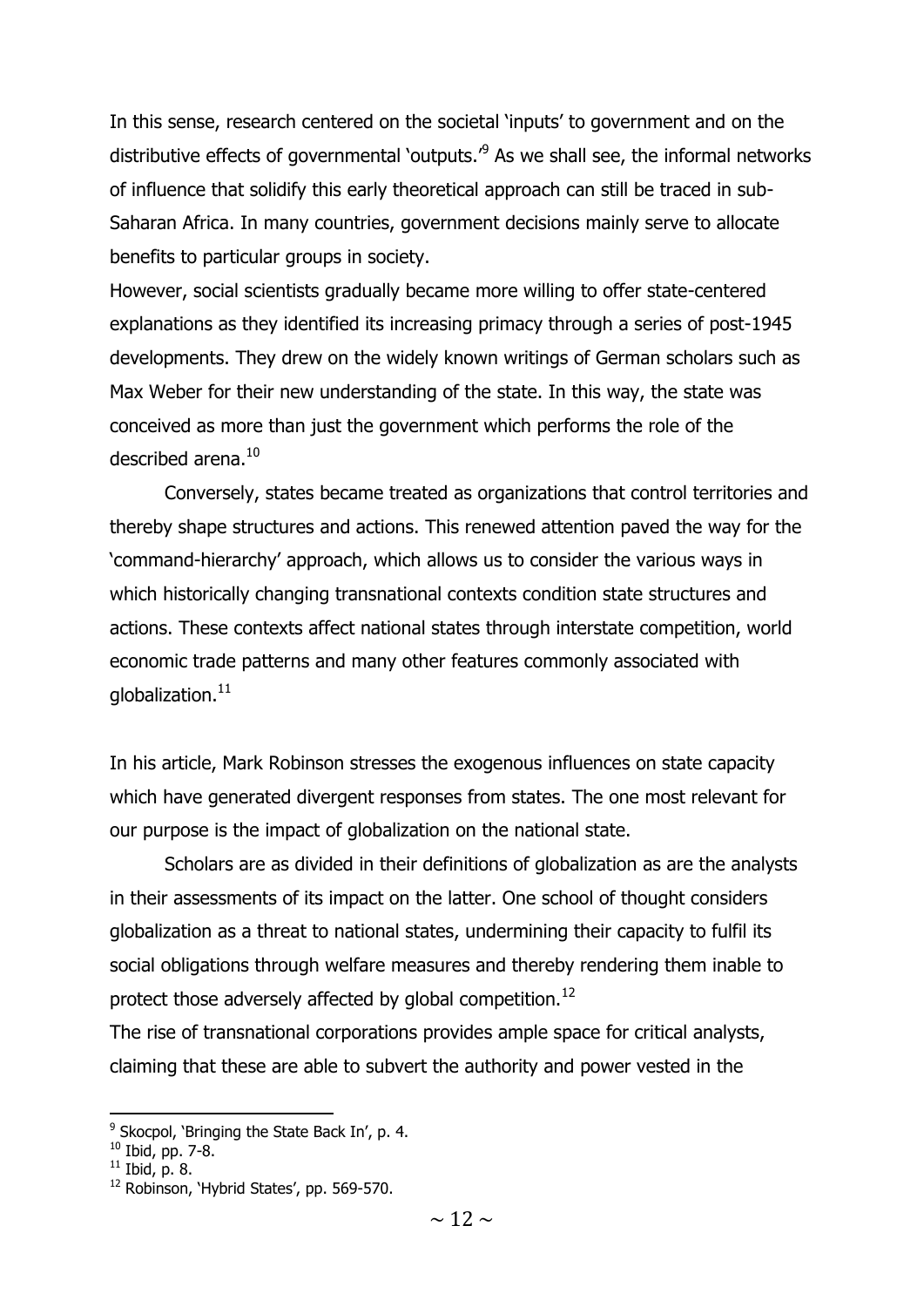In this sense, research centered on the societal 'inputs' to government and on the distributive effects of governmental 'outputs.'[9] As we shall see, the informal networks of influence that solidify this early theoretical approach can still be traced in sub-Saharan Africa. In many countries, government decisions mainly serve to allocate benefits to particular groups in society.

However, social scientists gradually became more willing to offer state-centered explanations as they identified its increasing primacy through a series of post-1945 developments. They drew on the widely known writings of German scholars such as Max Weber for their new understanding of the state. In this way, the state was conceived as more than just the government which performs the role of the described arena.[10]

Conversely, states became treated as organizations that control territories and thereby shape structures and actions. This renewed attention paved the way for the 'command-hierarchy' approach, which allows us to consider the various ways in which historically changing transnational contexts condition state structures and actions. These contexts affect national states through interstate competition, world economic trade patterns and many other features commonly associated with globalization.[11]

In his article, Mark Robinson stresses the exogenous influences on state capacity which have generated divergent responses from states. The one most relevant for our purpose is the impact of globalization on the national state.

Scholars are as divided in their definitions of globalization as are the analysts in their assessments of its impact on the latter. One school of thought considers globalization as a threat to national states, undermining their capacity to fulfil its social obligations through welfare measures and thereby rendering them inable to protect those adversely affected by global competition.[12]

The rise of transnational corporations provides ample space for critical analysts, claiming that these are able to subvert the authority and power vested in the

[9] Skocpol, 'Bringing the State Back In', p. 4.

[10] Ibid, pp. 7-8.

[11] Ibid, p. 8.

[12] Robinson, 'Hybrid States', pp. 569-570.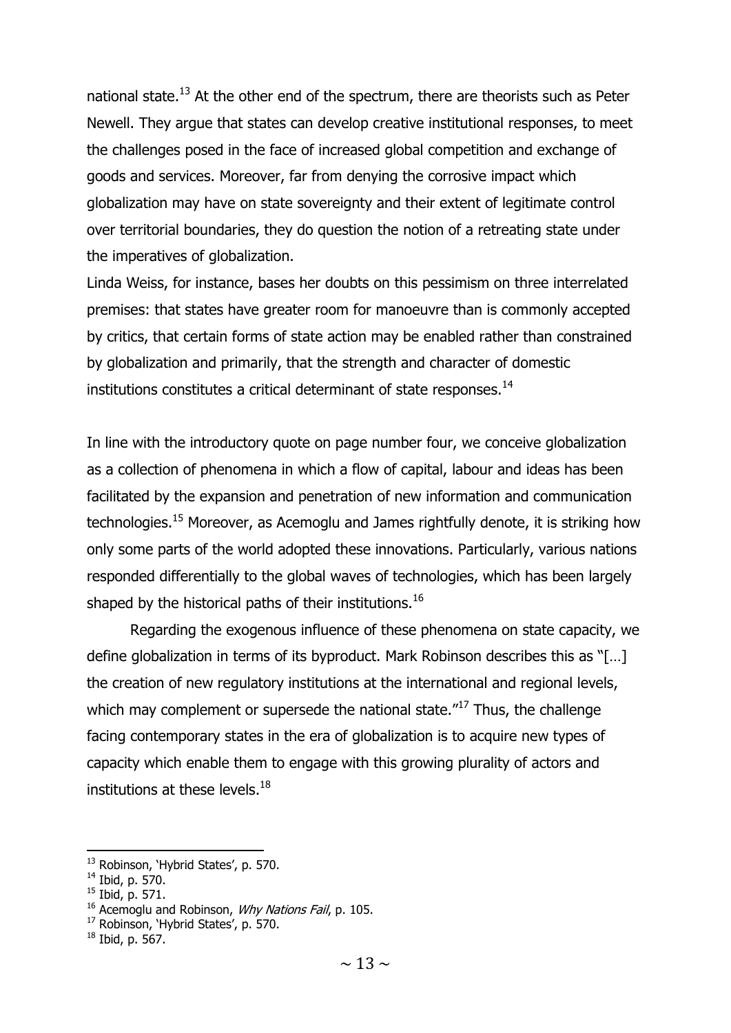national state.[13] At the other end of the spectrum, there are theorists such as Peter Newell. They argue that states can develop creative institutional responses, to meet the challenges posed in the face of increased global competition and exchange of goods and services. Moreover, far from denying the corrosive impact which globalization may have on state sovereignty and their extent of legitimate control over territorial boundaries, they do question the notion of a retreating state under the imperatives of globalization.
Linda Weiss, for instance, bases her doubts on this pessimism on three interrelated premises: that states have greater room for manoeuvre than is commonly accepted by critics, that certain forms of state action may be enabled rather than constrained by globalization and primarily, that the strength and character of domestic institutions constitutes a critical determinant of state responses.[14]

In line with the introductory quote on page number four, we conceive globalization as a collection of phenomena in which a flow of capital, labour and ideas has been facilitated by the expansion and penetration of new information and communication technologies.[15] Moreover, as Acemoglu and James rightfully denote, it is striking how only some parts of the world adopted these innovations. Particularly, various nations responded differentially to the global waves of technologies, which has been largely shaped by the historical paths of their institutions.[16]

Regarding the exogenous influence of these phenomena on state capacity, we define globalization in terms of its byproduct. Mark Robinson describes this as "[…] the creation of new regulatory institutions at the international and regional levels, which may complement or supersede the national state."[17] Thus, the challenge facing contemporary states in the era of globalization is to acquire new types of capacity which enable them to engage with this growing plurality of actors and institutions at these levels.[18]

---

[13] Robinson, 'Hybrid States', p. 570.
[14] Ibid, p. 570.
[15] Ibid, p. 571.
[16] Acemoglu and Robinson, *Why Nations Fail*, p. 105.
[17] Robinson, 'Hybrid States', p. 570.
[18] Ibid, p. 567.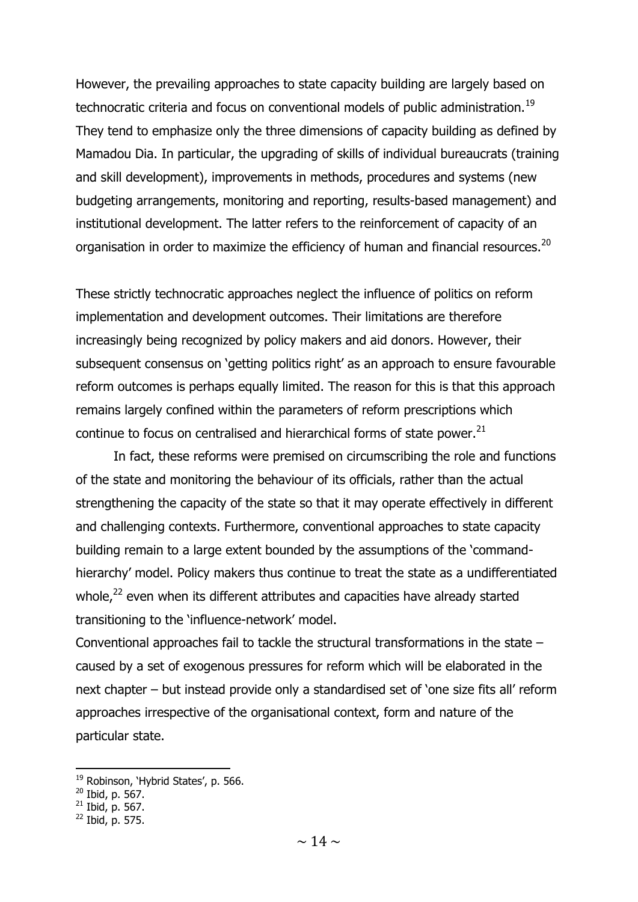However, the prevailing approaches to state capacity building are largely based on technocratic criteria and focus on conventional models of public administration.[19] They tend to emphasize only the three dimensions of capacity building as defined by Mamadou Dia. In particular, the upgrading of skills of individual bureaucrats (training and skill development), improvements in methods, procedures and systems (new budgeting arrangements, monitoring and reporting, results-based management) and institutional development. The latter refers to the reinforcement of capacity of an organisation in order to maximize the efficiency of human and financial resources.[20]

These strictly technocratic approaches neglect the influence of politics on reform implementation and development outcomes. Their limitations are therefore increasingly being recognized by policy makers and aid donors. However, their subsequent consensus on 'getting politics right' as an approach to ensure favourable reform outcomes is perhaps equally limited. The reason for this is that this approach remains largely confined within the parameters of reform prescriptions which continue to focus on centralised and hierarchical forms of state power.[21]

In fact, these reforms were premised on circumscribing the role and functions of the state and monitoring the behaviour of its officials, rather than the actual strengthening the capacity of the state so that it may operate effectively in different and challenging contexts. Furthermore, conventional approaches to state capacity building remain to a large extent bounded by the assumptions of the 'command-hierarchy' model. Policy makers thus continue to treat the state as a undifferentiated whole,[22] even when its different attributes and capacities have already started transitioning to the 'influence-network' model.

Conventional approaches fail to tackle the structural transformations in the state – caused by a set of exogenous pressures for reform which will be elaborated in the next chapter – but instead provide only a standardised set of 'one size fits all' reform approaches irrespective of the organisational context, form and nature of the particular state.

[19] Robinson, 'Hybrid States', p. 566.

[20] Ibid, p. 567.

[21] Ibid, p. 567.

[22] Ibid, p. 575.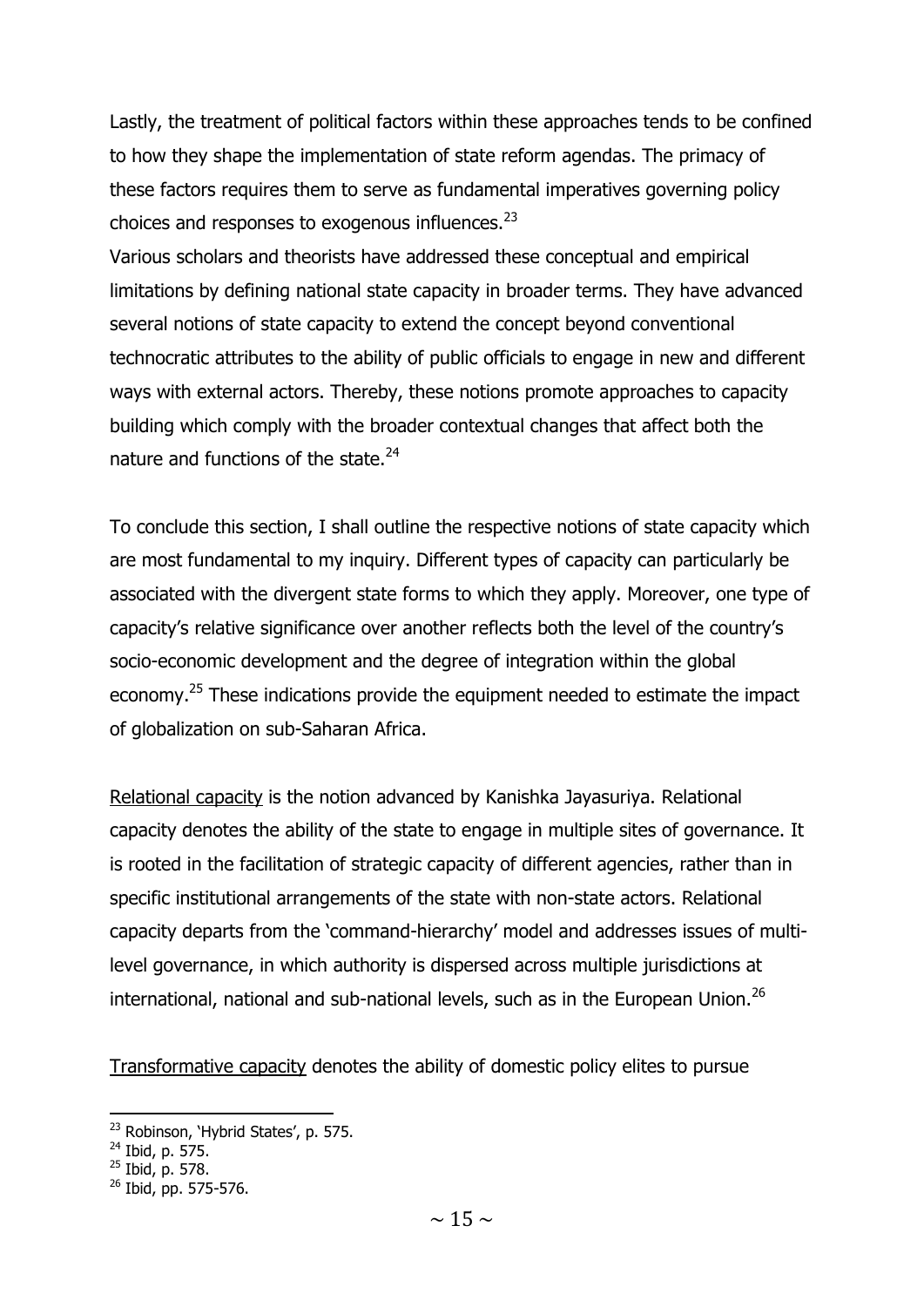Lastly, the treatment of political factors within these approaches tends to be confined to how they shape the implementation of state reform agendas. The primacy of these factors requires them to serve as fundamental imperatives governing policy choices and responses to exogenous influences.[23]

Various scholars and theorists have addressed these conceptual and empirical limitations by defining national state capacity in broader terms. They have advanced several notions of state capacity to extend the concept beyond conventional technocratic attributes to the ability of public officials to engage in new and different ways with external actors. Thereby, these notions promote approaches to capacity building which comply with the broader contextual changes that affect both the nature and functions of the state.[24]

To conclude this section, I shall outline the respective notions of state capacity which are most fundamental to my inquiry. Different types of capacity can particularly be associated with the divergent state forms to which they apply. Moreover, one type of capacity's relative significance over another reflects both the level of the country's socio-economic development and the degree of integration within the global economy.[25] These indications provide the equipment needed to estimate the impact of globalization on sub-Saharan Africa.

Relational capacity is the notion advanced by Kanishka Jayasuriya. Relational capacity denotes the ability of the state to engage in multiple sites of governance. It is rooted in the facilitation of strategic capacity of different agencies, rather than in specific institutional arrangements of the state with non-state actors. Relational capacity departs from the 'command-hierarchy' model and addresses issues of multi-level governance, in which authority is dispersed across multiple jurisdictions at international, national and sub-national levels, such as in the European Union.[26]

Transformative capacity denotes the ability of domestic policy elites to pursue

[23] Robinson, 'Hybrid States', p. 575.
[24] Ibid, p. 575.
[25] Ibid, p. 578.
[26] Ibid, pp. 575-576.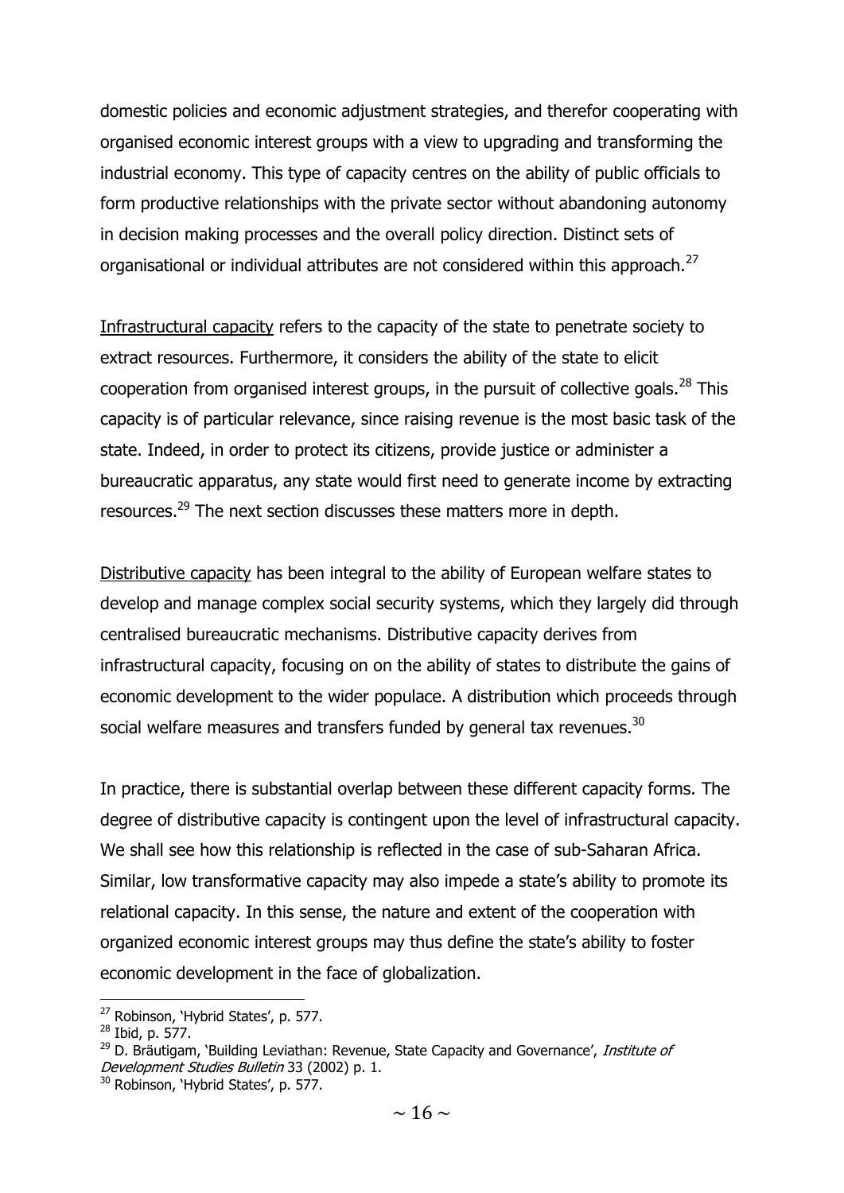domestic policies and economic adjustment strategies, and therefor cooperating with organised economic interest groups with a view to upgrading and transforming the industrial economy. This type of capacity centres on the ability of public officials to form productive relationships with the private sector without abandoning autonomy in decision making processes and the overall policy direction. Distinct sets of organisational or individual attributes are not considered within this approach.[27]

Infrastructural capacity refers to the capacity of the state to penetrate society to extract resources. Furthermore, it considers the ability of the state to elicit cooperation from organised interest groups, in the pursuit of collective goals.[28] This capacity is of particular relevance, since raising revenue is the most basic task of the state. Indeed, in order to protect its citizens, provide justice or administer a bureaucratic apparatus, any state would first need to generate income by extracting resources.[29] The next section discusses these matters more in depth.

Distributive capacity has been integral to the ability of European welfare states to develop and manage complex social security systems, which they largely did through centralised bureaucratic mechanisms. Distributive capacity derives from infrastructural capacity, focusing on on the ability of states to distribute the gains of economic development to the wider populace. A distribution which proceeds through social welfare measures and transfers funded by general tax revenues.[30]

In practice, there is substantial overlap between these different capacity forms. The degree of distributive capacity is contingent upon the level of infrastructural capacity. We shall see how this relationship is reflected in the case of sub-Saharan Africa. Similar, low transformative capacity may also impede a state's ability to promote its relational capacity. In this sense, the nature and extent of the cooperation with organized economic interest groups may thus define the state's ability to foster economic development in the face of globalization.

---

[27] Robinson, 'Hybrid States', p. 577.

[28] Ibid, p. 577.

[29] D. Bräutigam, 'Building Leviathan: Revenue, State Capacity and Governance', *Institute of Development Studies Bulletin* 33 (2002) p. 1.

[30] Robinson, 'Hybrid States', p. 577.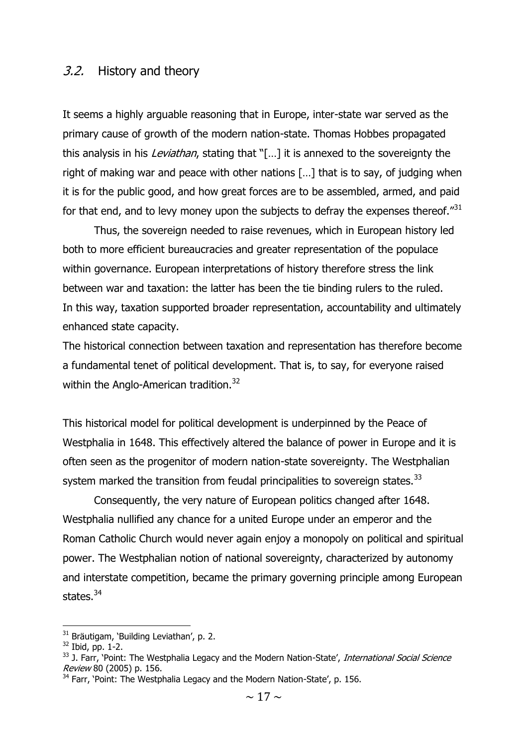## *3.2.* History and theory

It seems a highly arguable reasoning that in Europe, inter-state war served as the primary cause of growth of the modern nation-state. Thomas Hobbes propagated this analysis in his *Leviathan*, stating that "[…] it is annexed to the sovereignty the right of making war and peace with other nations […] that is to say, of judging when it is for the public good, and how great forces are to be assembled, armed, and paid for that end, and to levy money upon the subjects to defray the expenses thereof."[31]

Thus, the sovereign needed to raise revenues, which in European history led both to more efficient bureaucracies and greater representation of the populace within governance. European interpretations of history therefore stress the link between war and taxation: the latter has been the tie binding rulers to the ruled. In this way, taxation supported broader representation, accountability and ultimately enhanced state capacity.

The historical connection between taxation and representation has therefore become a fundamental tenet of political development. That is, to say, for everyone raised within the Anglo-American tradition.[32]

This historical model for political development is underpinned by the Peace of Westphalia in 1648. This effectively altered the balance of power in Europe and it is often seen as the progenitor of modern nation-state sovereignty. The Westphalian system marked the transition from feudal principalities to sovereign states.[33]

Consequently, the very nature of European politics changed after 1648. Westphalia nullified any chance for a united Europe under an emperor and the Roman Catholic Church would never again enjoy a monopoly on political and spiritual power. The Westphalian notion of national sovereignty, characterized by autonomy and interstate competition, became the primary governing principle among European states.[34]

---

[31] Bräutigam, 'Building Leviathan', p. 2.

[32] Ibid, pp. 1-2.

[33] J. Farr, 'Point: The Westphalia Legacy and the Modern Nation-State', *International Social Science Review* 80 (2005) p. 156.

[34] Farr, 'Point: The Westphalia Legacy and the Modern Nation-State', p. 156.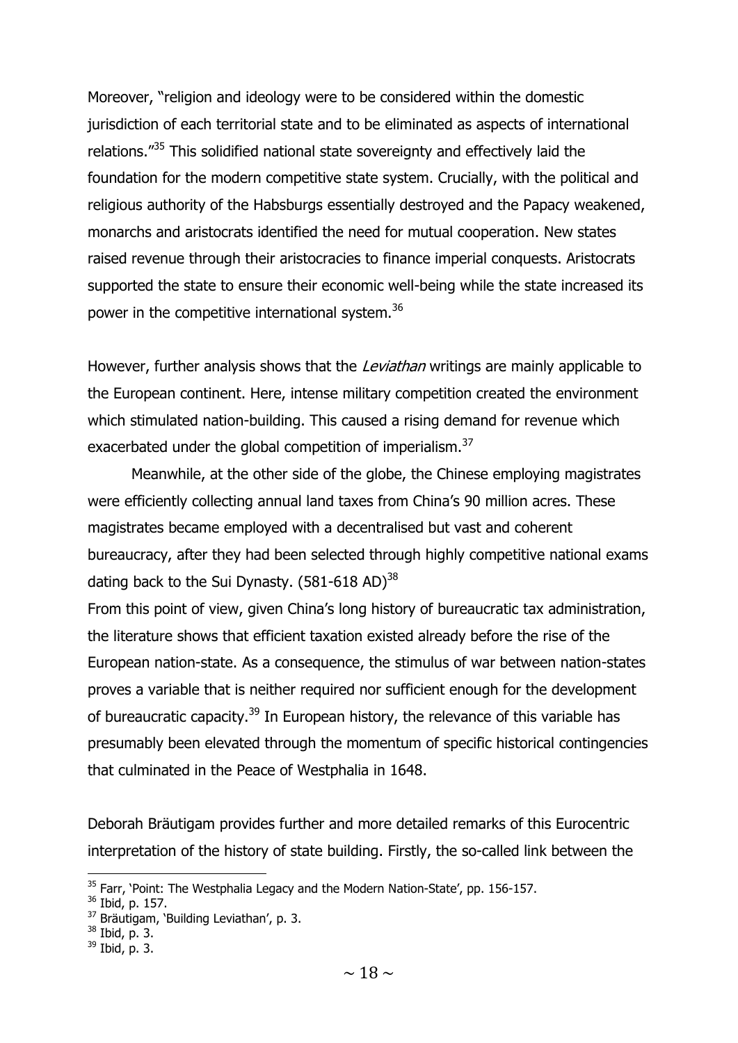Moreover, "religion and ideology were to be considered within the domestic jurisdiction of each territorial state and to be eliminated as aspects of international relations."[35] This solidified national state sovereignty and effectively laid the foundation for the modern competitive state system. Crucially, with the political and religious authority of the Habsburgs essentially destroyed and the Papacy weakened, monarchs and aristocrats identified the need for mutual cooperation. New states raised revenue through their aristocracies to finance imperial conquests. Aristocrats supported the state to ensure their economic well-being while the state increased its power in the competitive international system.[36]

However, further analysis shows that the *Leviathan* writings are mainly applicable to the European continent. Here, intense military competition created the environment which stimulated nation-building. This caused a rising demand for revenue which exacerbated under the global competition of imperialism.[37]

Meanwhile, at the other side of the globe, the Chinese employing magistrates were efficiently collecting annual land taxes from China's 90 million acres. These magistrates became employed with a decentralised but vast and coherent bureaucracy, after they had been selected through highly competitive national exams dating back to the Sui Dynasty. (581-618 AD)[38]

From this point of view, given China's long history of bureaucratic tax administration, the literature shows that efficient taxation existed already before the rise of the European nation-state. As a consequence, the stimulus of war between nation-states proves a variable that is neither required nor sufficient enough for the development of bureaucratic capacity.[39] In European history, the relevance of this variable has presumably been elevated through the momentum of specific historical contingencies that culminated in the Peace of Westphalia in 1648.

Deborah Bräutigam provides further and more detailed remarks of this Eurocentric interpretation of the history of state building. Firstly, the so-called link between the

---

[35] Farr, 'Point: The Westphalia Legacy and the Modern Nation-State', pp. 156-157.
[36] Ibid, p. 157.
[37] Bräutigam, 'Building Leviathan', p. 3.
[38] Ibid, p. 3.
[39] Ibid, p. 3.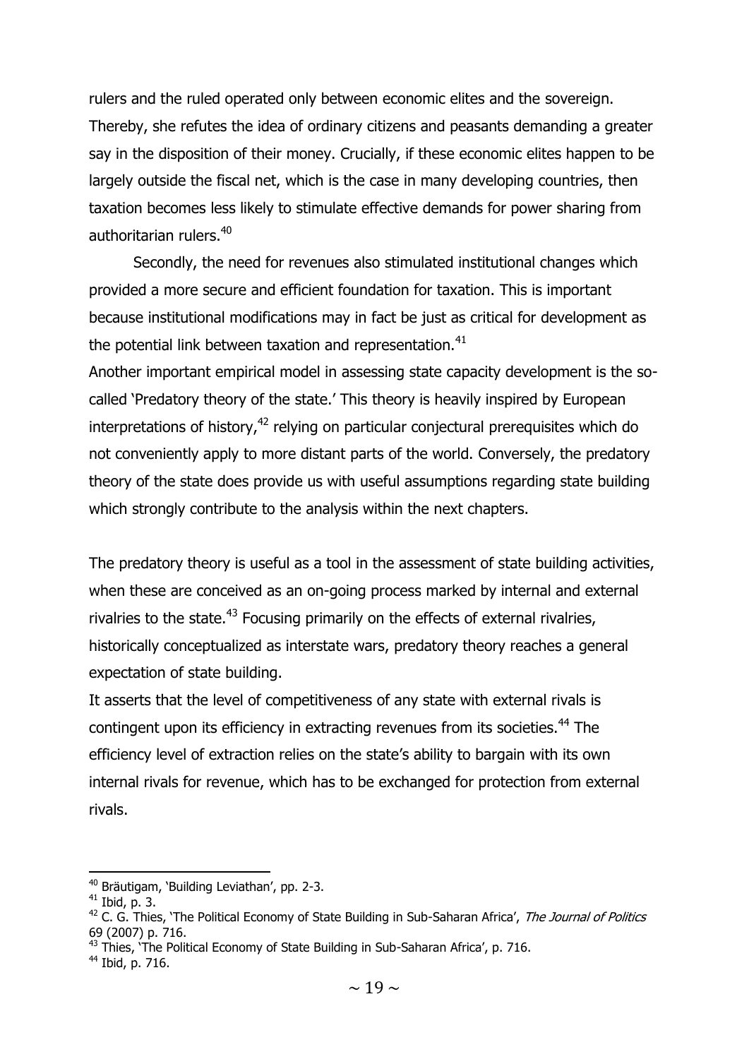rulers and the ruled operated only between economic elites and the sovereign. Thereby, she refutes the idea of ordinary citizens and peasants demanding a greater say in the disposition of their money. Crucially, if these economic elites happen to be largely outside the fiscal net, which is the case in many developing countries, then taxation becomes less likely to stimulate effective demands for power sharing from authoritarian rulers.[40]

Secondly, the need for revenues also stimulated institutional changes which provided a more secure and efficient foundation for taxation. This is important because institutional modifications may in fact be just as critical for development as the potential link between taxation and representation.[41]

Another important empirical model in assessing state capacity development is the so-called 'Predatory theory of the state.' This theory is heavily inspired by European interpretations of history,[42] relying on particular conjectural prerequisites which do not conveniently apply to more distant parts of the world. Conversely, the predatory theory of the state does provide us with useful assumptions regarding state building which strongly contribute to the analysis within the next chapters.

The predatory theory is useful as a tool in the assessment of state building activities, when these are conceived as an on-going process marked by internal and external rivalries to the state.[43] Focusing primarily on the effects of external rivalries, historically conceptualized as interstate wars, predatory theory reaches a general expectation of state building.

It asserts that the level of competitiveness of any state with external rivals is contingent upon its efficiency in extracting revenues from its societies.[44] The efficiency level of extraction relies on the state's ability to bargain with its own internal rivals for revenue, which has to be exchanged for protection from external rivals.

---

[40] Bräutigam, 'Building Leviathan', pp. 2-3.

[41] Ibid, p. 3.

[42] C. G. Thies, 'The Political Economy of State Building in Sub-Saharan Africa', *The Journal of Politics* 69 (2007) p. 716.

[43] Thies, 'The Political Economy of State Building in Sub-Saharan Africa', p. 716.

[44] Ibid, p. 716.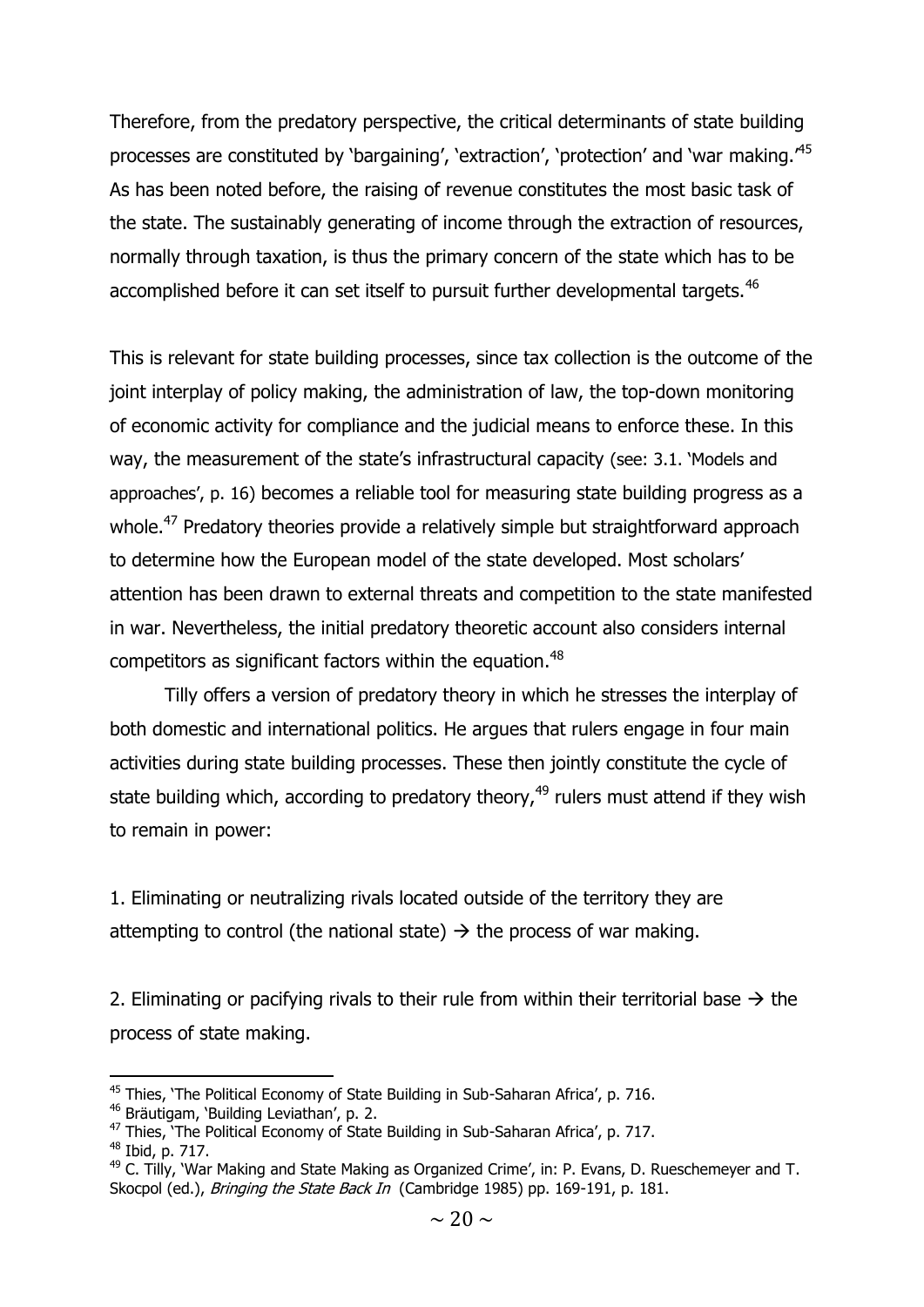Therefore, from the predatory perspective, the critical determinants of state building processes are constituted by 'bargaining', 'extraction', 'protection' and 'war making.'[45] As has been noted before, the raising of revenue constitutes the most basic task of the state. The sustainably generating of income through the extraction of resources, normally through taxation, is thus the primary concern of the state which has to be accomplished before it can set itself to pursuit further developmental targets.[46]

This is relevant for state building processes, since tax collection is the outcome of the joint interplay of policy making, the administration of law, the top-down monitoring of economic activity for compliance and the judicial means to enforce these. In this way, the measurement of the state's infrastructural capacity (see: 3.1. 'Models and approaches', p. 16) becomes a reliable tool for measuring state building progress as a whole.[47] Predatory theories provide a relatively simple but straightforward approach to determine how the European model of the state developed. Most scholars' attention has been drawn to external threats and competition to the state manifested in war. Nevertheless, the initial predatory theoretic account also considers internal competitors as significant factors within the equation.[48]

Tilly offers a version of predatory theory in which he stresses the interplay of both domestic and international politics. He argues that rulers engage in four main activities during state building processes. These then jointly constitute the cycle of state building which, according to predatory theory,[49] rulers must attend if they wish to remain in power:

1. Eliminating or neutralizing rivals located outside of the territory they are attempting to control (the national state) → the process of war making.

2. Eliminating or pacifying rivals to their rule from within their territorial base → the process of state making.

---

[45] Thies, 'The Political Economy of State Building in Sub-Saharan Africa', p. 716.

[46] Bräutigam, 'Building Leviathan', p. 2.

[47] Thies, 'The Political Economy of State Building in Sub-Saharan Africa', p. 717.

[48] Ibid, p. 717.

[49] C. Tilly, 'War Making and State Making as Organized Crime', in: P. Evans, D. Rueschemeyer and T. Skocpol (ed.), *Bringing the State Back In* (Cambridge 1985) pp. 169-191, p. 181.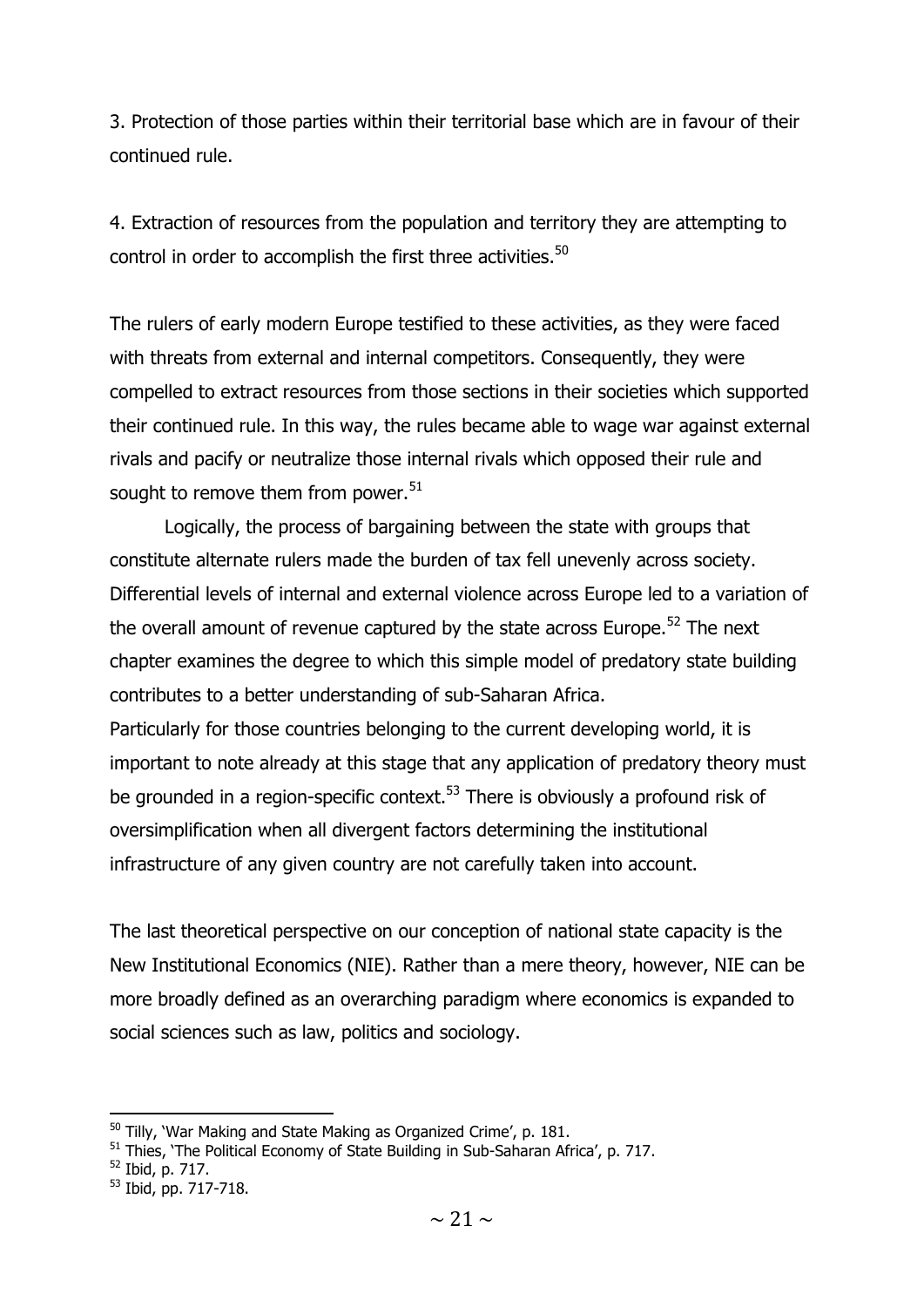3. Protection of those parties within their territorial base which are in favour of their continued rule.

4. Extraction of resources from the population and territory they are attempting to control in order to accomplish the first three activities.[50]

The rulers of early modern Europe testified to these activities, as they were faced with threats from external and internal competitors. Consequently, they were compelled to extract resources from those sections in their societies which supported their continued rule. In this way, the rules became able to wage war against external rivals and pacify or neutralize those internal rivals which opposed their rule and sought to remove them from power.[51]

Logically, the process of bargaining between the state with groups that constitute alternate rulers made the burden of tax fell unevenly across society. Differential levels of internal and external violence across Europe led to a variation of the overall amount of revenue captured by the state across Europe.[52] The next chapter examines the degree to which this simple model of predatory state building contributes to a better understanding of sub-Saharan Africa.
Particularly for those countries belonging to the current developing world, it is important to note already at this stage that any application of predatory theory must be grounded in a region-specific context.[53] There is obviously a profound risk of oversimplification when all divergent factors determining the institutional infrastructure of any given country are not carefully taken into account.

The last theoretical perspective on our conception of national state capacity is the New Institutional Economics (NIE). Rather than a mere theory, however, NIE can be more broadly defined as an overarching paradigm where economics is expanded to social sciences such as law, politics and sociology.

---

[50] Tilly, 'War Making and State Making as Organized Crime', p. 181.

[51] Thies, 'The Political Economy of State Building in Sub-Saharan Africa', p. 717.

[52] Ibid, p. 717.

[53] Ibid, pp. 717-718.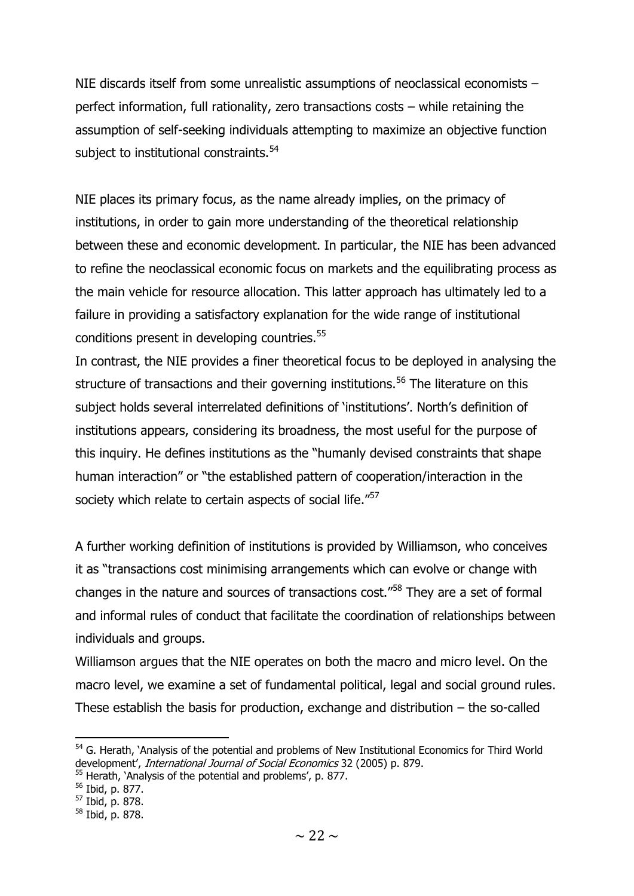NIE discards itself from some unrealistic assumptions of neoclassical economists – perfect information, full rationality, zero transactions costs – while retaining the assumption of self-seeking individuals attempting to maximize an objective function subject to institutional constraints.[54]

NIE places its primary focus, as the name already implies, on the primacy of institutions, in order to gain more understanding of the theoretical relationship between these and economic development. In particular, the NIE has been advanced to refine the neoclassical economic focus on markets and the equilibrating process as the main vehicle for resource allocation. This latter approach has ultimately led to a failure in providing a satisfactory explanation for the wide range of institutional conditions present in developing countries.[55]

In contrast, the NIE provides a finer theoretical focus to be deployed in analysing the structure of transactions and their governing institutions.[56] The literature on this subject holds several interrelated definitions of 'institutions'. North's definition of institutions appears, considering its broadness, the most useful for the purpose of this inquiry. He defines institutions as the "humanly devised constraints that shape human interaction" or "the established pattern of cooperation/interaction in the society which relate to certain aspects of social life."[57]

A further working definition of institutions is provided by Williamson, who conceives it as "transactions cost minimising arrangements which can evolve or change with changes in the nature and sources of transactions cost."[58] They are a set of formal and informal rules of conduct that facilitate the coordination of relationships between individuals and groups.

Williamson argues that the NIE operates on both the macro and micro level. On the macro level, we examine a set of fundamental political, legal and social ground rules. These establish the basis for production, exchange and distribution – the so-called

---

[54] G. Herath, 'Analysis of the potential and problems of New Institutional Economics for Third World development', *International Journal of Social Economics* 32 (2005) p. 879.

[55] Herath, 'Analysis of the potential and problems', p. 877.

[56] Ibid, p. 877.

[57] Ibid, p. 878.

[58] Ibid, p. 878.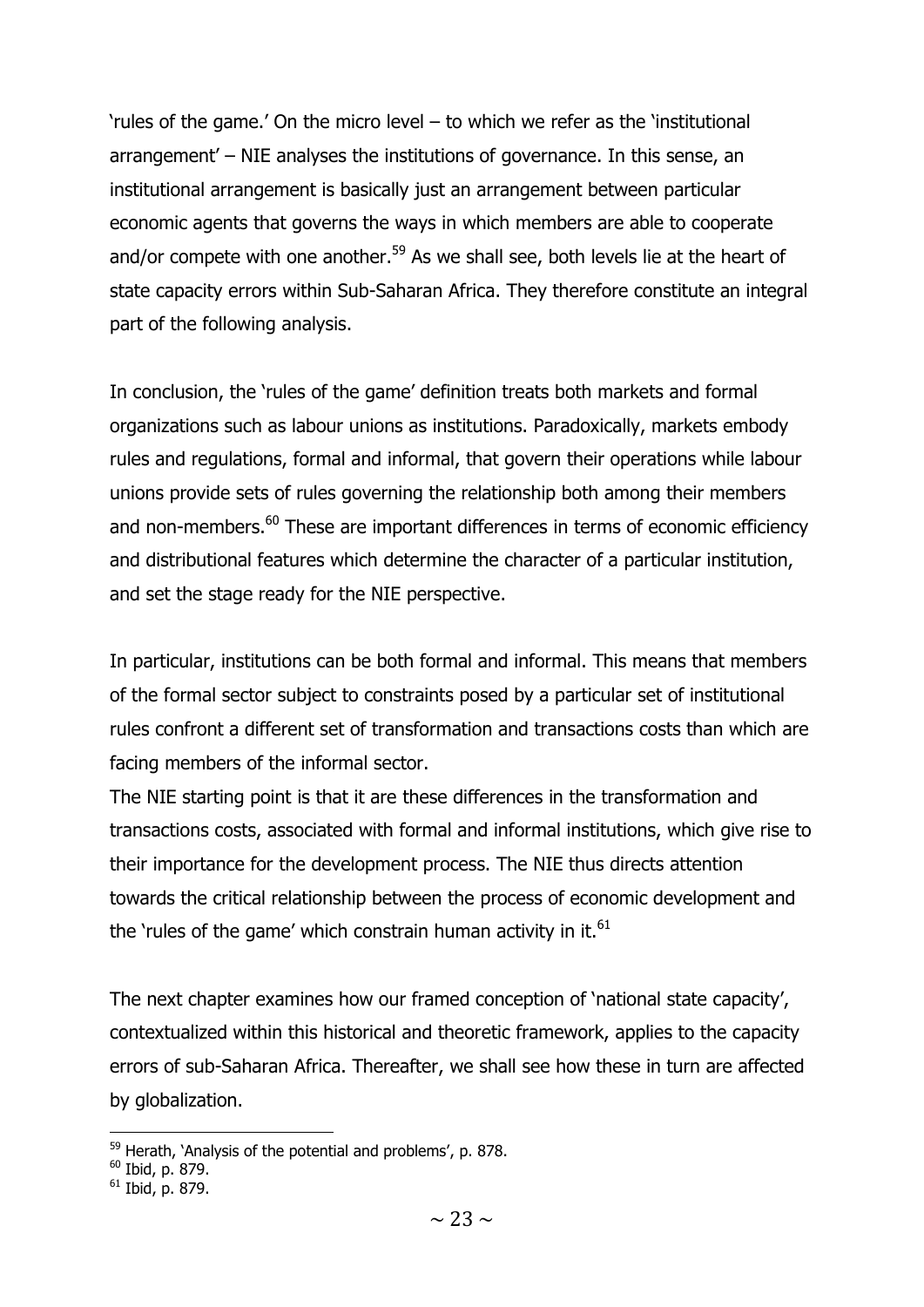'rules of the game.' On the micro level – to which we refer as the 'institutional arrangement' – NIE analyses the institutions of governance. In this sense, an institutional arrangement is basically just an arrangement between particular economic agents that governs the ways in which members are able to cooperate and/or compete with one another.[59] As we shall see, both levels lie at the heart of state capacity errors within Sub-Saharan Africa. They therefore constitute an integral part of the following analysis.

In conclusion, the 'rules of the game' definition treats both markets and formal organizations such as labour unions as institutions. Paradoxically, markets embody rules and regulations, formal and informal, that govern their operations while labour unions provide sets of rules governing the relationship both among their members and non-members.[60] These are important differences in terms of economic efficiency and distributional features which determine the character of a particular institution, and set the stage ready for the NIE perspective.

In particular, institutions can be both formal and informal. This means that members of the formal sector subject to constraints posed by a particular set of institutional rules confront a different set of transformation and transactions costs than which are facing members of the informal sector.

The NIE starting point is that it are these differences in the transformation and transactions costs, associated with formal and informal institutions, which give rise to their importance for the development process. The NIE thus directs attention towards the critical relationship between the process of economic development and the 'rules of the game' which constrain human activity in it.[61]

The next chapter examines how our framed conception of 'national state capacity', contextualized within this historical and theoretic framework, applies to the capacity errors of sub-Saharan Africa. Thereafter, we shall see how these in turn are affected by globalization.

---

[59] Herath, 'Analysis of the potential and problems', p. 878.

[60] Ibid, p. 879.

[61] Ibid, p. 879.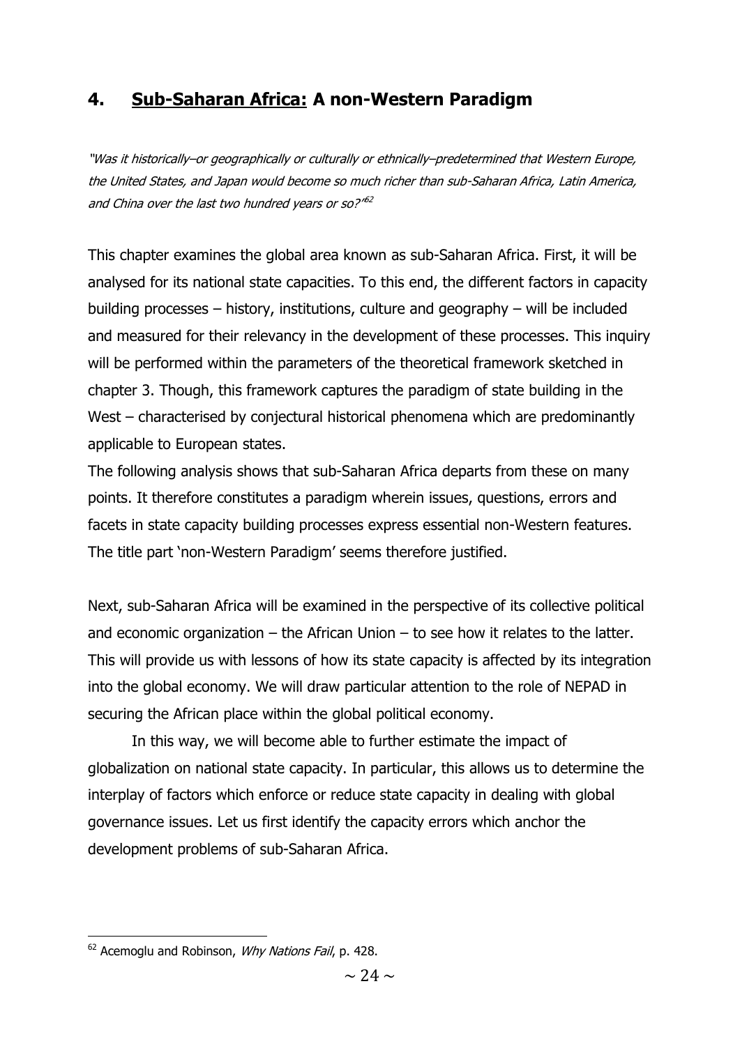## 4. Sub-Saharan Africa: A non-Western Paradigm

*"Was it historically–or geographically or culturally or ethnically–predetermined that Western Europe, the United States, and Japan would become so much richer than sub-Saharan Africa, Latin America, and China over the last two hundred years or so?"*[62]

This chapter examines the global area known as sub-Saharan Africa. First, it will be analysed for its national state capacities. To this end, the different factors in capacity building processes – history, institutions, culture and geography – will be included and measured for their relevancy in the development of these processes. This inquiry will be performed within the parameters of the theoretical framework sketched in chapter 3. Though, this framework captures the paradigm of state building in the West – characterised by conjectural historical phenomena which are predominantly applicable to European states.
The following analysis shows that sub-Saharan Africa departs from these on many points. It therefore constitutes a paradigm wherein issues, questions, errors and facets in state capacity building processes express essential non-Western features. The title part 'non-Western Paradigm' seems therefore justified.

Next, sub-Saharan Africa will be examined in the perspective of its collective political and economic organization – the African Union – to see how it relates to the latter. This will provide us with lessons of how its state capacity is affected by its integration into the global economy. We will draw particular attention to the role of NEPAD in securing the African place within the global political economy.

In this way, we will become able to further estimate the impact of globalization on national state capacity. In particular, this allows us to determine the interplay of factors which enforce or reduce state capacity in dealing with global governance issues. Let us first identify the capacity errors which anchor the development problems of sub-Saharan Africa.

---

[62] Acemoglu and Robinson, *Why Nations Fail*, p. 428.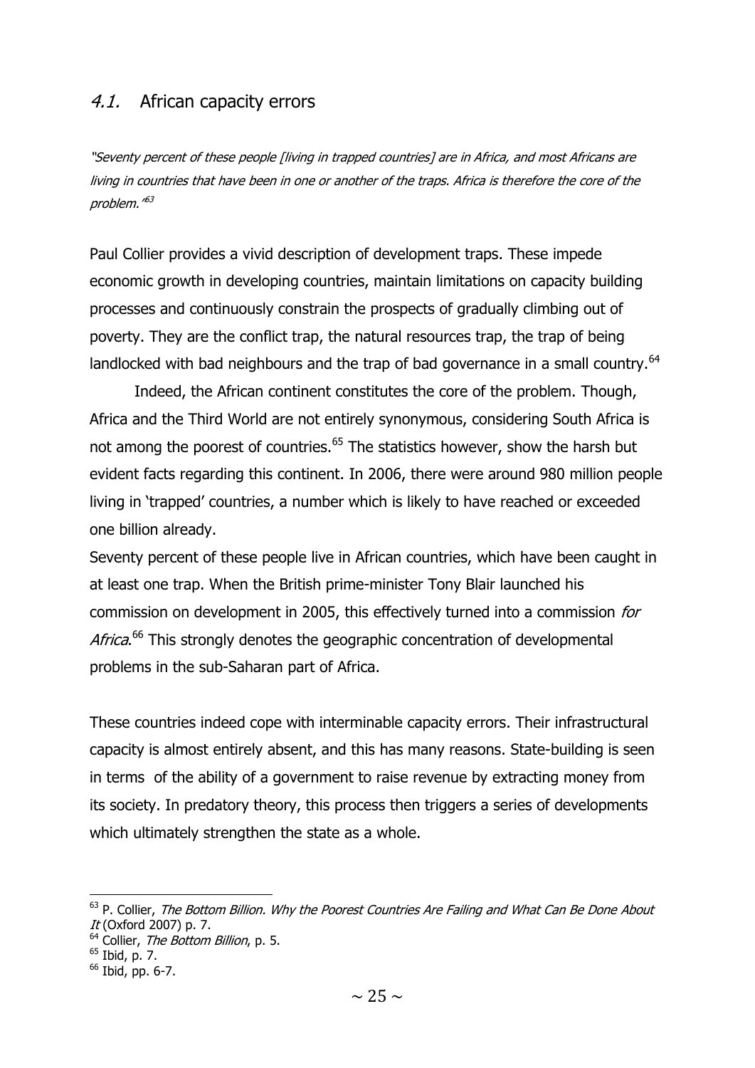## *4.1.* African capacity errors

*"Seventy percent of these people [living in trapped countries] are in Africa, and most Africans are living in countries that have been in one or another of the traps. Africa is therefore the core of the problem."*[63]

Paul Collier provides a vivid description of development traps. These impede economic growth in developing countries, maintain limitations on capacity building processes and continuously constrain the prospects of gradually climbing out of poverty. They are the conflict trap, the natural resources trap, the trap of being landlocked with bad neighbours and the trap of bad governance in a small country.[64]

Indeed, the African continent constitutes the core of the problem. Though, Africa and the Third World are not entirely synonymous, considering South Africa is not among the poorest of countries.[65] The statistics however, show the harsh but evident facts regarding this continent. In 2006, there were around 980 million people living in 'trapped' countries, a number which is likely to have reached or exceeded one billion already.

Seventy percent of these people live in African countries, which have been caught in at least one trap. When the British prime-minister Tony Blair launched his commission on development in 2005, this effectively turned into a commission *for Africa*.[66] This strongly denotes the geographic concentration of developmental problems in the sub-Saharan part of Africa.

These countries indeed cope with interminable capacity errors. Their infrastructural capacity is almost entirely absent, and this has many reasons. State-building is seen in terms of the ability of a government to raise revenue by extracting money from its society. In predatory theory, this process then triggers a series of developments which ultimately strengthen the state as a whole.

---

[63] P. Collier, *The Bottom Billion. Why the Poorest Countries Are Failing and What Can Be Done About It* (Oxford 2007) p. 7.

[64] Collier, *The Bottom Billion*, p. 5.

[65] Ibid, p. 7.

[66] Ibid, pp. 6-7.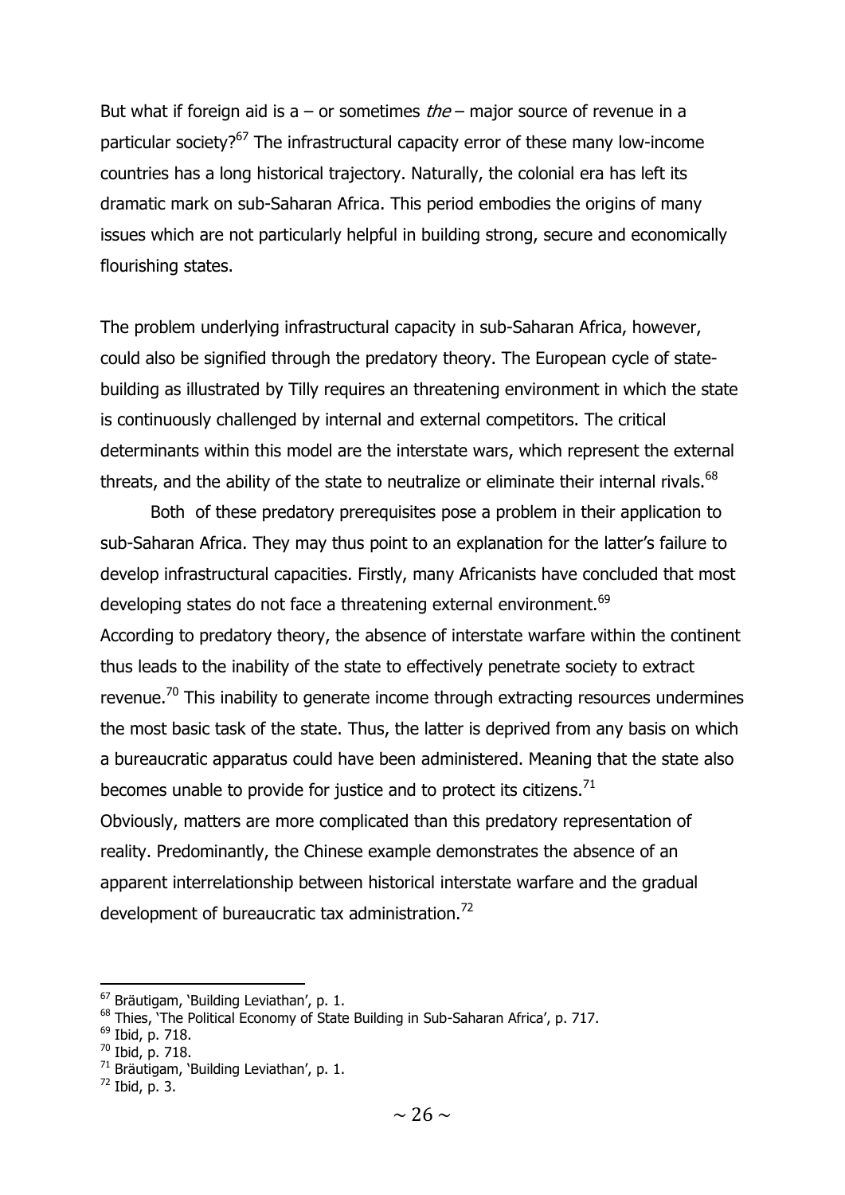But what if foreign aid is a – or sometimes *the* – major source of revenue in a particular society?[67] The infrastructural capacity error of these many low-income countries has a long historical trajectory. Naturally, the colonial era has left its dramatic mark on sub-Saharan Africa. This period embodies the origins of many issues which are not particularly helpful in building strong, secure and economically flourishing states.

The problem underlying infrastructural capacity in sub-Saharan Africa, however, could also be signified through the predatory theory. The European cycle of state-building as illustrated by Tilly requires an threatening environment in which the state is continuously challenged by internal and external competitors. The critical determinants within this model are the interstate wars, which represent the external threats, and the ability of the state to neutralize or eliminate their internal rivals.[68]

Both of these predatory prerequisites pose a problem in their application to sub-Saharan Africa. They may thus point to an explanation for the latter's failure to develop infrastructural capacities. Firstly, many Africanists have concluded that most developing states do not face a threatening external environment.[69]
According to predatory theory, the absence of interstate warfare within the continent thus leads to the inability of the state to effectively penetrate society to extract revenue.[70] This inability to generate income through extracting resources undermines the most basic task of the state. Thus, the latter is deprived from any basis on which a bureaucratic apparatus could have been administered. Meaning that the state also becomes unable to provide for justice and to protect its citizens.[71]
Obviously, matters are more complicated than this predatory representation of reality. Predominantly, the Chinese example demonstrates the absence of an apparent interrelationship between historical interstate warfare and the gradual development of bureaucratic tax administration.[72]

---

[67] Bräutigam, 'Building Leviathan', p. 1.
[68] Thies, 'The Political Economy of State Building in Sub-Saharan Africa', p. 717.
[69] Ibid, p. 718.
[70] Ibid, p. 718.
[71] Bräutigam, 'Building Leviathan', p. 1.
[72] Ibid, p. 3.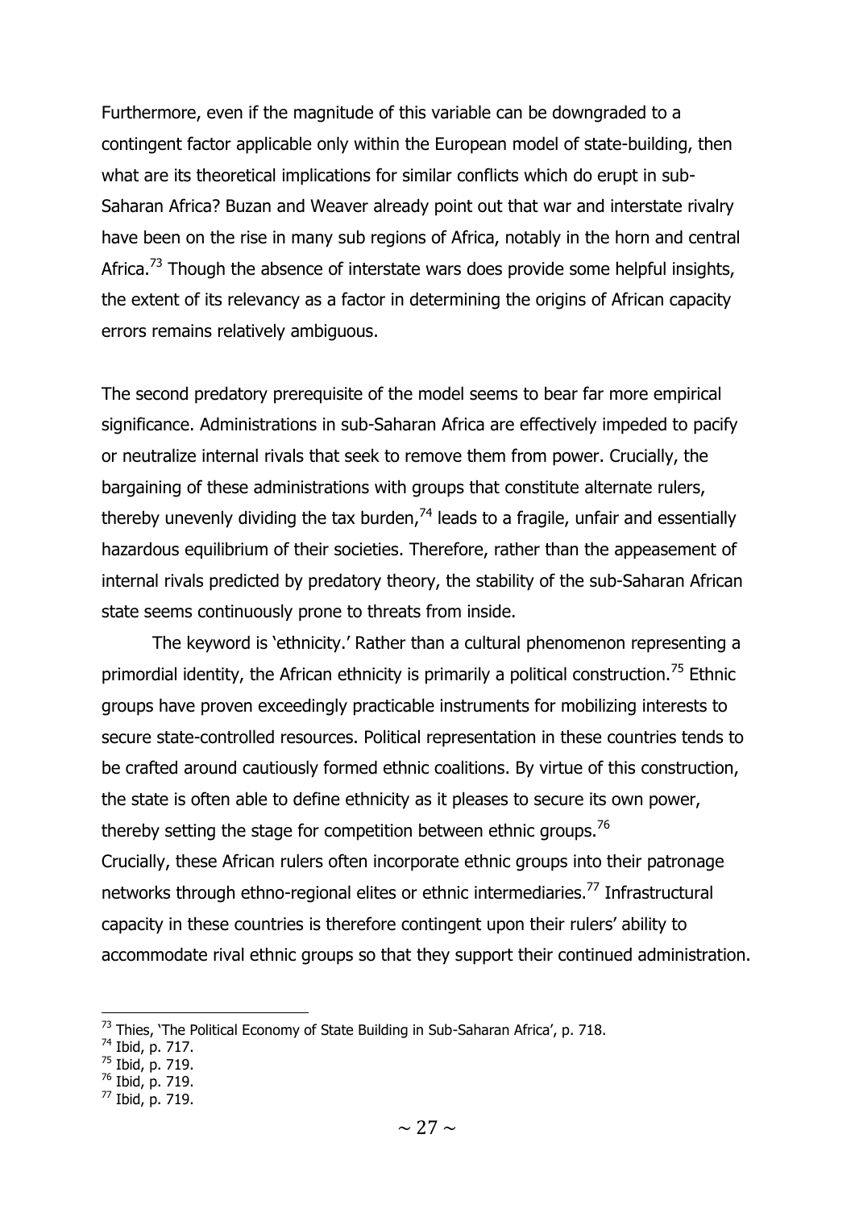Furthermore, even if the magnitude of this variable can be downgraded to a contingent factor applicable only within the European model of state-building, then what are its theoretical implications for similar conflicts which do erupt in sub-Saharan Africa? Buzan and Weaver already point out that war and interstate rivalry have been on the rise in many sub regions of Africa, notably in the horn and central Africa.[73] Though the absence of interstate wars does provide some helpful insights, the extent of its relevancy as a factor in determining the origins of African capacity errors remains relatively ambiguous.

The second predatory prerequisite of the model seems to bear far more empirical significance. Administrations in sub-Saharan Africa are effectively impeded to pacify or neutralize internal rivals that seek to remove them from power. Crucially, the bargaining of these administrations with groups that constitute alternate rulers, thereby unevenly dividing the tax burden,[74] leads to a fragile, unfair and essentially hazardous equilibrium of their societies. Therefore, rather than the appeasement of internal rivals predicted by predatory theory, the stability of the sub-Saharan African state seems continuously prone to threats from inside.

The keyword is 'ethnicity.' Rather than a cultural phenomenon representing a primordial identity, the African ethnicity is primarily a political construction.[75] Ethnic groups have proven exceedingly practicable instruments for mobilizing interests to secure state-controlled resources. Political representation in these countries tends to be crafted around cautiously formed ethnic coalitions. By virtue of this construction, the state is often able to define ethnicity as it pleases to secure its own power, thereby setting the stage for competition between ethnic groups.[76]

Crucially, these African rulers often incorporate ethnic groups into their patronage networks through ethno-regional elites or ethnic intermediaries.[77] Infrastructural capacity in these countries is therefore contingent upon their rulers' ability to accommodate rival ethnic groups so that they support their continued administration.

---

[73] Thies, 'The Political Economy of State Building in Sub-Saharan Africa', p. 718.

[74] Ibid, p. 717.

[75] Ibid, p. 719.

[76] Ibid, p. 719.

[77] Ibid, p. 719.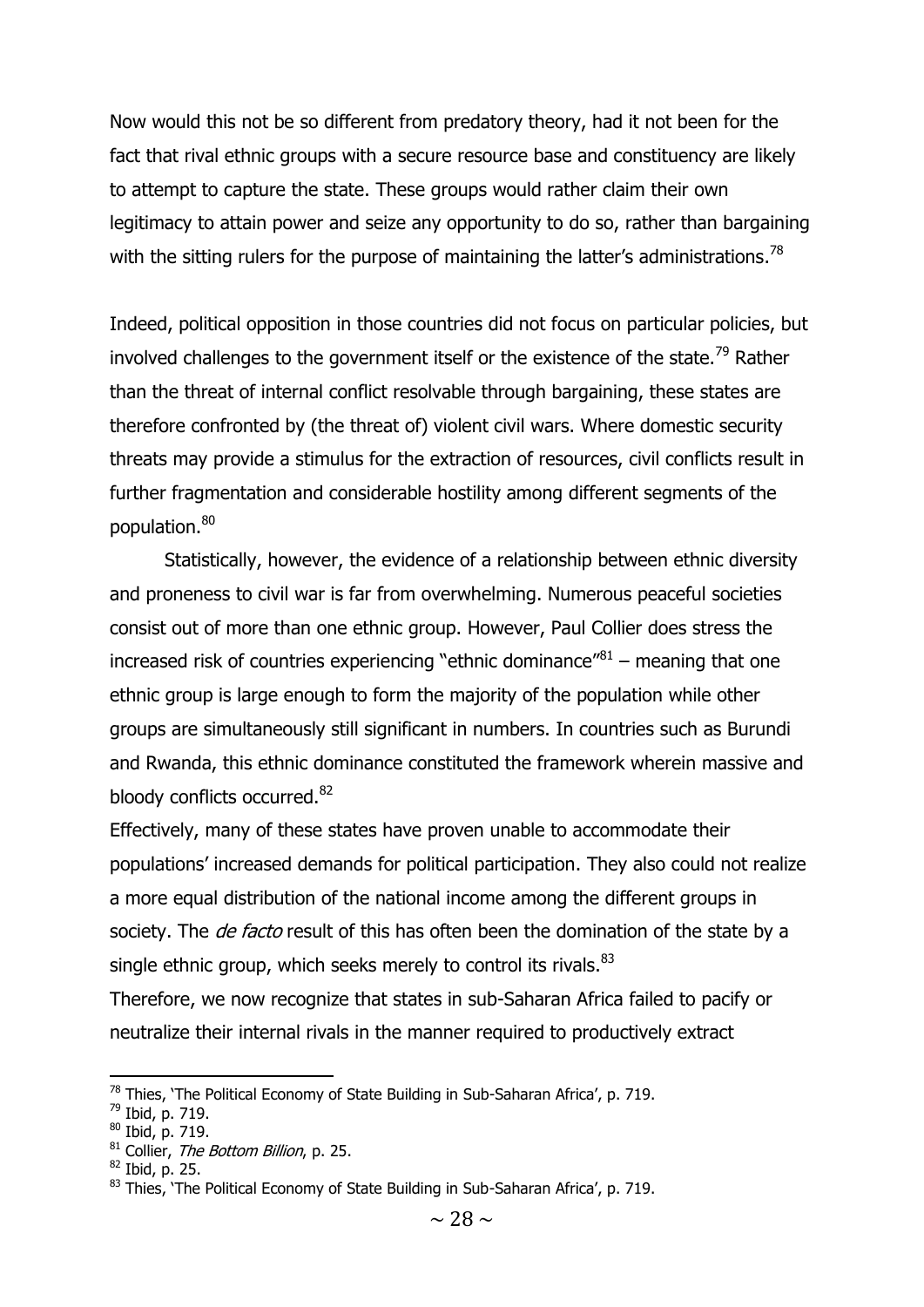Now would this not be so different from predatory theory, had it not been for the fact that rival ethnic groups with a secure resource base and constituency are likely to attempt to capture the state. These groups would rather claim their own legitimacy to attain power and seize any opportunity to do so, rather than bargaining with the sitting rulers for the purpose of maintaining the latter's administrations.[78]

Indeed, political opposition in those countries did not focus on particular policies, but involved challenges to the government itself or the existence of the state.[79] Rather than the threat of internal conflict resolvable through bargaining, these states are therefore confronted by (the threat of) violent civil wars. Where domestic security threats may provide a stimulus for the extraction of resources, civil conflicts result in further fragmentation and considerable hostility among different segments of the population.[80]

Statistically, however, the evidence of a relationship between ethnic diversity and proneness to civil war is far from overwhelming. Numerous peaceful societies consist out of more than one ethnic group. However, Paul Collier does stress the increased risk of countries experiencing "ethnic dominance"[81] – meaning that one ethnic group is large enough to form the majority of the population while other groups are simultaneously still significant in numbers. In countries such as Burundi and Rwanda, this ethnic dominance constituted the framework wherein massive and bloody conflicts occurred.[82]

Effectively, many of these states have proven unable to accommodate their populations' increased demands for political participation. They also could not realize a more equal distribution of the national income among the different groups in society. The *de facto* result of this has often been the domination of the state by a single ethnic group, which seeks merely to control its rivals.[83]

Therefore, we now recognize that states in sub-Saharan Africa failed to pacify or neutralize their internal rivals in the manner required to productively extract

---

[78] Thies, 'The Political Economy of State Building in Sub-Saharan Africa', p. 719.
[79] Ibid, p. 719.
[80] Ibid, p. 719.
[81] Collier, *The Bottom Billion*, p. 25.
[82] Ibid, p. 25.
[83] Thies, 'The Political Economy of State Building in Sub-Saharan Africa', p. 719.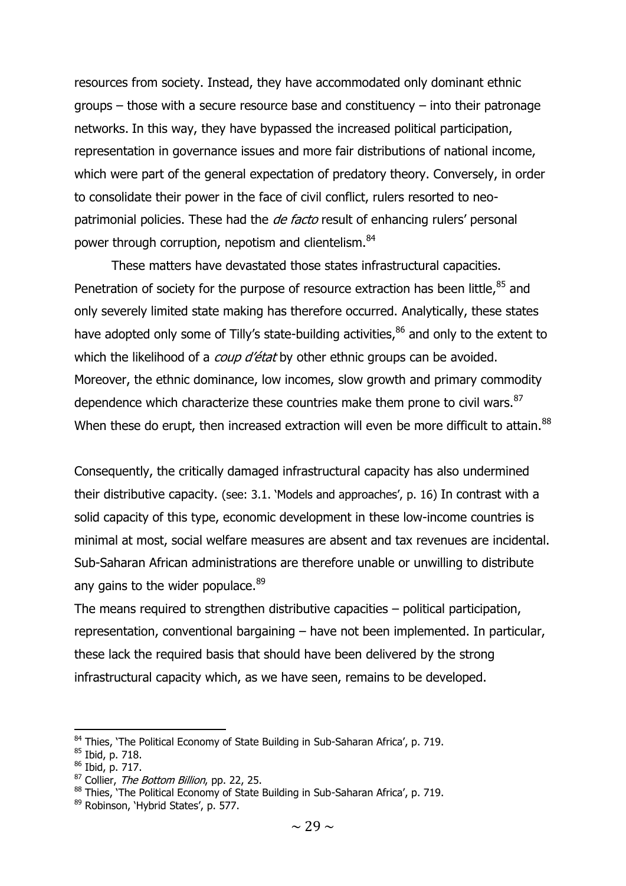resources from society. Instead, they have accommodated only dominant ethnic groups – those with a secure resource base and constituency – into their patronage networks. In this way, they have bypassed the increased political participation, representation in governance issues and more fair distributions of national income, which were part of the general expectation of predatory theory. Conversely, in order to consolidate their power in the face of civil conflict, rulers resorted to neo-patrimonial policies. These had the *de facto* result of enhancing rulers' personal power through corruption, nepotism and clientelism.[84]

These matters have devastated those states infrastructural capacities. Penetration of society for the purpose of resource extraction has been little,[85] and only severely limited state making has therefore occurred. Analytically, these states have adopted only some of Tilly's state-building activities,[86] and only to the extent to which the likelihood of a *coup d'état* by other ethnic groups can be avoided. Moreover, the ethnic dominance, low incomes, slow growth and primary commodity dependence which characterize these countries make them prone to civil wars.[87] When these do erupt, then increased extraction will even be more difficult to attain.[88]

Consequently, the critically damaged infrastructural capacity has also undermined their distributive capacity. (see: 3.1. 'Models and approaches', p. 16) In contrast with a solid capacity of this type, economic development in these low-income countries is minimal at most, social welfare measures are absent and tax revenues are incidental. Sub-Saharan African administrations are therefore unable or unwilling to distribute any gains to the wider populace.[89]

The means required to strengthen distributive capacities – political participation, representation, conventional bargaining – have not been implemented. In particular, these lack the required basis that should have been delivered by the strong infrastructural capacity which, as we have seen, remains to be developed.

---

[84] Thies, 'The Political Economy of State Building in Sub-Saharan Africa', p. 719.
[85] Ibid, p. 718.
[86] Ibid, p. 717.
[87] Collier, *The Bottom Billion*, pp. 22, 25.
[88] Thies, 'The Political Economy of State Building in Sub-Saharan Africa', p. 719.
[89] Robinson, 'Hybrid States', p. 577.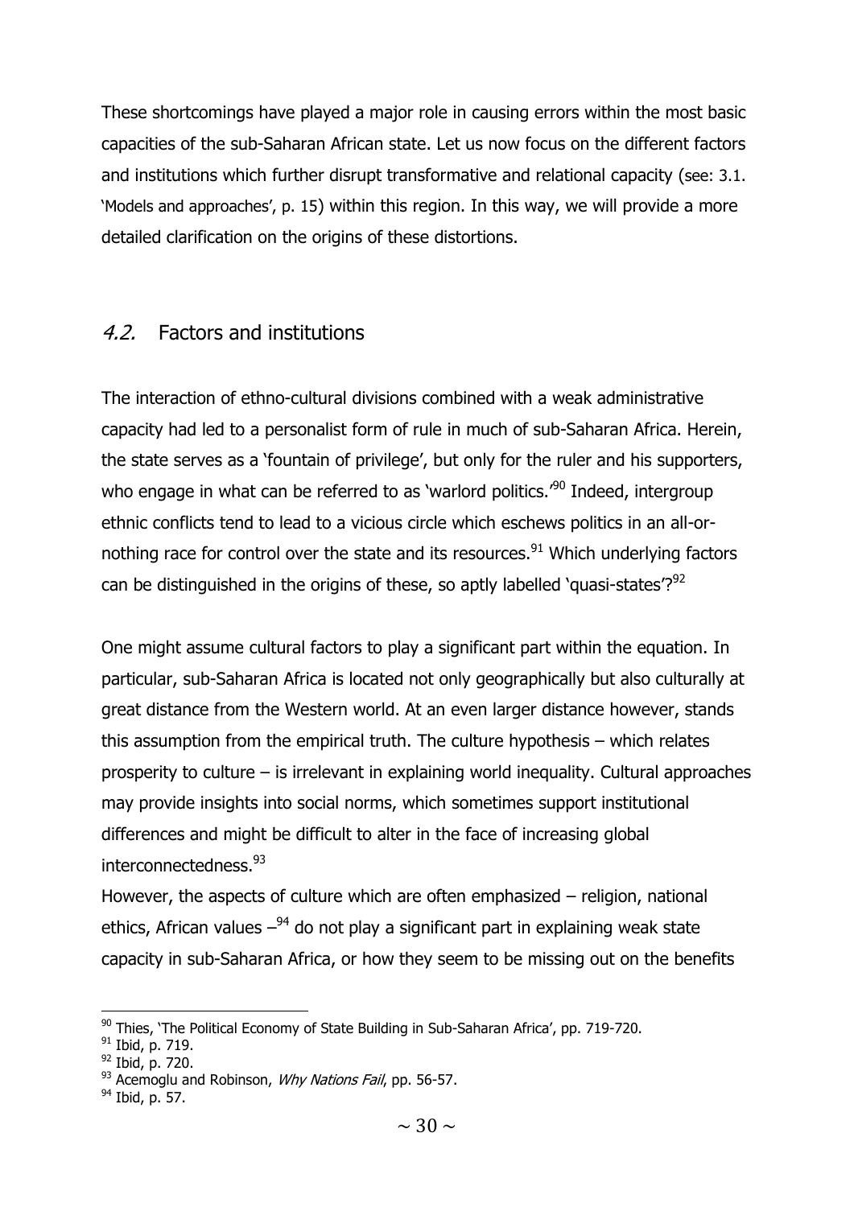These shortcomings have played a major role in causing errors within the most basic capacities of the sub-Saharan African state. Let us now focus on the different factors and institutions which further disrupt transformative and relational capacity (see: 3.1. 'Models and approaches', p. 15) within this region. In this way, we will provide a more detailed clarification on the origins of these distortions.

## *4.2.* Factors and institutions

The interaction of ethno-cultural divisions combined with a weak administrative capacity had led to a personalist form of rule in much of sub-Saharan Africa. Herein, the state serves as a 'fountain of privilege', but only for the ruler and his supporters, who engage in what can be referred to as 'warlord politics.'[90] Indeed, intergroup ethnic conflicts tend to lead to a vicious circle which eschews politics in an all-or-nothing race for control over the state and its resources.[91] Which underlying factors can be distinguished in the origins of these, so aptly labelled 'quasi-states'?[92]

One might assume cultural factors to play a significant part within the equation. In particular, sub-Saharan Africa is located not only geographically but also culturally at great distance from the Western world. At an even larger distance however, stands this assumption from the empirical truth. The culture hypothesis – which relates prosperity to culture – is irrelevant in explaining world inequality. Cultural approaches may provide insights into social norms, which sometimes support institutional differences and might be difficult to alter in the face of increasing global interconnectedness.[93]

However, the aspects of culture which are often emphasized – religion, national ethics, African values –[94] do not play a significant part in explaining weak state capacity in sub-Saharan Africa, or how they seem to be missing out on the benefits

---

[90] Thies, 'The Political Economy of State Building in Sub-Saharan Africa', pp. 719-720.

[91] Ibid, p. 719.

[92] Ibid, p. 720.

[93] Acemoglu and Robinson, *Why Nations Fail*, pp. 56-57.

[94] Ibid, p. 57.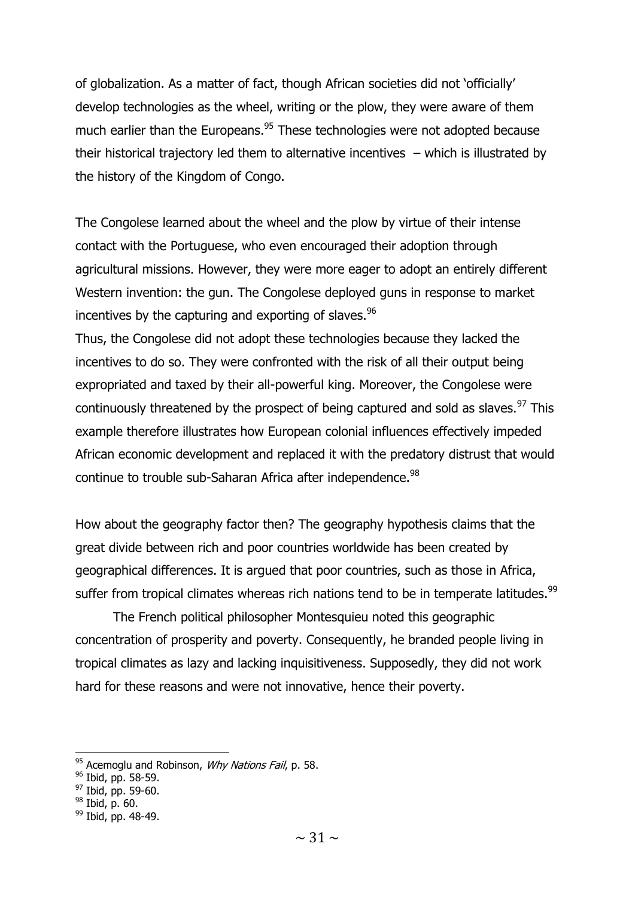of globalization. As a matter of fact, though African societies did not 'officially' develop technologies as the wheel, writing or the plow, they were aware of them much earlier than the Europeans.[95] These technologies were not adopted because their historical trajectory led them to alternative incentives – which is illustrated by the history of the Kingdom of Congo.

The Congolese learned about the wheel and the plow by virtue of their intense contact with the Portuguese, who even encouraged their adoption through agricultural missions. However, they were more eager to adopt an entirely different Western invention: the gun. The Congolese deployed guns in response to market incentives by the capturing and exporting of slaves.[96]

Thus, the Congolese did not adopt these technologies because they lacked the incentives to do so. They were confronted with the risk of all their output being expropriated and taxed by their all-powerful king. Moreover, the Congolese were continuously threatened by the prospect of being captured and sold as slaves.[97] This example therefore illustrates how European colonial influences effectively impeded African economic development and replaced it with the predatory distrust that would continue to trouble sub-Saharan Africa after independence.[98]

How about the geography factor then? The geography hypothesis claims that the great divide between rich and poor countries worldwide has been created by geographical differences. It is argued that poor countries, such as those in Africa, suffer from tropical climates whereas rich nations tend to be in temperate latitudes.[99]

The French political philosopher Montesquieu noted this geographic concentration of prosperity and poverty. Consequently, he branded people living in tropical climates as lazy and lacking inquisitiveness. Supposedly, they did not work hard for these reasons and were not innovative, hence their poverty.

---

[95] Acemoglu and Robinson, *Why Nations Fail*, p. 58.

[96] Ibid, pp. 58-59.

[97] Ibid, pp. 59-60.

[98] Ibid, p. 60.

[99] Ibid, pp. 48-49.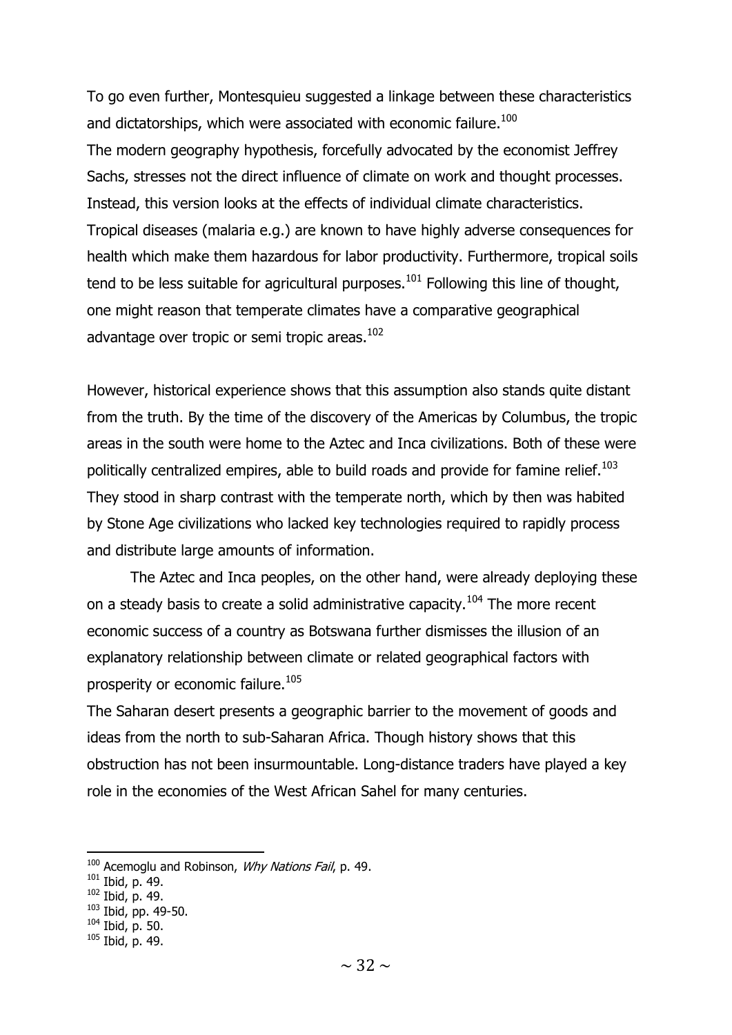To go even further, Montesquieu suggested a linkage between these characteristics and dictatorships, which were associated with economic failure.[100]

The modern geography hypothesis, forcefully advocated by the economist Jeffrey Sachs, stresses not the direct influence of climate on work and thought processes. Instead, this version looks at the effects of individual climate characteristics. Tropical diseases (malaria e.g.) are known to have highly adverse consequences for health which make them hazardous for labor productivity. Furthermore, tropical soils tend to be less suitable for agricultural purposes.[101] Following this line of thought, one might reason that temperate climates have a comparative geographical advantage over tropic or semi tropic areas.[102]

However, historical experience shows that this assumption also stands quite distant from the truth. By the time of the discovery of the Americas by Columbus, the tropic areas in the south were home to the Aztec and Inca civilizations. Both of these were politically centralized empires, able to build roads and provide for famine relief.[103] They stood in sharp contrast with the temperate north, which by then was habited by Stone Age civilizations who lacked key technologies required to rapidly process and distribute large amounts of information.

The Aztec and Inca peoples, on the other hand, were already deploying these on a steady basis to create a solid administrative capacity.[104] The more recent economic success of a country as Botswana further dismisses the illusion of an explanatory relationship between climate or related geographical factors with prosperity or economic failure.[105]

The Saharan desert presents a geographic barrier to the movement of goods and ideas from the north to sub-Saharan Africa. Though history shows that this obstruction has not been insurmountable. Long-distance traders have played a key role in the economies of the West African Sahel for many centuries.

---

[100] Acemoglu and Robinson, *Why Nations Fail*, p. 49.
[101] Ibid, p. 49.
[102] Ibid, p. 49.
[103] Ibid, pp. 49-50.
[104] Ibid, p. 50.
[105] Ibid, p. 49.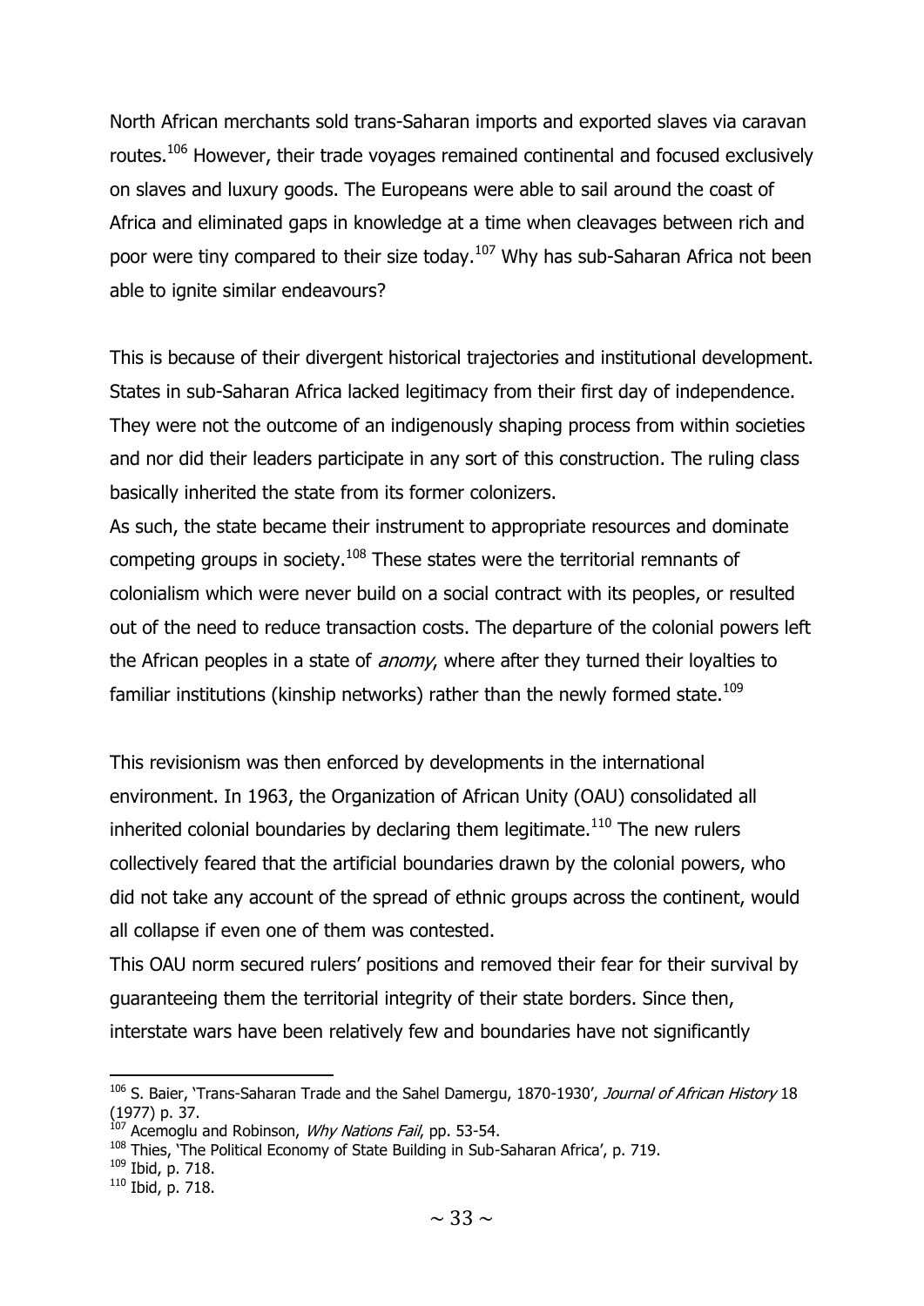North African merchants sold trans-Saharan imports and exported slaves via caravan routes.[106] However, their trade voyages remained continental and focused exclusively on slaves and luxury goods. The Europeans were able to sail around the coast of Africa and eliminated gaps in knowledge at a time when cleavages between rich and poor were tiny compared to their size today.[107] Why has sub-Saharan Africa not been able to ignite similar endeavours?

This is because of their divergent historical trajectories and institutional development. States in sub-Saharan Africa lacked legitimacy from their first day of independence. They were not the outcome of an indigenously shaping process from within societies and nor did their leaders participate in any sort of this construction. The ruling class basically inherited the state from its former colonizers.

As such, the state became their instrument to appropriate resources and dominate competing groups in society.[108] These states were the territorial remnants of colonialism which were never build on a social contract with its peoples, or resulted out of the need to reduce transaction costs. The departure of the colonial powers left the African peoples in a state of *anomy*, where after they turned their loyalties to familiar institutions (kinship networks) rather than the newly formed state.[109]

This revisionism was then enforced by developments in the international environment. In 1963, the Organization of African Unity (OAU) consolidated all inherited colonial boundaries by declaring them legitimate.[110] The new rulers collectively feared that the artificial boundaries drawn by the colonial powers, who did not take any account of the spread of ethnic groups across the continent, would all collapse if even one of them was contested.

This OAU norm secured rulers' positions and removed their fear for their survival by guaranteeing them the territorial integrity of their state borders. Since then, interstate wars have been relatively few and boundaries have not significantly

---

[106] S. Baier, 'Trans-Saharan Trade and the Sahel Damergu, 1870-1930', *Journal of African History* 18 (1977) p. 37.

[107] Acemoglu and Robinson, *Why Nations Fail*, pp. 53-54.

[108] Thies, 'The Political Economy of State Building in Sub-Saharan Africa', p. 719.

[109] Ibid, p. 718.

[110] Ibid, p. 718.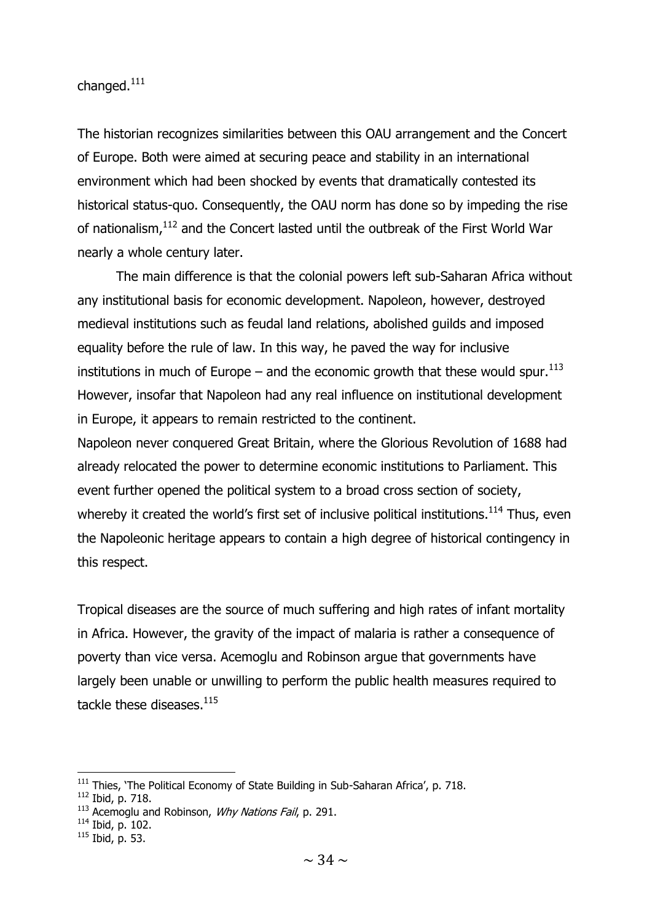changed.[111]

The historian recognizes similarities between this OAU arrangement and the Concert of Europe. Both were aimed at securing peace and stability in an international environment which had been shocked by events that dramatically contested its historical status-quo. Consequently, the OAU norm has done so by impeding the rise of nationalism,[112] and the Concert lasted until the outbreak of the First World War nearly a whole century later.

The main difference is that the colonial powers left sub-Saharan Africa without any institutional basis for economic development. Napoleon, however, destroyed medieval institutions such as feudal land relations, abolished guilds and imposed equality before the rule of law. In this way, he paved the way for inclusive institutions in much of Europe – and the economic growth that these would spur.[113] However, insofar that Napoleon had any real influence on institutional development in Europe, it appears to remain restricted to the continent.

Napoleon never conquered Great Britain, where the Glorious Revolution of 1688 had already relocated the power to determine economic institutions to Parliament. This event further opened the political system to a broad cross section of society, whereby it created the world's first set of inclusive political institutions.[114] Thus, even the Napoleonic heritage appears to contain a high degree of historical contingency in this respect.

Tropical diseases are the source of much suffering and high rates of infant mortality in Africa. However, the gravity of the impact of malaria is rather a consequence of poverty than vice versa. Acemoglu and Robinson argue that governments have largely been unable or unwilling to perform the public health measures required to tackle these diseases.[115]

---

[111] Thies, 'The Political Economy of State Building in Sub-Saharan Africa', p. 718.
[112] Ibid, p. 718.
[113] Acemoglu and Robinson, *Why Nations Fail*, p. 291.
[114] Ibid, p. 102.
[115] Ibid, p. 53.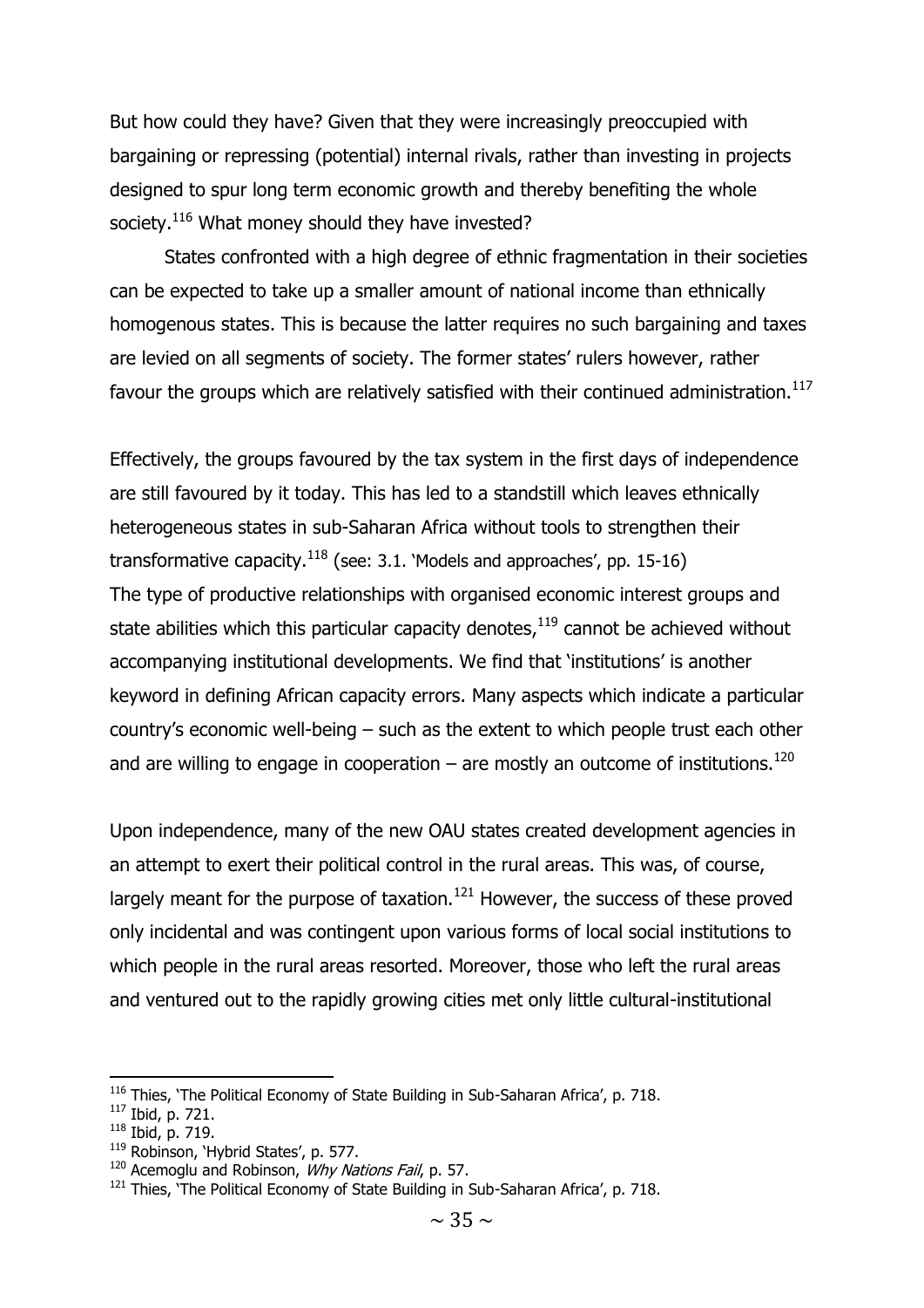But how could they have? Given that they were increasingly preoccupied with bargaining or repressing (potential) internal rivals, rather than investing in projects designed to spur long term economic growth and thereby benefiting the whole society.[116] What money should they have invested?

States confronted with a high degree of ethnic fragmentation in their societies can be expected to take up a smaller amount of national income than ethnically homogenous states. This is because the latter requires no such bargaining and taxes are levied on all segments of society. The former states' rulers however, rather favour the groups which are relatively satisfied with their continued administration.[117]

Effectively, the groups favoured by the tax system in the first days of independence are still favoured by it today. This has led to a standstill which leaves ethnically heterogeneous states in sub-Saharan Africa without tools to strengthen their transformative capacity.[118] (see: 3.1. 'Models and approaches', pp. 15-16)
The type of productive relationships with organised economic interest groups and state abilities which this particular capacity denotes,[119] cannot be achieved without accompanying institutional developments. We find that 'institutions' is another keyword in defining African capacity errors. Many aspects which indicate a particular country's economic well-being – such as the extent to which people trust each other and are willing to engage in cooperation – are mostly an outcome of institutions.[120]

Upon independence, many of the new OAU states created development agencies in an attempt to exert their political control in the rural areas. This was, of course, largely meant for the purpose of taxation.[121] However, the success of these proved only incidental and was contingent upon various forms of local social institutions to which people in the rural areas resorted. Moreover, those who left the rural areas and ventured out to the rapidly growing cities met only little cultural-institutional

---

[116] Thies, 'The Political Economy of State Building in Sub-Saharan Africa', p. 718.
[117] Ibid, p. 721.
[118] Ibid, p. 719.
[119] Robinson, 'Hybrid States', p. 577.
[120] Acemoglu and Robinson, *Why Nations Fail*, p. 57.
[121] Thies, 'The Political Economy of State Building in Sub-Saharan Africa', p. 718.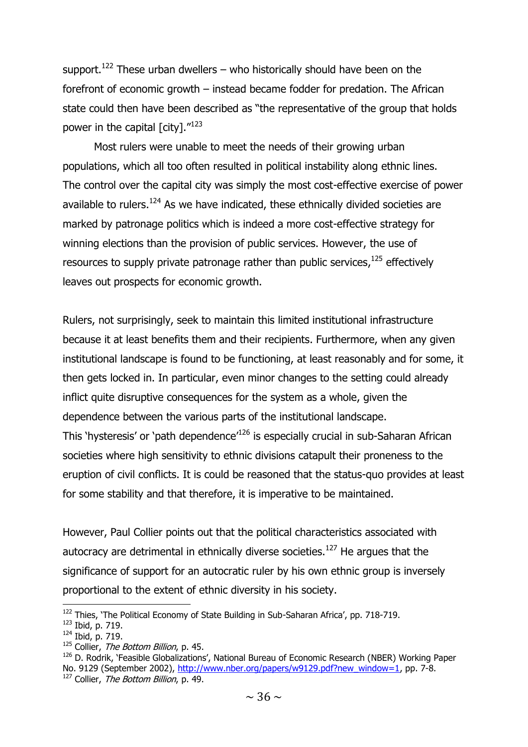support.[122] These urban dwellers – who historically should have been on the forefront of economic growth – instead became fodder for predation. The African state could then have been described as "the representative of the group that holds power in the capital [city]."[123]

Most rulers were unable to meet the needs of their growing urban populations, which all too often resulted in political instability along ethnic lines. The control over the capital city was simply the most cost-effective exercise of power available to rulers.[124] As we have indicated, these ethnically divided societies are marked by patronage politics which is indeed a more cost-effective strategy for winning elections than the provision of public services. However, the use of resources to supply private patronage rather than public services,[125] effectively leaves out prospects for economic growth.

Rulers, not surprisingly, seek to maintain this limited institutional infrastructure because it at least benefits them and their recipients. Furthermore, when any given institutional landscape is found to be functioning, at least reasonably and for some, it then gets locked in. In particular, even minor changes to the setting could already inflict quite disruptive consequences for the system as a whole, given the dependence between the various parts of the institutional landscape.
This 'hysteresis' or 'path dependence'[126] is especially crucial in sub-Saharan African societies where high sensitivity to ethnic divisions catapult their proneness to the eruption of civil conflicts. It is could be reasoned that the status-quo provides at least for some stability and that therefore, it is imperative to be maintained.

However, Paul Collier points out that the political characteristics associated with autocracy are detrimental in ethnically diverse societies.[127] He argues that the significance of support for an autocratic ruler by his own ethnic group is inversely proportional to the extent of ethnic diversity in his society.

---

[122] Thies, 'The Political Economy of State Building in Sub-Saharan Africa', pp. 718-719.
[123] Ibid, p. 719.
[124] Ibid, p. 719.
[125] Collier, *The Bottom Billion*, p. 45.
[126] D. Rodrik, 'Feasible Globalizations', National Bureau of Economic Research (NBER) Working Paper No. 9129 (September 2002), http://www.nber.org/papers/w9129.pdf?new_window=1, pp. 7-8.
[127] Collier, *The Bottom Billion*, p. 49.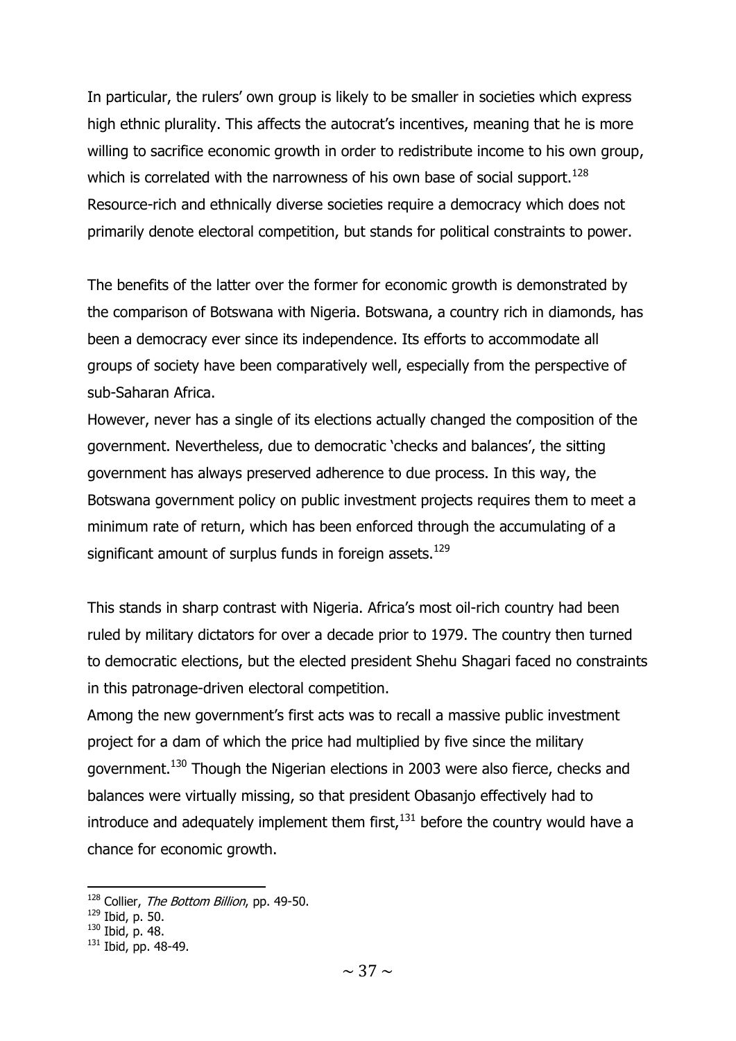In particular, the rulers' own group is likely to be smaller in societies which express high ethnic plurality. This affects the autocrat's incentives, meaning that he is more willing to sacrifice economic growth in order to redistribute income to his own group, which is correlated with the narrowness of his own base of social support.[128] Resource-rich and ethnically diverse societies require a democracy which does not primarily denote electoral competition, but stands for political constraints to power.

The benefits of the latter over the former for economic growth is demonstrated by the comparison of Botswana with Nigeria. Botswana, a country rich in diamonds, has been a democracy ever since its independence. Its efforts to accommodate all groups of society have been comparatively well, especially from the perspective of sub-Saharan Africa.

However, never has a single of its elections actually changed the composition of the government. Nevertheless, due to democratic 'checks and balances', the sitting government has always preserved adherence to due process. In this way, the Botswana government policy on public investment projects requires them to meet a minimum rate of return, which has been enforced through the accumulating of a significant amount of surplus funds in foreign assets.[129]

This stands in sharp contrast with Nigeria. Africa's most oil-rich country had been ruled by military dictators for over a decade prior to 1979. The country then turned to democratic elections, but the elected president Shehu Shagari faced no constraints in this patronage-driven electoral competition.

Among the new government's first acts was to recall a massive public investment project for a dam of which the price had multiplied by five since the military government.[130] Though the Nigerian elections in 2003 were also fierce, checks and balances were virtually missing, so that president Obasanjo effectively had to introduce and adequately implement them first,[131] before the country would have a chance for economic growth.

---

[128] Collier, *The Bottom Billion*, pp. 49-50.

[129] Ibid, p. 50.

[130] Ibid, p. 48.

[131] Ibid, pp. 48-49.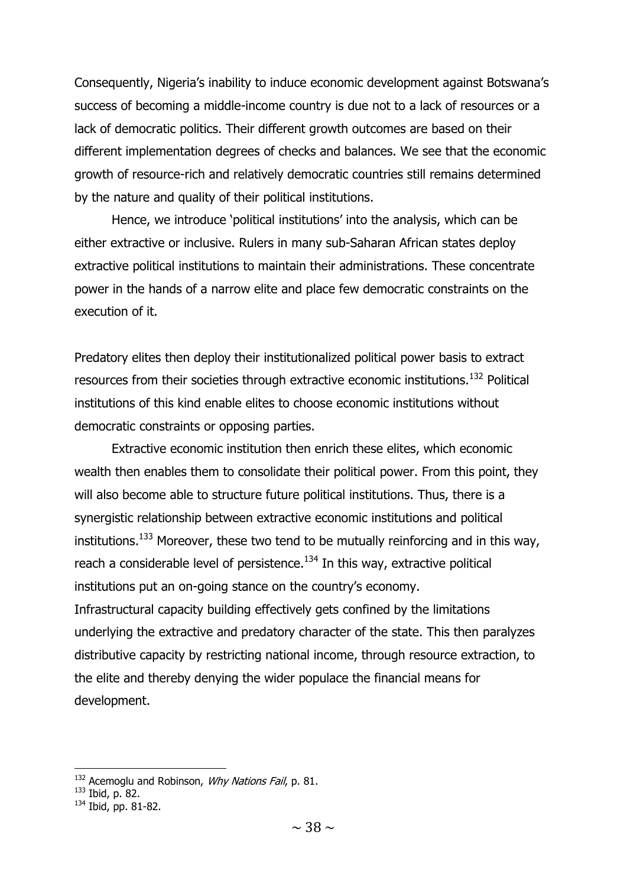Consequently, Nigeria's inability to induce economic development against Botswana's success of becoming a middle-income country is due not to a lack of resources or a lack of democratic politics. Their different growth outcomes are based on their different implementation degrees of checks and balances. We see that the economic growth of resource-rich and relatively democratic countries still remains determined by the nature and quality of their political institutions.

Hence, we introduce 'political institutions' into the analysis, which can be either extractive or inclusive. Rulers in many sub-Saharan African states deploy extractive political institutions to maintain their administrations. These concentrate power in the hands of a narrow elite and place few democratic constraints on the execution of it.

Predatory elites then deploy their institutionalized political power basis to extract resources from their societies through extractive economic institutions.[132] Political institutions of this kind enable elites to choose economic institutions without democratic constraints or opposing parties.

Extractive economic institution then enrich these elites, which economic wealth then enables them to consolidate their political power. From this point, they will also become able to structure future political institutions. Thus, there is a synergistic relationship between extractive economic institutions and political institutions.[133] Moreover, these two tend to be mutually reinforcing and in this way, reach a considerable level of persistence.[134] In this way, extractive political institutions put an on-going stance on the country's economy.

Infrastructural capacity building effectively gets confined by the limitations underlying the extractive and predatory character of the state. This then paralyzes distributive capacity by restricting national income, through resource extraction, to the elite and thereby denying the wider populace the financial means for development.

---

[132] Acemoglu and Robinson, *Why Nations Fail*, p. 81.

[133] Ibid, p. 82.

[134] Ibid, pp. 81-82.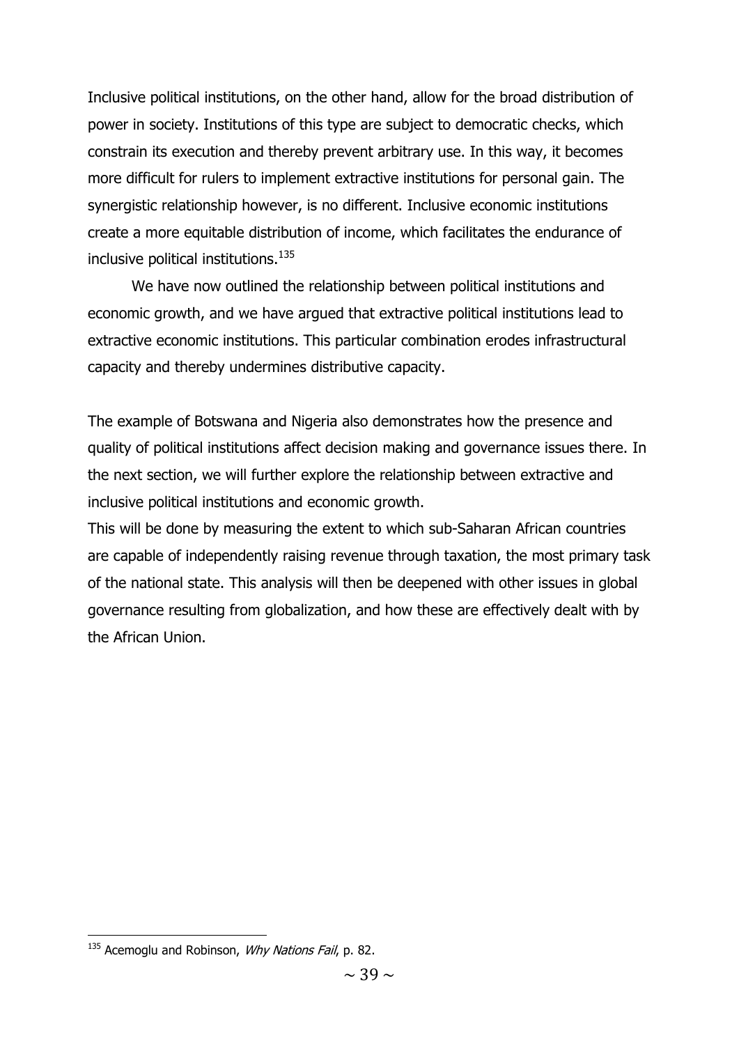Inclusive political institutions, on the other hand, allow for the broad distribution of power in society. Institutions of this type are subject to democratic checks, which constrain its execution and thereby prevent arbitrary use. In this way, it becomes more difficult for rulers to implement extractive institutions for personal gain. The synergistic relationship however, is no different. Inclusive economic institutions create a more equitable distribution of income, which facilitates the endurance of inclusive political institutions.[135]

We have now outlined the relationship between political institutions and economic growth, and we have argued that extractive political institutions lead to extractive economic institutions. This particular combination erodes infrastructural capacity and thereby undermines distributive capacity.

The example of Botswana and Nigeria also demonstrates how the presence and quality of political institutions affect decision making and governance issues there. In the next section, we will further explore the relationship between extractive and inclusive political institutions and economic growth.

This will be done by measuring the extent to which sub-Saharan African countries are capable of independently raising revenue through taxation, the most primary task of the national state. This analysis will then be deepened with other issues in global governance resulting from globalization, and how these are effectively dealt with by the African Union.

[135] Acemoglu and Robinson, *Why Nations Fail*, p. 82.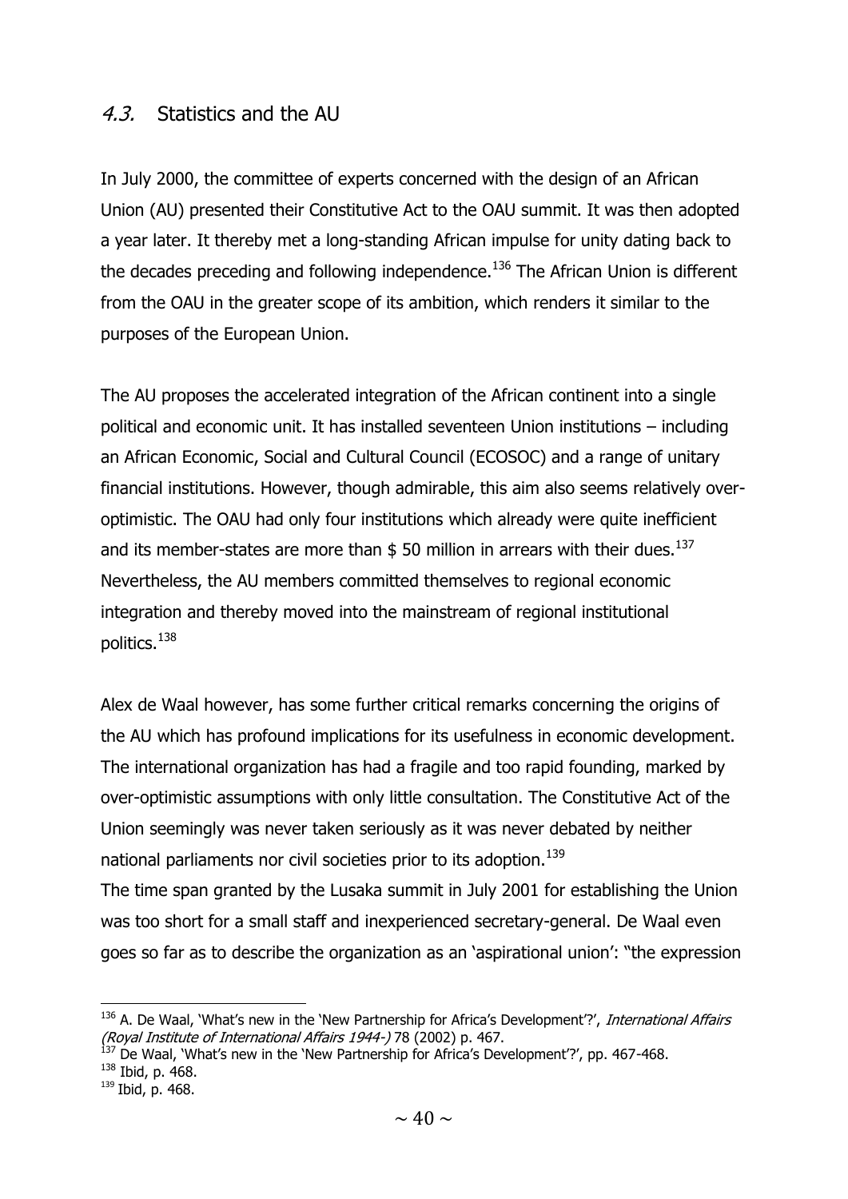## *4.3.* Statistics and the AU

In July 2000, the committee of experts concerned with the design of an African Union (AU) presented their Constitutive Act to the OAU summit. It was then adopted a year later. It thereby met a long-standing African impulse for unity dating back to the decades preceding and following independence.[136] The African Union is different from the OAU in the greater scope of its ambition, which renders it similar to the purposes of the European Union.

The AU proposes the accelerated integration of the African continent into a single political and economic unit. It has installed seventeen Union institutions – including an African Economic, Social and Cultural Council (ECOSOC) and a range of unitary financial institutions. However, though admirable, this aim also seems relatively over-optimistic. The OAU had only four institutions which already were quite inefficient and its member-states are more than $ 50 million in arrears with their dues.[137] Nevertheless, the AU members committed themselves to regional economic integration and thereby moved into the mainstream of regional institutional politics.[138]

Alex de Waal however, has some further critical remarks concerning the origins of the AU which has profound implications for its usefulness in economic development. The international organization has had a fragile and too rapid founding, marked by over-optimistic assumptions with only little consultation. The Constitutive Act of the Union seemingly was never taken seriously as it was never debated by neither national parliaments nor civil societies prior to its adoption.[139]
The time span granted by the Lusaka summit in July 2001 for establishing the Union was too short for a small staff and inexperienced secretary-general. De Waal even goes so far as to describe the organization as an 'aspirational union': "the expression

---

[136] A. De Waal, 'What's new in the 'New Partnership for Africa's Development'?', *International Affairs (Royal Institute of International Affairs 1944-)* 78 (2002) p. 467.
[137] De Waal, 'What's new in the 'New Partnership for Africa's Development'?', pp. 467-468.
[138] Ibid, p. 468.
[139] Ibid, p. 468.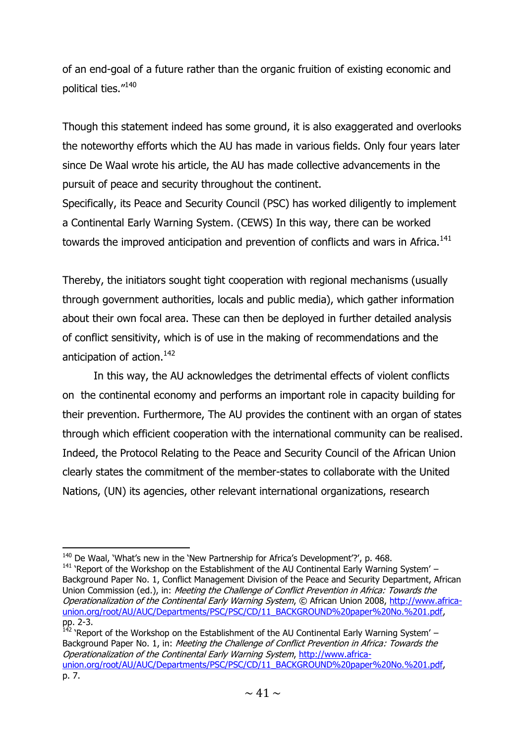of an end-goal of a future rather than the organic fruition of existing economic and political ties."[140]

Though this statement indeed has some ground, it is also exaggerated and overlooks the noteworthy efforts which the AU has made in various fields. Only four years later since De Waal wrote his article, the AU has made collective advancements in the pursuit of peace and security throughout the continent.
Specifically, its Peace and Security Council (PSC) has worked diligently to implement a Continental Early Warning System. (CEWS) In this way, there can be worked towards the improved anticipation and prevention of conflicts and wars in Africa.[141]

Thereby, the initiators sought tight cooperation with regional mechanisms (usually through government authorities, locals and public media), which gather information about their own focal area. These can then be deployed in further detailed analysis of conflict sensitivity, which is of use in the making of recommendations and the anticipation of action.[142]

In this way, the AU acknowledges the detrimental effects of violent conflicts on the continental economy and performs an important role in capacity building for their prevention. Furthermore, The AU provides the continent with an organ of states through which efficient cooperation with the international community can be realised. Indeed, the Protocol Relating to the Peace and Security Council of the African Union clearly states the commitment of the member-states to collaborate with the United Nations, (UN) its agencies, other relevant international organizations, research

---

[140] De Waal, 'What's new in the 'New Partnership for Africa's Development'?', p. 468.

[141] 'Report of the Workshop on the Establishment of the AU Continental Early Warning System' – Background Paper No. 1, Conflict Management Division of the Peace and Security Department, African Union Commission (ed.), in: *Meeting the Challenge of Conflict Prevention in Africa: Towards the Operationalization of the Continental Early Warning System*, © African Union 2008, http://www.africa-union.org/root/AU/AUC/Departments/PSC/PSC/CD/11_BACKGROUND%20paper%20No.%201.pdf, pp. 2-3.

[142] 'Report of the Workshop on the Establishment of the AU Continental Early Warning System' – Background Paper No. 1, in: *Meeting the Challenge of Conflict Prevention in Africa: Towards the Operationalization of the Continental Early Warning System*, http://www.africa-union.org/root/AU/AUC/Departments/PSC/PSC/CD/11_BACKGROUND%20paper%20No.%201.pdf, p. 7.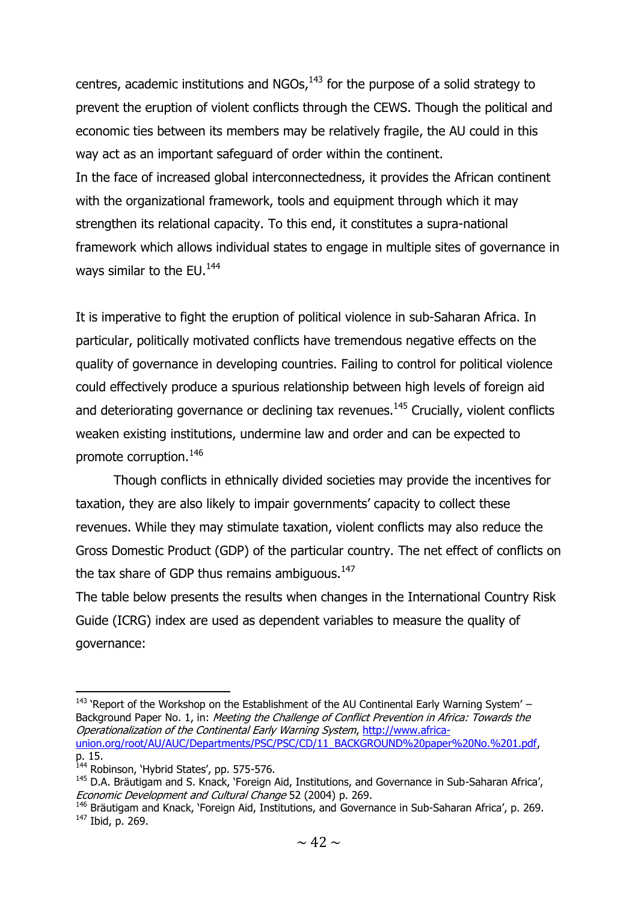centres, academic institutions and NGOs,[143] for the purpose of a solid strategy to prevent the eruption of violent conflicts through the CEWS. Though the political and economic ties between its members may be relatively fragile, the AU could in this way act as an important safeguard of order within the continent.
In the face of increased global interconnectedness, it provides the African continent with the organizational framework, tools and equipment through which it may strengthen its relational capacity. To this end, it constitutes a supra-national framework which allows individual states to engage in multiple sites of governance in ways similar to the EU.[144]

It is imperative to fight the eruption of political violence in sub-Saharan Africa. In particular, politically motivated conflicts have tremendous negative effects on the quality of governance in developing countries. Failing to control for political violence could effectively produce a spurious relationship between high levels of foreign aid and deteriorating governance or declining tax revenues.[145] Crucially, violent conflicts weaken existing institutions, undermine law and order and can be expected to promote corruption.[146]

Though conflicts in ethnically divided societies may provide the incentives for taxation, they are also likely to impair governments' capacity to collect these revenues. While they may stimulate taxation, violent conflicts may also reduce the Gross Domestic Product (GDP) of the particular country. The net effect of conflicts on the tax share of GDP thus remains ambiguous.[147]
The table below presents the results when changes in the International Country Risk Guide (ICRG) index are used as dependent variables to measure the quality of governance:

---

[143] 'Report of the Workshop on the Establishment of the AU Continental Early Warning System' – Background Paper No. 1, in: *Meeting the Challenge of Conflict Prevention in Africa: Towards the Operationalization of the Continental Early Warning System*, http://www.africa-union.org/root/AU/AUC/Departments/PSC/PSC/CD/11_BACKGROUND%20paper%20No.%201.pdf, p. 15.

[144] Robinson, 'Hybrid States', pp. 575-576.

[145] D.A. Bräutigam and S. Knack, 'Foreign Aid, Institutions, and Governance in Sub-Saharan Africa', *Economic Development and Cultural Change* 52 (2004) p. 269.

[146] Bräutigam and Knack, 'Foreign Aid, Institutions, and Governance in Sub-Saharan Africa', p. 269.

[147] Ibid, p. 269.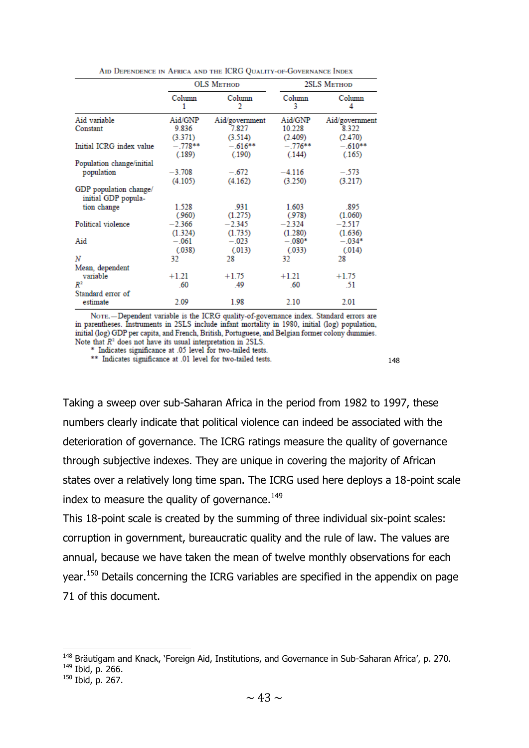Aid Dependence in Africa and the ICRG Quality-of-Governance Index

| | OLS Method | | 2SLS Method | |
|---|---|---|---|---|
| | Column 1 | Column 2 | Column 3 | Column 4 |
| Aid variable | Aid/GNP | Aid/government | Aid/GNP | Aid/government |
| Constant | 9.836 | 7.827 | 10.228 | 8.322 |
| | (3.371) | (3.514) | (2.409) | (2.470) |
| Initial ICRG index value | −.778** | −.616** | −.776** | −.610** |
| | (.189) | (.190) | (.144) | (.165) |
| Population change/initial population | −3.708 | −.672 | −4.116 | −.573 |
| | (4.105) | (4.162) | (3.250) | (3.217) |
| GDP population change/ initial GDP population change | 1.528 | .931 | 1.603 | .895 |
| | (.960) | (1.275) | (.978) | (1.060) |
| Political violence | −2.366 | −2.345 | −2.324 | −2.517 |
| | (1.324) | (1.735) | (1.280) | (1.636) |
| Aid | −.061 | −.023 | −.080* | −.034* |
| | (.038) | (.013) | (.033) | (.014) |
| *N* | 32 | 28 | 32 | 28 |
| Mean, dependent variable | +1.21 | +1.75 | +1.21 | +1.75 |
| $R^2$ | .60 | .49 | .60 | .51 |
| Standard error of estimate | 2.09 | 1.98 | 2.10 | 2.01 |

Note.—Dependent variable is the ICRG quality-of-governance index. Standard errors are in parentheses. Instruments in 2SLS include infant mortality in 1980, initial (log) population, initial (log) GDP per capita, and French, British, Portuguese, and Belgian former colony dummies. Note that $R^2$ does not have its usual interpretation in 2SLS.

\* Indicates significance at .05 level for two-tailed tests.

\*\* Indicates significance at .01 level for two-tailed tests.

[148]

Taking a sweep over sub-Saharan Africa in the period from 1982 to 1997, these numbers clearly indicate that political violence can indeed be associated with the deterioration of governance. The ICRG ratings measure the quality of governance through subjective indexes. They are unique in covering the majority of African states over a relatively long time span. The ICRG used here deploys a 18-point scale index to measure the quality of governance.[149]

This 18-point scale is created by the summing of three individual six-point scales: corruption in government, bureaucratic quality and the rule of law. The values are annual, because we have taken the mean of twelve monthly observations for each year.[150] Details concerning the ICRG variables are specified in the appendix on page 71 of this document.

---

[148] Bräutigam and Knack, 'Foreign Aid, Institutions, and Governance in Sub-Saharan Africa', p. 270.

[149] Ibid, p. 266.

[150] Ibid, p. 267.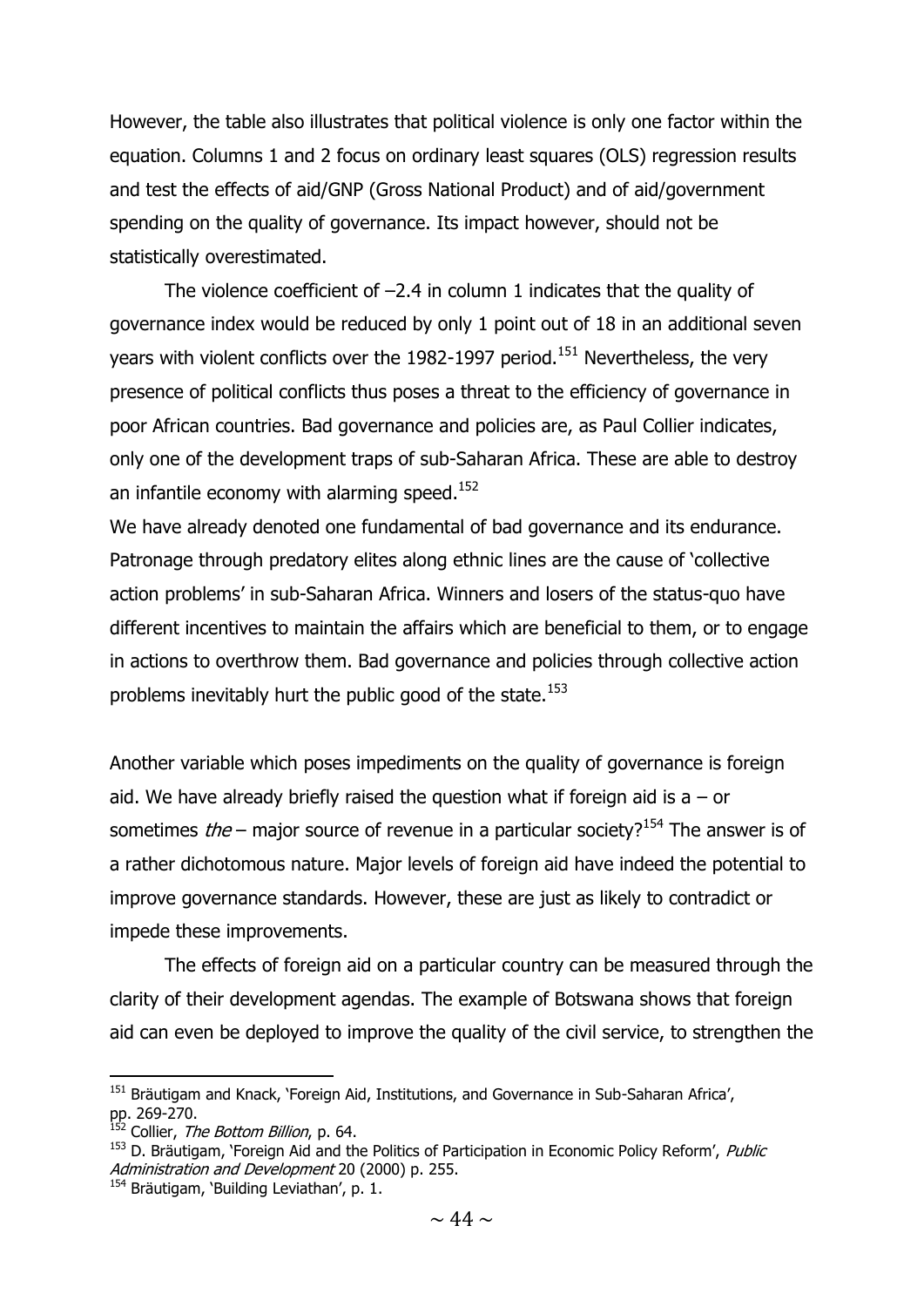However, the table also illustrates that political violence is only one factor within the equation. Columns 1 and 2 focus on ordinary least squares (OLS) regression results and test the effects of aid/GNP (Gross National Product) and of aid/government spending on the quality of governance. Its impact however, should not be statistically overestimated.

The violence coefficient of –2.4 in column 1 indicates that the quality of governance index would be reduced by only 1 point out of 18 in an additional seven years with violent conflicts over the 1982-1997 period.[151] Nevertheless, the very presence of political conflicts thus poses a threat to the efficiency of governance in poor African countries. Bad governance and policies are, as Paul Collier indicates, only one of the development traps of sub-Saharan Africa. These are able to destroy an infantile economy with alarming speed.[152]

We have already denoted one fundamental of bad governance and its endurance. Patronage through predatory elites along ethnic lines are the cause of 'collective action problems' in sub-Saharan Africa. Winners and losers of the status-quo have different incentives to maintain the affairs which are beneficial to them, or to engage in actions to overthrow them. Bad governance and policies through collective action problems inevitably hurt the public good of the state.[153]

Another variable which poses impediments on the quality of governance is foreign aid. We have already briefly raised the question what if foreign aid is a – or sometimes *the* – major source of revenue in a particular society?[154] The answer is of a rather dichotomous nature. Major levels of foreign aid have indeed the potential to improve governance standards. However, these are just as likely to contradict or impede these improvements.

The effects of foreign aid on a particular country can be measured through the clarity of their development agendas. The example of Botswana shows that foreign aid can even be deployed to improve the quality of the civil service, to strengthen the

---

[151] Bräutigam and Knack, 'Foreign Aid, Institutions, and Governance in Sub-Saharan Africa', pp. 269-270.

[152] Collier, *The Bottom Billion*, p. 64.

[153] D. Bräutigam, 'Foreign Aid and the Politics of Participation in Economic Policy Reform', *Public Administration and Development* 20 (2000) p. 255.

[154] Bräutigam, 'Building Leviathan', p. 1.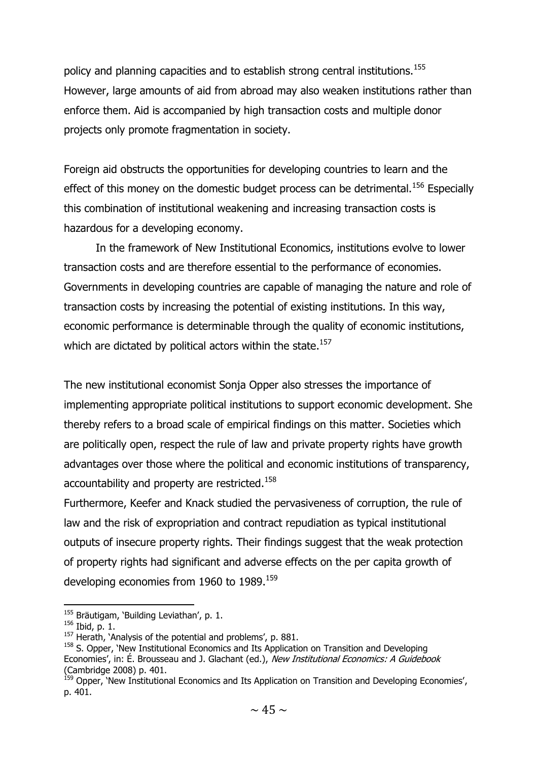policy and planning capacities and to establish strong central institutions.[155] However, large amounts of aid from abroad may also weaken institutions rather than enforce them. Aid is accompanied by high transaction costs and multiple donor projects only promote fragmentation in society.

Foreign aid obstructs the opportunities for developing countries to learn and the effect of this money on the domestic budget process can be detrimental.[156] Especially this combination of institutional weakening and increasing transaction costs is hazardous for a developing economy.

In the framework of New Institutional Economics, institutions evolve to lower transaction costs and are therefore essential to the performance of economies. Governments in developing countries are capable of managing the nature and role of transaction costs by increasing the potential of existing institutions. In this way, economic performance is determinable through the quality of economic institutions, which are dictated by political actors within the state.[157]

The new institutional economist Sonja Opper also stresses the importance of implementing appropriate political institutions to support economic development. She thereby refers to a broad scale of empirical findings on this matter. Societies which are politically open, respect the rule of law and private property rights have growth advantages over those where the political and economic institutions of transparency, accountability and property are restricted.[158]

Furthermore, Keefer and Knack studied the pervasiveness of corruption, the rule of law and the risk of expropriation and contract repudiation as typical institutional outputs of insecure property rights. Their findings suggest that the weak protection of property rights had significant and adverse effects on the per capita growth of developing economies from 1960 to 1989.[159]

---

[155] Bräutigam, 'Building Leviathan', p. 1.

[156] Ibid, p. 1.

[157] Herath, 'Analysis of the potential and problems', p. 881.

[158] S. Opper, 'New Institutional Economics and Its Application on Transition and Developing Economies', in: É. Brousseau and J. Glachant (ed.), *New Institutional Economics: A Guidebook* (Cambridge 2008) p. 401.

[159] Opper, 'New Institutional Economics and Its Application on Transition and Developing Economies', p. 401.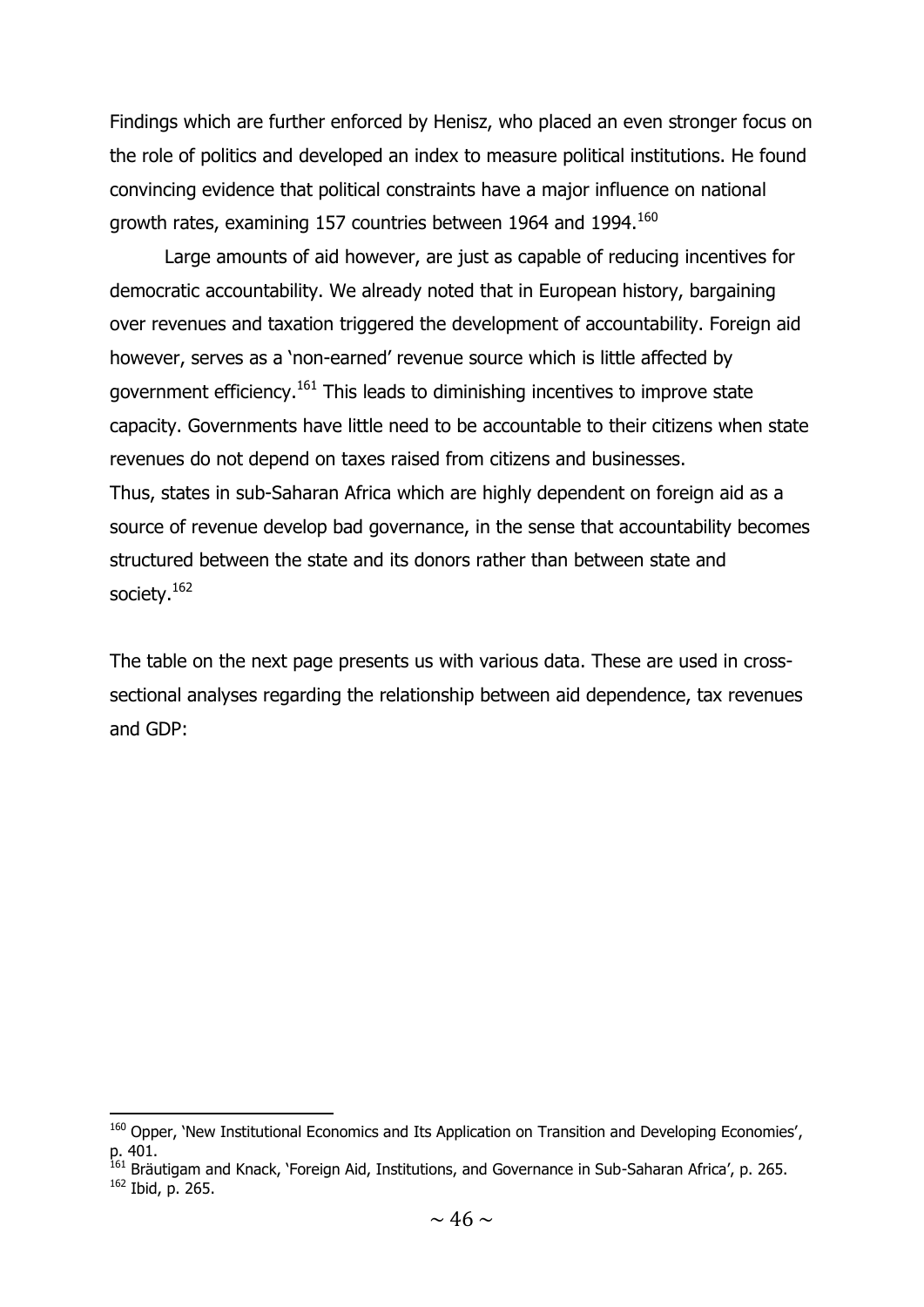Findings which are further enforced by Henisz, who placed an even stronger focus on the role of politics and developed an index to measure political institutions. He found convincing evidence that political constraints have a major influence on national growth rates, examining 157 countries between 1964 and 1994.[160]

Large amounts of aid however, are just as capable of reducing incentives for democratic accountability. We already noted that in European history, bargaining over revenues and taxation triggered the development of accountability. Foreign aid however, serves as a 'non-earned' revenue source which is little affected by government efficiency.[161] This leads to diminishing incentives to improve state capacity. Governments have little need to be accountable to their citizens when state revenues do not depend on taxes raised from citizens and businesses.
Thus, states in sub-Saharan Africa which are highly dependent on foreign aid as a source of revenue develop bad governance, in the sense that accountability becomes structured between the state and its donors rather than between state and society.[162]

The table on the next page presents us with various data. These are used in cross-sectional analyses regarding the relationship between aid dependence, tax revenues and GDP:

---

[160] Opper, 'New Institutional Economics and Its Application on Transition and Developing Economies', p. 401.

[161] Bräutigam and Knack, 'Foreign Aid, Institutions, and Governance in Sub-Saharan Africa', p. 265.

[162] Ibid, p. 265.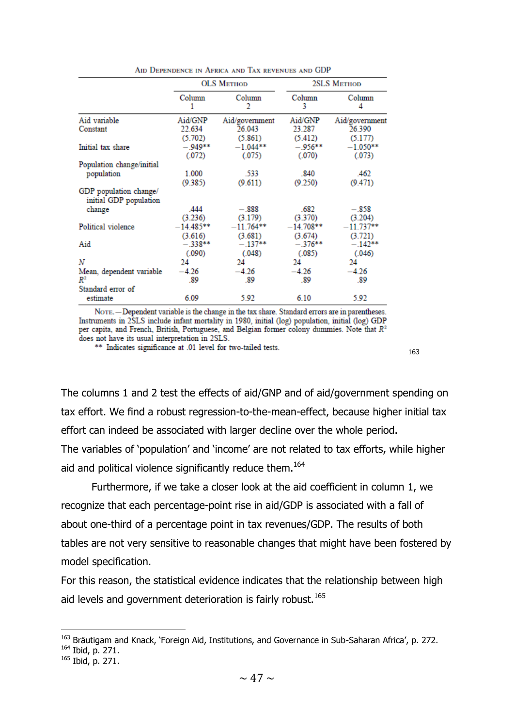Aid Dependence in Africa and Tax revenues and GDP

| | OLS Method | | 2SLS Method | |
|---|---|---|---|---|
| | Column 1 | Column 2 | Column 3 | Column 4 |
| Aid variable | Aid/GNP | Aid/government | Aid/GNP | Aid/government |
| Constant | 22.634 | 26.043 | 23.287 | 26.390 |
| | (5.702) | (5.861) | (5.412) | (5.177) |
| Initial tax share | −.949** | −1.044** | −.956** | −1.050** |
| | (.072) | (.075) | (.070) | (.073) |
| Population change/initial population | 1.000 | .533 | .840 | .462 |
| | (9.385) | (9.611) | (9.250) | (9.471) |
| GDP population change/ initial GDP population change | .444 | −.888 | .682 | −.858 |
| | (3.236) | (3.179) | (3.370) | (3.204) |
| Political violence | −14.485** | −11.764** | −14.708** | −11.737** |
| | (3.616) | (3.681) | (3.674) | (3.721) |
| Aid | −.338** | −.137** | −.376** | −.142** |
| | (.090) | (.048) | (.085) | (.046) |
| $N$ | 24 | 24 | 24 | 24 |
| Mean, dependent variable | −4.26 | −4.26 | −4.26 | −4.26 |
| $R^2$ | .89 | .89 | .89 | .89 |
| Standard error of estimate | 6.09 | 5.92 | 6.10 | 5.92 |

Note.—Dependent variable is the change in the tax share. Standard errors are in parentheses. Instruments in 2SLS include infant mortality in 1980, initial (log) population, initial (log) GDP per capita, and French, British, Portuguese, and Belgian former colony dummies. Note that $R^2$ does not have its usual interpretation in 2SLS.

** Indicates significance at .01 level for two-tailed tests.

[163]

The columns 1 and 2 test the effects of aid/GNP and of aid/government spending on tax effort. We find a robust regression-to-the-mean-effect, because higher initial tax effort can indeed be associated with larger decline over the whole period.
The variables of 'population' and 'income' are not related to tax efforts, while higher aid and political violence significantly reduce them.[164]

Furthermore, if we take a closer look at the aid coefficient in column 1, we recognize that each percentage-point rise in aid/GDP is associated with a fall of about one-third of a percentage point in tax revenues/GDP. The results of both tables are not very sensitive to reasonable changes that might have been fostered by model specification.
For this reason, the statistical evidence indicates that the relationship between high aid levels and government deterioration is fairly robust.[165]

---

[163] Bräutigam and Knack, 'Foreign Aid, Institutions, and Governance in Sub-Saharan Africa', p. 272.
[164] Ibid, p. 271.
[165] Ibid, p. 271.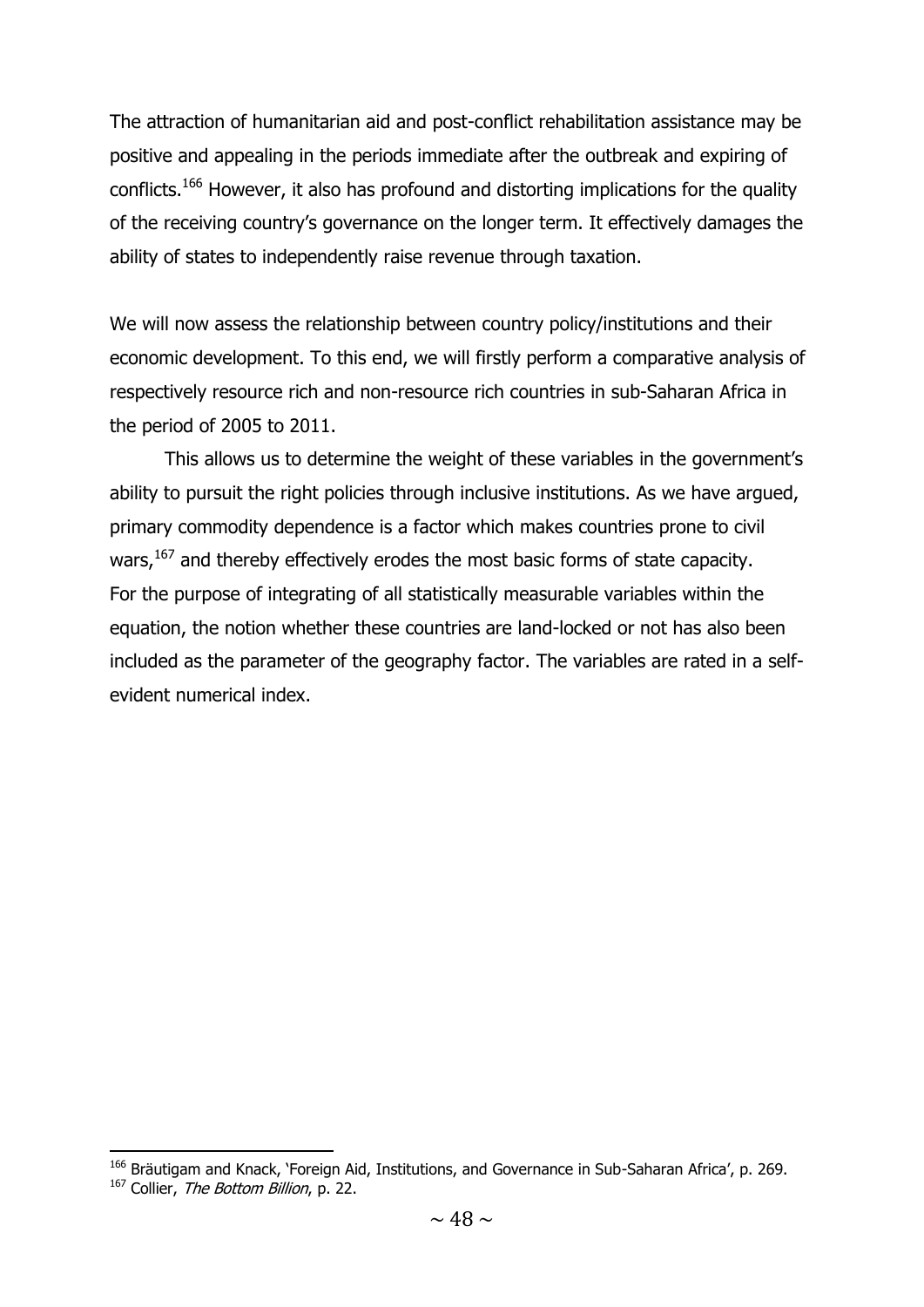The attraction of humanitarian aid and post-conflict rehabilitation assistance may be positive and appealing in the periods immediate after the outbreak and expiring of conflicts.[166] However, it also has profound and distorting implications for the quality of the receiving country's governance on the longer term. It effectively damages the ability of states to independently raise revenue through taxation.

We will now assess the relationship between country policy/institutions and their economic development. To this end, we will firstly perform a comparative analysis of respectively resource rich and non-resource rich countries in sub-Saharan Africa in the period of 2005 to 2011.

This allows us to determine the weight of these variables in the government's ability to pursuit the right policies through inclusive institutions. As we have argued, primary commodity dependence is a factor which makes countries prone to civil wars,[167] and thereby effectively erodes the most basic forms of state capacity. For the purpose of integrating of all statistically measurable variables within the equation, the notion whether these countries are land-locked or not has also been included as the parameter of the geography factor. The variables are rated in a self-evident numerical index.

---

[166] Bräutigam and Knack, 'Foreign Aid, Institutions, and Governance in Sub-Saharan Africa', p. 269.

[167] Collier, *The Bottom Billion*, p. 22.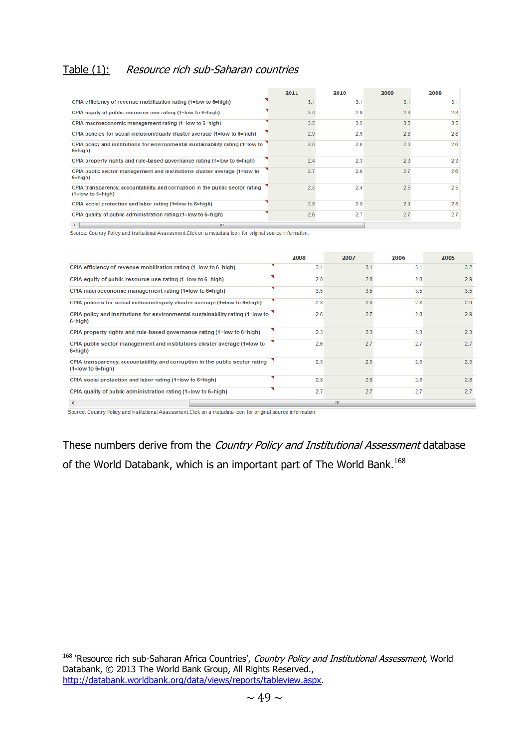Table (1): *Resource rich sub-Saharan countries*

| | 2011 | 2010 | 2009 | 2008 |
|---|---|---|---|---|
| CPIA efficiency of revenue mobilization rating (1=low to 6=high) | 3.1 | 3.1 | 3.1 | 3.1 |
| CPIA equity of public resource use rating (1=low to 6=high) | 3.0 | 2.9 | 2.8 | 2.8 |
| CPIA macroeconomic management rating (1=low to 6=high) | 3.5 | 3.5 | 3.5 | 3.5 |
| CPIA policies for social inclusion/equity cluster average (1=low to 6=high) | 2.9 | 2.9 | 2.8 | 2.8 |
| CPIA policy and institutions for environmental sustainability rating (1=low to 6=high) | 2.8 | 2.6 | 2.6 | 2.6 |
| CPIA property rights and rule-based governance rating (1=low to 6=high) | 2.4 | 2.3 | 2.3 | 2.3 |
| CPIA public sector management and institutions cluster average (1=low to 6=high) | 2.7 | 2.6 | 2.7 | 2.6 |
| CPIA transparency, accountability, and corruption in the public sector rating (1=low to 6=high) | 2.5 | 2.4 | 2.5 | 2.5 |
| CPIA social protection and labor rating (1=low to 6=high) | 2.8 | 2.8 | 2.9 | 2.8 |
| CPIA quality of public administration rating (1=low to 6=high) | 2.6 | 2.7 | 2.7 | 2.7 |

Source: Country Policy and Institutional Assessment.Click on a metadata icon for original source information.

| | 2008 | 2007 | 2006 | 2005 |
|---|---|---|---|---|
| CPIA efficiency of revenue mobilization rating (1=low to 6=high) | 3.1 | 3.1 | 3.1 | 3.2 |
| CPIA equity of public resource use rating (1=low to 6=high) | 2.8 | 2.8 | 2.8 | 2.9 |
| CPIA macroeconomic management rating (1=low to 6=high) | 3.5 | 3.5 | 3.5 | 3.5 |
| CPIA policies for social inclusion/equity cluster average (1=low to 6=high) | 2.8 | 2.8 | 2.8 | 2.9 |
| CPIA policy and institutions for environmental sustainability rating (1=low to 6=high) | 2.6 | 2.7 | 2.8 | 2.9 |
| CPIA property rights and rule-based governance rating (1=low to 6=high) | 2.3 | 2.3 | 2.3 | 2.3 |
| CPIA public sector management and institutions cluster average (1=low to 6=high) | 2.6 | 2.7 | 2.7 | 2.7 |
| CPIA transparency, accountability, and corruption in the public sector rating (1=low to 6=high) | 2.5 | 2.5 | 2.5 | 2.5 |
| CPIA social protection and labor rating (1=low to 6=high) | 2.8 | 2.8 | 2.8 | 2.8 |
| CPIA quality of public administration rating (1=low to 6=high) | 2.7 | 2.7 | 2.7 | 2.7 |

Source: Country Policy and Institutional Assessment.Click on a metadata icon for original source information.

These numbers derive from the *Country Policy and Institutional Assessment* database of the World Databank, which is an important part of The World Bank.[168]

---

[168] 'Resource rich sub-Saharan Africa Countries', *Country Policy and Institutional Assessment*, World Databank, © 2013 The World Bank Group, All Rights Reserved., http://databank.worldbank.org/data/views/reports/tableview.aspx.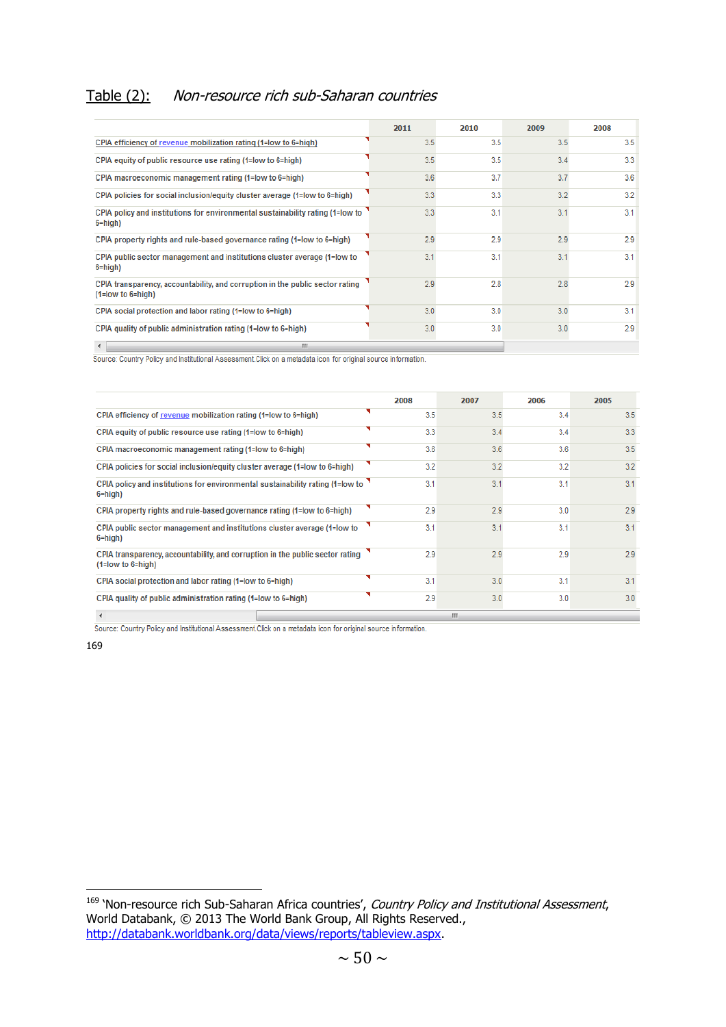Table (2): *Non-resource rich sub-Saharan countries*

| | 2011 | 2010 | 2009 | 2008 |
|---|---|---|---|---|
| CPIA efficiency of revenue mobilization rating (1=low to 6=high) | 3.5 | 3.5 | 3.5 | 3.5 |
| CPIA equity of public resource use rating (1=low to 6=high) | 3.5 | 3.5 | 3.4 | 3.3 |
| CPIA macroeconomic management rating (1=low to 6=high) | 3.6 | 3.7 | 3.7 | 3.6 |
| CPIA policies for social inclusion/equity cluster average (1=low to 6=high) | 3.3 | 3.3 | 3.2 | 3.2 |
| CPIA policy and institutions for environmental sustainability rating (1=low to 6=high) | 3.3 | 3.1 | 3.1 | 3.1 |
| CPIA property rights and rule-based governance rating (1=low to 6=high) | 2.9 | 2.9 | 2.9 | 2.9 |
| CPIA public sector management and institutions cluster average (1=low to 6=high) | 3.1 | 3.1 | 3.1 | 3.1 |
| CPIA transparency, accountability, and corruption in the public sector rating (1=low to 6=high) | 2.9 | 2.8 | 2.8 | 2.9 |
| CPIA social protection and labor rating (1=low to 6=high) | 3.0 | 3.0 | 3.0 | 3.1 |
| CPIA quality of public administration rating (1=low to 6=high) | 3.0 | 3.0 | 3.0 | 2.9 |

Source: Country Policy and Institutional Assessment. Click on a metadata icon for original source information.

| | 2008 | 2007 | 2006 | 2005 |
|---|---|---|---|---|
| CPIA efficiency of revenue mobilization rating (1=low to 6=high) | 3.5 | 3.5 | 3.4 | 3.5 |
| CPIA equity of public resource use rating (1=low to 6=high) | 3.3 | 3.4 | 3.4 | 3.3 |
| CPIA macroeconomic management rating (1=low to 6=high) | 3.6 | 3.6 | 3.6 | 3.5 |
| CPIA policies for social inclusion/equity cluster average (1=low to 6=high) | 3.2 | 3.2 | 3.2 | 3.2 |
| CPIA policy and institutions for environmental sustainability rating (1=low to 6=high) | 3.1 | 3.1 | 3.1 | 3.1 |
| CPIA property rights and rule-based governance rating (1=low to 6=high) | 2.9 | 2.9 | 3.0 | 2.9 |
| CPIA public sector management and institutions cluster average (1=low to 6=high) | 3.1 | 3.1 | 3.1 | 3.1 |
| CPIA transparency, accountability, and corruption in the public sector rating (1=low to 6=high) | 2.9 | 2.9 | 2.9 | 2.9 |
| CPIA social protection and labor rating (1=low to 6=high) | 3.1 | 3.0 | 3.1 | 3.1 |
| CPIA quality of public administration rating (1=low to 6=high) | 2.9 | 3.0 | 3.0 | 3.0 |

Source: Country Policy and Institutional Assessment. Click on a metadata icon for original source information.

169

---

[169] 'Non-resource rich Sub-Saharan Africa countries', *Country Policy and Institutional Assessment*, World Databank, © 2013 The World Bank Group, All Rights Reserved., http://databank.worldbank.org/data/views/reports/tableview.aspx.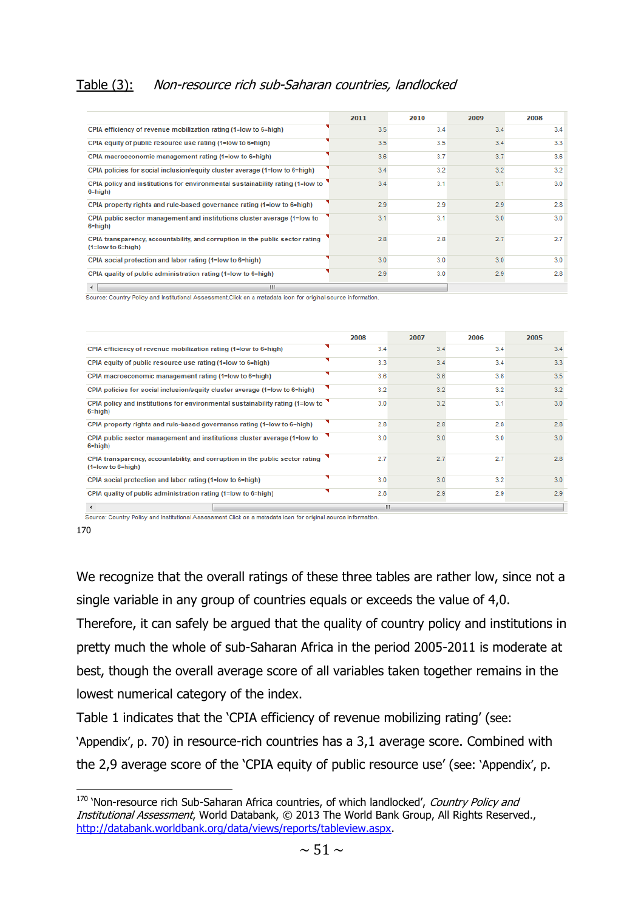Table (3): *Non-resource rich sub-Saharan countries, landlocked*

| | 2011 | 2010 | 2009 | 2008 |
|---|---|---|---|---|
| CPIA efficiency of revenue mobilization rating (1=low to 6=high) | 3.5 | 3.4 | 3.4 | 3.4 |
| CPIA equity of public resource use rating (1=low to 6=high) | 3.5 | 3.5 | 3.4 | 3.3 |
| CPIA macroeconomic management rating (1=low to 6=high) | 3.6 | 3.7 | 3.7 | 3.6 |
| CPIA policies for social inclusion/equity cluster average (1=low to 6=high) | 3.4 | 3.2 | 3.2 | 3.2 |
| CPIA policy and institutions for environmental sustainability rating (1=low to 6=high) | 3.4 | 3.1 | 3.1 | 3.0 |
| CPIA property rights and rule-based governance rating (1=low to 6=high) | 2.9 | 2.9 | 2.9 | 2.8 |
| CPIA public sector management and institutions cluster average (1=low to 6=high) | 3.1 | 3.1 | 3.0 | 3.0 |
| CPIA transparency, accountability, and corruption in the public sector rating (1=low to 6=high) | 2.8 | 2.8 | 2.7 | 2.7 |
| CPIA social protection and labor rating (1=low to 6=high) | 3.0 | 3.0 | 3.0 | 3.0 |
| CPIA quality of public administration rating (1=low to 6=high) | 2.9 | 3.0 | 2.9 | 2.8 |

Source: Country Policy and Institutional Assessment.Click on a metadata icon for original source information.

| | 2008 | 2007 | 2006 | 2005 |
|---|---|---|---|---|
| CPIA efficiency of revenue mobilization rating (1=low to 6=high) | 3.4 | 3.4 | 3.4 | 3.4 |
| CPIA equity of public resource use rating (1=low to 6=high) | 3.3 | 3.4 | 3.4 | 3.3 |
| CPIA macroeconomic management rating (1=low to 6=high) | 3.6 | 3.6 | 3.6 | 3.5 |
| CPIA policies for social inclusion/equity cluster average (1=low to 6=high) | 3.2 | 3.2 | 3.2 | 3.2 |
| CPIA policy and institutions for environmental sustainability rating (1=low to 6=high) | 3.0 | 3.2 | 3.1 | 3.0 |
| CPIA property rights and rule-based governance rating (1=low to 6=high) | 2.8 | 2.8 | 2.8 | 2.8 |
| CPIA public sector management and institutions cluster average (1=low to 6=high) | 3.0 | 3.0 | 3.0 | 3.0 |
| CPIA transparency, accountability, and corruption in the public sector rating (1=low to 6=high) | 2.7 | 2.7 | 2.7 | 2.8 |
| CPIA social protection and labor rating (1=low to 6=high) | 3.0 | 3.0 | 3.2 | 3.0 |
| CPIA quality of public administration rating (1=low to 6=high) | 2.8 | 2.9 | 2.9 | 2.9 |

Source: Country Policy and Institutional Assessment.Click on a metadata icon for original source information.

[170]

We recognize that the overall ratings of these three tables are rather low, since not a single variable in any group of countries equals or exceeds the value of 4,0. Therefore, it can safely be argued that the quality of country policy and institutions in pretty much the whole of sub-Saharan Africa in the period 2005-2011 is moderate at best, though the overall average score of all variables taken together remains in the lowest numerical category of the index.

Table 1 indicates that the 'CPIA efficiency of revenue mobilizing rating' (see: 'Appendix', p. 70) in resource-rich countries has a 3,1 average score. Combined with the 2,9 average score of the 'CPIA equity of public resource use' (see: 'Appendix', p.

---

[170] 'Non-resource rich Sub-Saharan Africa countries, of which landlocked', *Country Policy and Institutional Assessment*, World Databank, © 2013 The World Bank Group, All Rights Reserved., http://databank.worldbank.org/data/views/reports/tableview.aspx.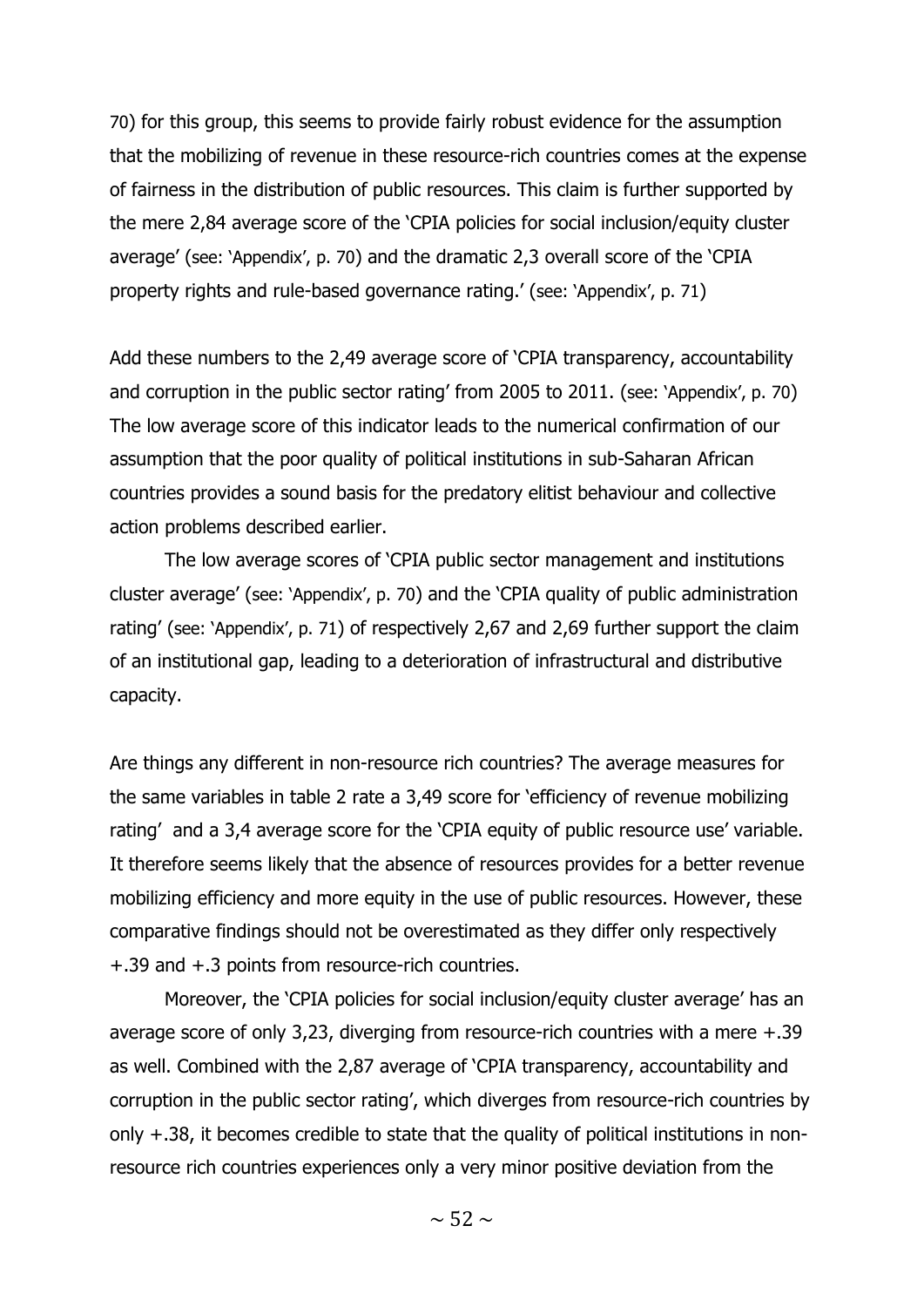70) for this group, this seems to provide fairly robust evidence for the assumption that the mobilizing of revenue in these resource-rich countries comes at the expense of fairness in the distribution of public resources. This claim is further supported by the mere 2,84 average score of the 'CPIA policies for social inclusion/equity cluster average' (see: 'Appendix', p. 70) and the dramatic 2,3 overall score of the 'CPIA property rights and rule-based governance rating.' (see: 'Appendix', p. 71)

Add these numbers to the 2,49 average score of 'CPIA transparency, accountability and corruption in the public sector rating' from 2005 to 2011. (see: 'Appendix', p. 70) The low average score of this indicator leads to the numerical confirmation of our assumption that the poor quality of political institutions in sub-Saharan African countries provides a sound basis for the predatory elitist behaviour and collective action problems described earlier.

The low average scores of 'CPIA public sector management and institutions cluster average' (see: 'Appendix', p. 70) and the 'CPIA quality of public administration rating' (see: 'Appendix', p. 71) of respectively 2,67 and 2,69 further support the claim of an institutional gap, leading to a deterioration of infrastructural and distributive capacity.

Are things any different in non-resource rich countries? The average measures for the same variables in table 2 rate a 3,49 score for 'efficiency of revenue mobilizing rating' and a 3,4 average score for the 'CPIA equity of public resource use' variable. It therefore seems likely that the absence of resources provides for a better revenue mobilizing efficiency and more equity in the use of public resources. However, these comparative findings should not be overestimated as they differ only respectively +.39 and +.3 points from resource-rich countries.

Moreover, the 'CPIA policies for social inclusion/equity cluster average' has an average score of only 3,23, diverging from resource-rich countries with a mere +.39 as well. Combined with the 2,87 average of 'CPIA transparency, accountability and corruption in the public sector rating', which diverges from resource-rich countries by only +.38, it becomes credible to state that the quality of political institutions in non-resource rich countries experiences only a very minor positive deviation from the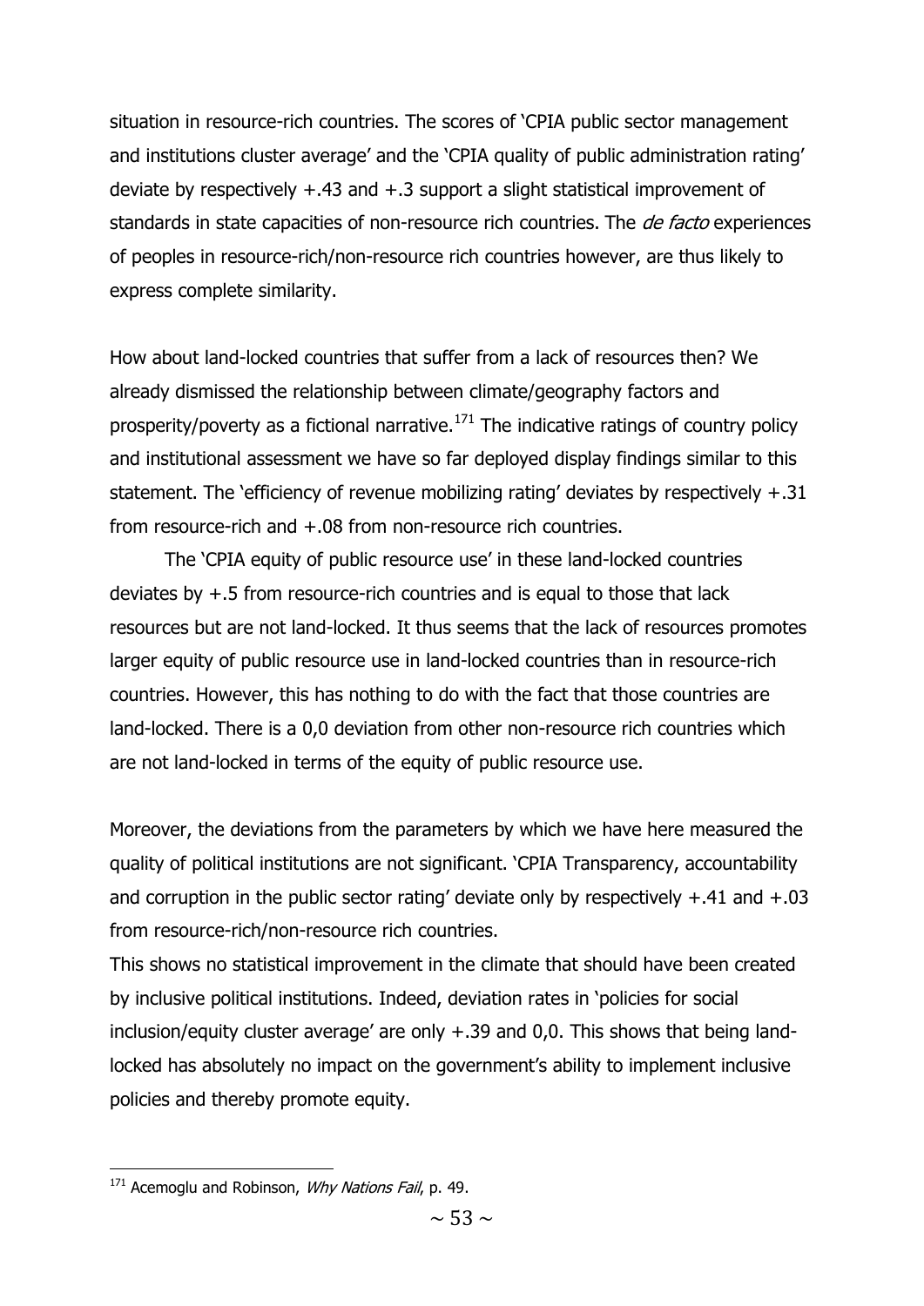situation in resource-rich countries. The scores of 'CPIA public sector management and institutions cluster average' and the 'CPIA quality of public administration rating' deviate by respectively +.43 and +.3 support a slight statistical improvement of standards in state capacities of non-resource rich countries. The *de facto* experiences of peoples in resource-rich/non-resource rich countries however, are thus likely to express complete similarity.

How about land-locked countries that suffer from a lack of resources then? We already dismissed the relationship between climate/geography factors and prosperity/poverty as a fictional narrative.[171] The indicative ratings of country policy and institutional assessment we have so far deployed display findings similar to this statement. The 'efficiency of revenue mobilizing rating' deviates by respectively +.31 from resource-rich and +.08 from non-resource rich countries.

The 'CPIA equity of public resource use' in these land-locked countries deviates by +.5 from resource-rich countries and is equal to those that lack resources but are not land-locked. It thus seems that the lack of resources promotes larger equity of public resource use in land-locked countries than in resource-rich countries. However, this has nothing to do with the fact that those countries are land-locked. There is a 0,0 deviation from other non-resource rich countries which are not land-locked in terms of the equity of public resource use.

Moreover, the deviations from the parameters by which we have here measured the quality of political institutions are not significant. 'CPIA Transparency, accountability and corruption in the public sector rating' deviate only by respectively +.41 and +.03 from resource-rich/non-resource rich countries.

This shows no statistical improvement in the climate that should have been created by inclusive political institutions. Indeed, deviation rates in 'policies for social inclusion/equity cluster average' are only +.39 and 0,0. This shows that being land-locked has absolutely no impact on the government's ability to implement inclusive policies and thereby promote equity.

---

[171] Acemoglu and Robinson, *Why Nations Fail*, p. 49.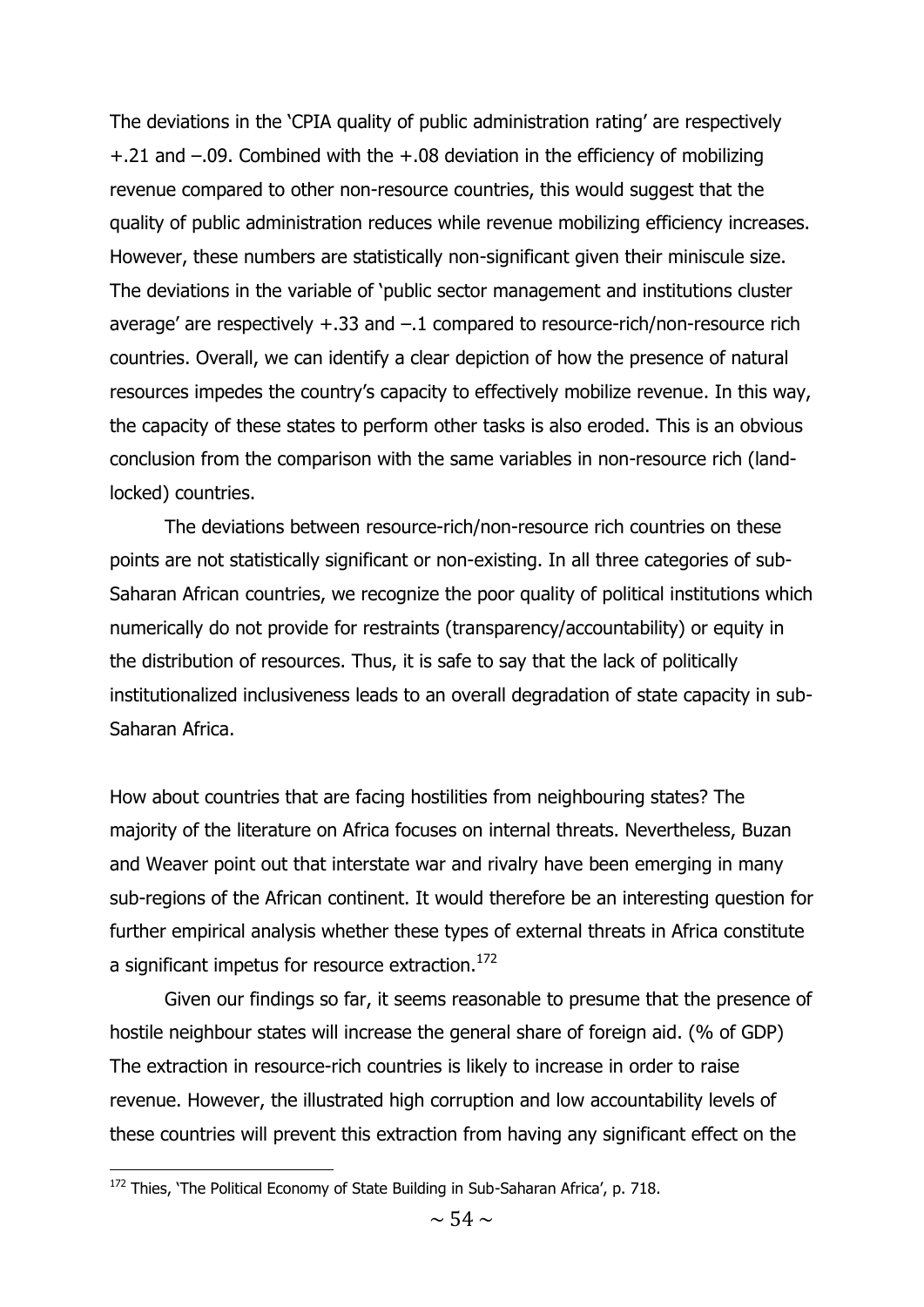The deviations in the 'CPIA quality of public administration rating' are respectively +.21 and –.09. Combined with the +.08 deviation in the efficiency of mobilizing revenue compared to other non-resource countries, this would suggest that the quality of public administration reduces while revenue mobilizing efficiency increases. However, these numbers are statistically non-significant given their miniscule size. The deviations in the variable of 'public sector management and institutions cluster average' are respectively +.33 and –.1 compared to resource-rich/non-resource rich countries. Overall, we can identify a clear depiction of how the presence of natural resources impedes the country's capacity to effectively mobilize revenue. In this way, the capacity of these states to perform other tasks is also eroded. This is an obvious conclusion from the comparison with the same variables in non-resource rich (land-locked) countries.

The deviations between resource-rich/non-resource rich countries on these points are not statistically significant or non-existing. In all three categories of sub-Saharan African countries, we recognize the poor quality of political institutions which numerically do not provide for restraints (transparency/accountability) or equity in the distribution of resources. Thus, it is safe to say that the lack of politically institutionalized inclusiveness leads to an overall degradation of state capacity in sub-Saharan Africa.

How about countries that are facing hostilities from neighbouring states? The majority of the literature on Africa focuses on internal threats. Nevertheless, Buzan and Weaver point out that interstate war and rivalry have been emerging in many sub-regions of the African continent. It would therefore be an interesting question for further empirical analysis whether these types of external threats in Africa constitute a significant impetus for resource extraction.[172]

Given our findings so far, it seems reasonable to presume that the presence of hostile neighbour states will increase the general share of foreign aid. (% of GDP) The extraction in resource-rich countries is likely to increase in order to raise revenue. However, the illustrated high corruption and low accountability levels of these countries will prevent this extraction from having any significant effect on the

[172] Thies, 'The Political Economy of State Building in Sub-Saharan Africa', p. 718.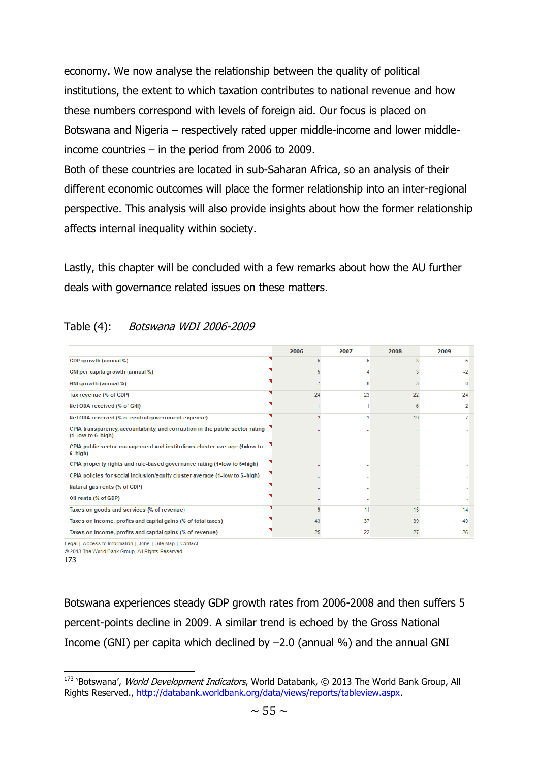economy. We now analyse the relationship between the quality of political institutions, the extent to which taxation contributes to national revenue and how these numbers correspond with levels of foreign aid. Our focus is placed on Botswana and Nigeria – respectively rated upper middle-income and lower middle-income countries – in the period from 2006 to 2009.

Both of these countries are located in sub-Saharan Africa, so an analysis of their different economic outcomes will place the former relationship into an inter-regional perspective. This analysis will also provide insights about how the former relationship affects internal inequality within society.

Lastly, this chapter will be concluded with a few remarks about how the AU further deals with governance related issues on these matters.

Table (4): *Botswana WDI 2006-2009*

| | 2006 | 2007 | 2008 | 2009 |
|---|---|---|---|---|
| GDP growth (annual %) | 5 | 5 | 3 | -5 |
| GNI per capita growth (annual %) | 5 | 4 | 3 | -2 |
| GNI growth (annual %) | 7 | 6 | 5 | 0 |
| Tax revenue (% of GDP) | 24 | 23 | 22 | 24 |
| Net ODA received (% of GNI) | 1 | 1 | 6 | 2 |
| Net ODA received (% of central government expense) | 2 | 3 | 19 | 7 |
| CPIA transparency, accountability, and corruption in the public sector rating (1=low to 6=high) | .. | .. | .. | .. |
| CPIA public sector management and institutions cluster average (1=low to 6=high) | .. | .. | .. | .. |
| CPIA property rights and rule-based governance rating (1=low to 6=high) | .. | .. | .. | .. |
| CPIA policies for social inclusion/equity cluster average (1=low to 6=high) | .. | .. | .. | .. |
| Natural gas rents (% of GDP) | .. | .. | .. | .. |
| Oil rents (% of GDP) | .. | .. | .. | .. |
| Taxes on goods and services (% of revenue) | 9 | 11 | 15 | 14 |
| Taxes on income, profits and capital gains (% of total taxes) | 43 | 37 | 39 | 40 |
| Taxes on income, profits and capital gains (% of revenue) | 25 | 22 | 27 | 26 |

Legal | Access to Information | Jobs | Site Map | Contact
© 2013 The World Bank Group, All Rights Reserved.
173

Botswana experiences steady GDP growth rates from 2006-2008 and then suffers 5 percent-points decline in 2009. A similar trend is echoed by the Gross National Income (GNI) per capita which declined by –2.0 (annual %) and the annual GNI

[173] 'Botswana', *World Development Indicators*, World Databank, © 2013 The World Bank Group, All Rights Reserved., http://databank.worldbank.org/data/views/reports/tableview.aspx.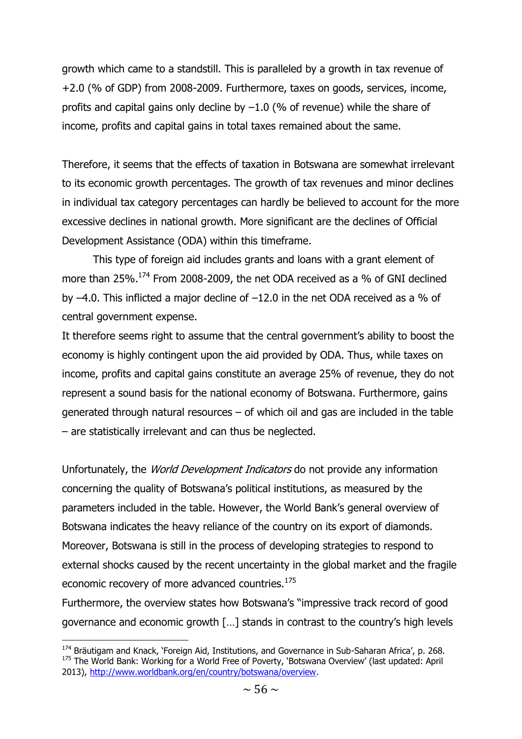growth which came to a standstill. This is paralleled by a growth in tax revenue of +2.0 (% of GDP) from 2008-2009. Furthermore, taxes on goods, services, income, profits and capital gains only decline by –1.0 (% of revenue) while the share of income, profits and capital gains in total taxes remained about the same.

Therefore, it seems that the effects of taxation in Botswana are somewhat irrelevant to its economic growth percentages. The growth of tax revenues and minor declines in individual tax category percentages can hardly be believed to account for the more excessive declines in national growth. More significant are the declines of Official Development Assistance (ODA) within this timeframe.

This type of foreign aid includes grants and loans with a grant element of more than 25%.[174] From 2008-2009, the net ODA received as a % of GNI declined by –4.0. This inflicted a major decline of –12.0 in the net ODA received as a % of central government expense.

It therefore seems right to assume that the central government's ability to boost the economy is highly contingent upon the aid provided by ODA. Thus, while taxes on income, profits and capital gains constitute an average 25% of revenue, they do not represent a sound basis for the national economy of Botswana. Furthermore, gains generated through natural resources – of which oil and gas are included in the table – are statistically irrelevant and can thus be neglected.

Unfortunately, the *World Development Indicators* do not provide any information concerning the quality of Botswana's political institutions, as measured by the parameters included in the table. However, the World Bank's general overview of Botswana indicates the heavy reliance of the country on its export of diamonds. Moreover, Botswana is still in the process of developing strategies to respond to external shocks caused by the recent uncertainty in the global market and the fragile economic recovery of more advanced countries.[175]

Furthermore, the overview states how Botswana's "impressive track record of good governance and economic growth […] stands in contrast to the country's high levels

---

[174] Bräutigam and Knack, 'Foreign Aid, Institutions, and Governance in Sub-Saharan Africa', p. 268.

[175] The World Bank: Working for a World Free of Poverty, 'Botswana Overview' (last updated: April 2013), http://www.worldbank.org/en/country/botswana/overview.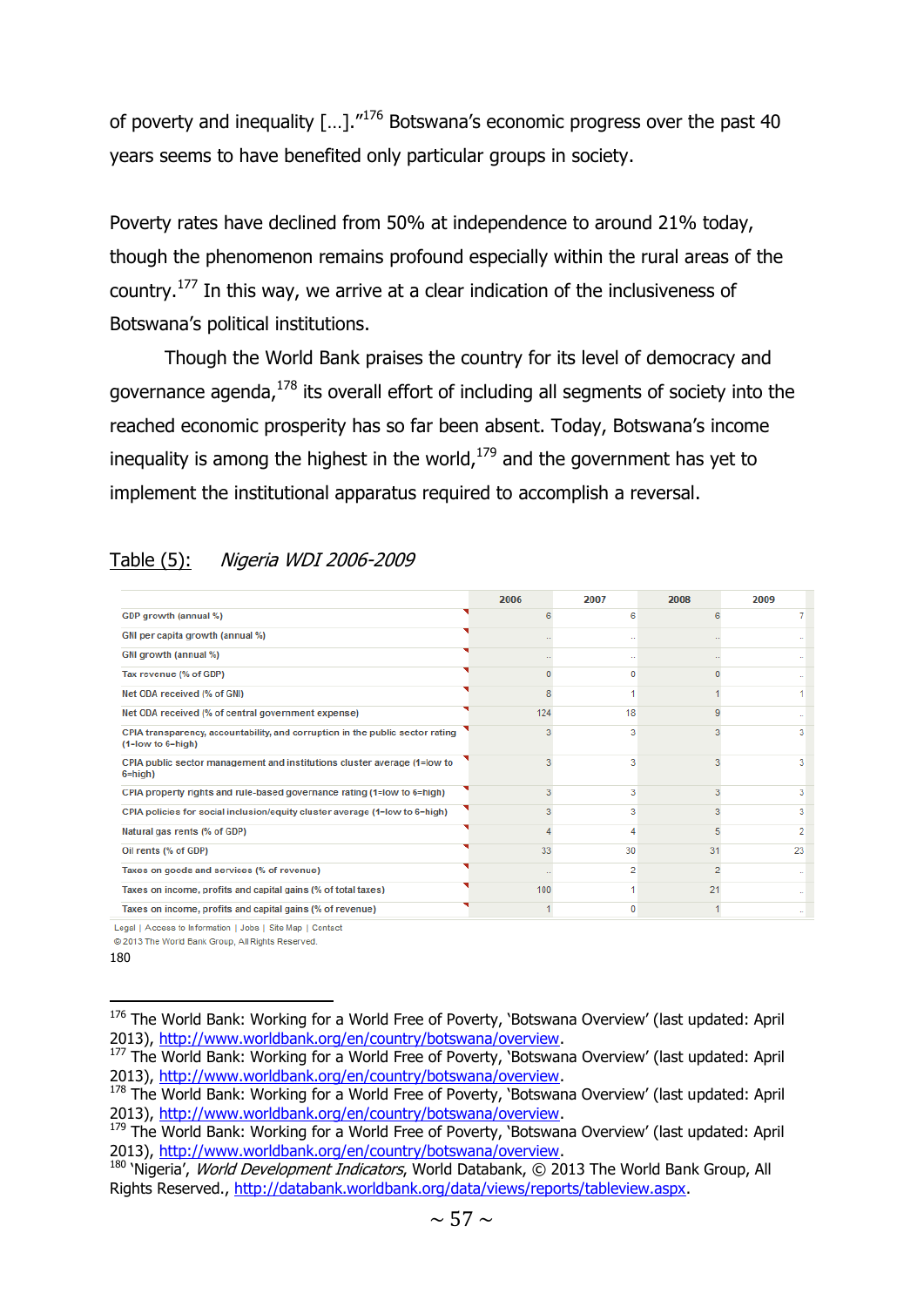of poverty and inequality […].”[176] Botswana’s economic progress over the past 40 years seems to have benefited only particular groups in society.

Poverty rates have declined from 50% at independence to around 21% today, though the phenomenon remains profound especially within the rural areas of the country.[177] In this way, we arrive at a clear indication of the inclusiveness of Botswana’s political institutions.

Though the World Bank praises the country for its level of democracy and governance agenda,[178] its overall effort of including all segments of society into the reached economic prosperity has so far been absent. Today, Botswana’s income inequality is among the highest in the world,[179] and the government has yet to implement the institutional apparatus required to accomplish a reversal.

Table (5): *Nigeria WDI 2006-2009*

| | 2006 | 2007 | 2008 | 2009 |
|---|---|---|---|---|
| GDP growth (annual %) | 6 | 6 | 6 | 7 |
| GNI per capita growth (annual %) | .. | .. | .. | .. |
| GNI growth (annual %) | .. | .. | .. | .. |
| Tax revenue (% of GDP) | 0 | 0 | 0 | .. |
| Net ODA received (% of GNI) | 8 | 1 | 1 | 1 |
| Net ODA received (% of central government expense) | 124 | 18 | 9 | .. |
| CPIA transparency, accountability, and corruption in the public sector rating (1=low to 6=high) | 3 | 3 | 3 | 3 |
| CPIA public sector management and institutions cluster average (1=low to 6=high) | 3 | 3 | 3 | 3 |
| CPIA property rights and rule-based governance rating (1=low to 6=high) | 3 | 3 | 3 | 3 |
| CPIA policies for social inclusion/equity cluster average (1=low to 6=high) | 3 | 3 | 3 | 3 |
| Natural gas rents (% of GDP) | 4 | 4 | 5 | 2 |
| Oil rents (% of GDP) | 33 | 30 | 31 | 23 |
| Taxes on goods and services (% of revenue) | .. | 2 | 2 | .. |
| Taxes on income, profits and capital gains (% of total taxes) | 100 | 1 | 21 | .. |
| Taxes on income, profits and capital gains (% of revenue) | 1 | 0 | 1 | .. |

Legal | Access to Information | Jobs | Site Map | Contact
© 2013 The World Bank Group, All Rights Reserved.

180

---

[176] The World Bank: Working for a World Free of Poverty, ‘Botswana Overview’ (last updated: April 2013), http://www.worldbank.org/en/country/botswana/overview.
[177] The World Bank: Working for a World Free of Poverty, ‘Botswana Overview’ (last updated: April 2013), http://www.worldbank.org/en/country/botswana/overview.
[178] The World Bank: Working for a World Free of Poverty, ‘Botswana Overview’ (last updated: April 2013), http://www.worldbank.org/en/country/botswana/overview.
[179] The World Bank: Working for a World Free of Poverty, ‘Botswana Overview’ (last updated: April 2013), http://www.worldbank.org/en/country/botswana/overview.
[180] ‘Nigeria’, *World Development Indicators*, World Databank, © 2013 The World Bank Group, All Rights Reserved., http://databank.worldbank.org/data/views/reports/tableview.aspx.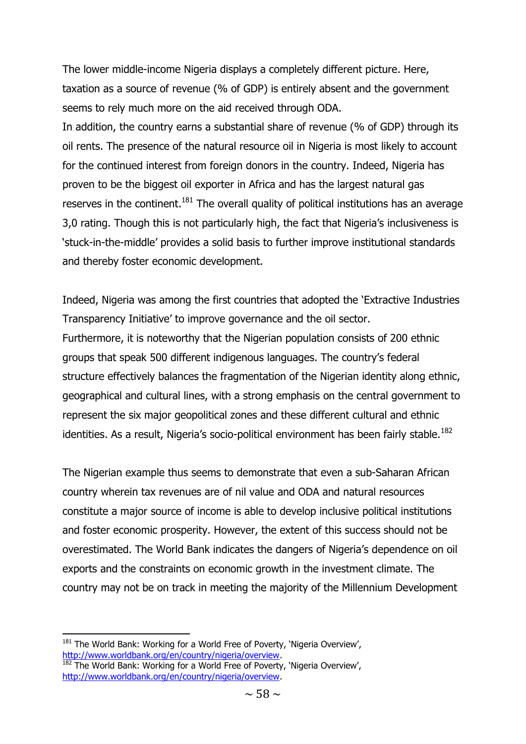The lower middle-income Nigeria displays a completely different picture. Here, taxation as a source of revenue (% of GDP) is entirely absent and the government seems to rely much more on the aid received through ODA.
In addition, the country earns a substantial share of revenue (% of GDP) through its oil rents. The presence of the natural resource oil in Nigeria is most likely to account for the continued interest from foreign donors in the country. Indeed, Nigeria has proven to be the biggest oil exporter in Africa and has the largest natural gas reserves in the continent.[181] The overall quality of political institutions has an average 3,0 rating. Though this is not particularly high, the fact that Nigeria's inclusiveness is 'stuck-in-the-middle' provides a solid basis to further improve institutional standards and thereby foster economic development.

Indeed, Nigeria was among the first countries that adopted the 'Extractive Industries Transparency Initiative' to improve governance and the oil sector.
Furthermore, it is noteworthy that the Nigerian population consists of 200 ethnic groups that speak 500 different indigenous languages. The country's federal structure effectively balances the fragmentation of the Nigerian identity along ethnic, geographical and cultural lines, with a strong emphasis on the central government to represent the six major geopolitical zones and these different cultural and ethnic identities. As a result, Nigeria's socio-political environment has been fairly stable.[182]

The Nigerian example thus seems to demonstrate that even a sub-Saharan African country wherein tax revenues are of nil value and ODA and natural resources constitute a major source of income is able to develop inclusive political institutions and foster economic prosperity. However, the extent of this success should not be overestimated. The World Bank indicates the dangers of Nigeria's dependence on oil exports and the constraints on economic growth in the investment climate. The country may not be on track in meeting the majority of the Millennium Development

---

[181] The World Bank: Working for a World Free of Poverty, 'Nigeria Overview', http://www.worldbank.org/en/country/nigeria/overview.

[182] The World Bank: Working for a World Free of Poverty, 'Nigeria Overview', http://www.worldbank.org/en/country/nigeria/overview.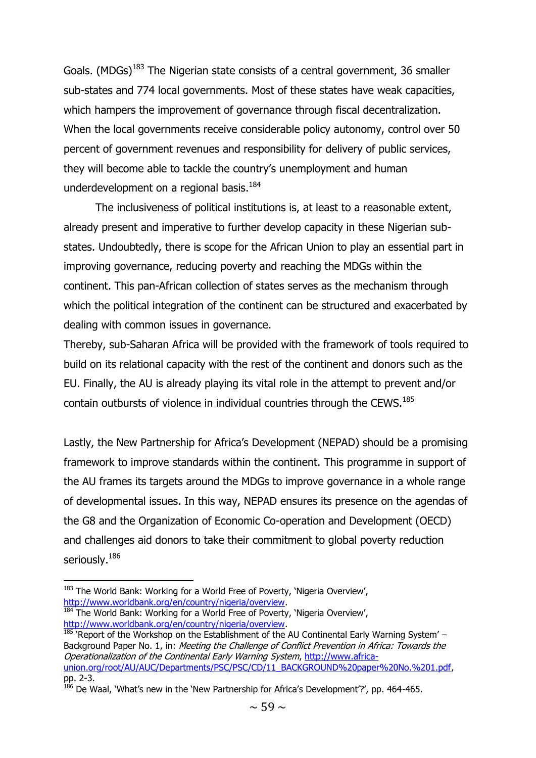Goals. (MDGs)[183] The Nigerian state consists of a central government, 36 smaller sub-states and 774 local governments. Most of these states have weak capacities, which hampers the improvement of governance through fiscal decentralization. When the local governments receive considerable policy autonomy, control over 50 percent of government revenues and responsibility for delivery of public services, they will become able to tackle the country's unemployment and human underdevelopment on a regional basis.[184]

The inclusiveness of political institutions is, at least to a reasonable extent, already present and imperative to further develop capacity in these Nigerian sub-states. Undoubtedly, there is scope for the African Union to play an essential part in improving governance, reducing poverty and reaching the MDGs within the continent. This pan-African collection of states serves as the mechanism through which the political integration of the continent can be structured and exacerbated by dealing with common issues in governance.

Thereby, sub-Saharan Africa will be provided with the framework of tools required to build on its relational capacity with the rest of the continent and donors such as the EU. Finally, the AU is already playing its vital role in the attempt to prevent and/or contain outbursts of violence in individual countries through the CEWS.[185]

Lastly, the New Partnership for Africa's Development (NEPAD) should be a promising framework to improve standards within the continent. This programme in support of the AU frames its targets around the MDGs to improve governance in a whole range of developmental issues. In this way, NEPAD ensures its presence on the agendas of the G8 and the Organization of Economic Co-operation and Development (OECD) and challenges aid donors to take their commitment to global poverty reduction seriously.[186]

---

[183] The World Bank: Working for a World Free of Poverty, 'Nigeria Overview', http://www.worldbank.org/en/country/nigeria/overview.

[184] The World Bank: Working for a World Free of Poverty, 'Nigeria Overview', http://www.worldbank.org/en/country/nigeria/overview.

[185] 'Report of the Workshop on the Establishment of the AU Continental Early Warning System' – Background Paper No. 1, in: *Meeting the Challenge of Conflict Prevention in Africa: Towards the Operationalization of the Continental Early Warning System*, http://www.africa-union.org/root/AU/AUC/Departments/PSC/PSC/CD/11_BACKGROUND%20paper%20No.%201.pdf, pp. 2-3.

[186] De Waal, 'What's new in the 'New Partnership for Africa's Development'?', pp. 464-465.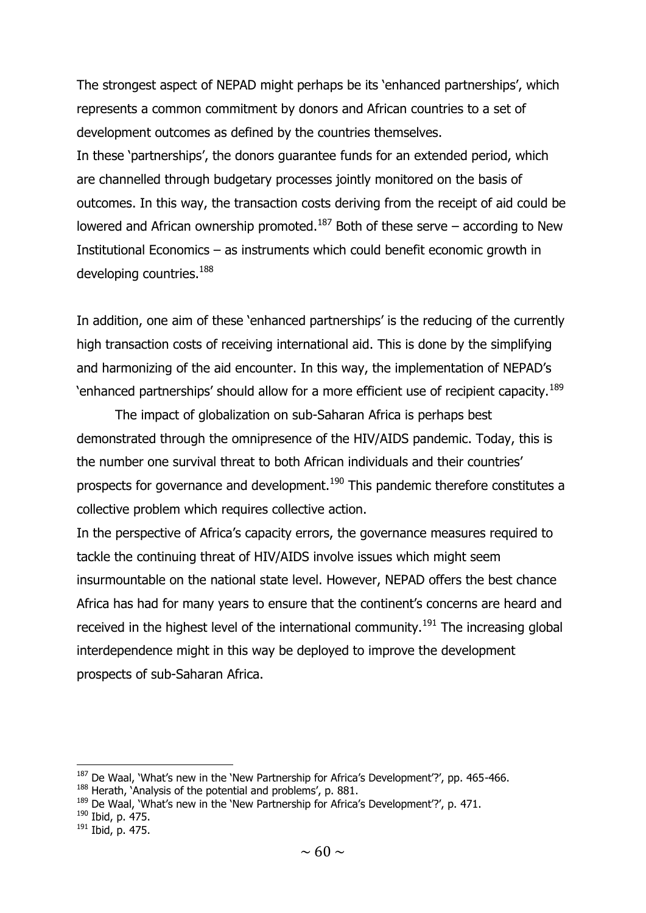The strongest aspect of NEPAD might perhaps be its 'enhanced partnerships', which represents a common commitment by donors and African countries to a set of development outcomes as defined by the countries themselves.

In these 'partnerships', the donors guarantee funds for an extended period, which are channelled through budgetary processes jointly monitored on the basis of outcomes. In this way, the transaction costs deriving from the receipt of aid could be lowered and African ownership promoted.[187] Both of these serve – according to New Institutional Economics – as instruments which could benefit economic growth in developing countries.[188]

In addition, one aim of these 'enhanced partnerships' is the reducing of the currently high transaction costs of receiving international aid. This is done by the simplifying and harmonizing of the aid encounter. In this way, the implementation of NEPAD's 'enhanced partnerships' should allow for a more efficient use of recipient capacity.[189]

The impact of globalization on sub-Saharan Africa is perhaps best demonstrated through the omnipresence of the HIV/AIDS pandemic. Today, this is the number one survival threat to both African individuals and their countries' prospects for governance and development.[190] This pandemic therefore constitutes a collective problem which requires collective action.

In the perspective of Africa's capacity errors, the governance measures required to tackle the continuing threat of HIV/AIDS involve issues which might seem insurmountable on the national state level. However, NEPAD offers the best chance Africa has had for many years to ensure that the continent's concerns are heard and received in the highest level of the international community.[191] The increasing global interdependence might in this way be deployed to improve the development prospects of sub-Saharan Africa.

---

[187] De Waal, 'What's new in the 'New Partnership for Africa's Development'?', pp. 465-466.

[188] Herath, 'Analysis of the potential and problems', p. 881.

[189] De Waal, 'What's new in the 'New Partnership for Africa's Development'?', p. 471.

[190] Ibid, p. 475.

[191] Ibid, p. 475.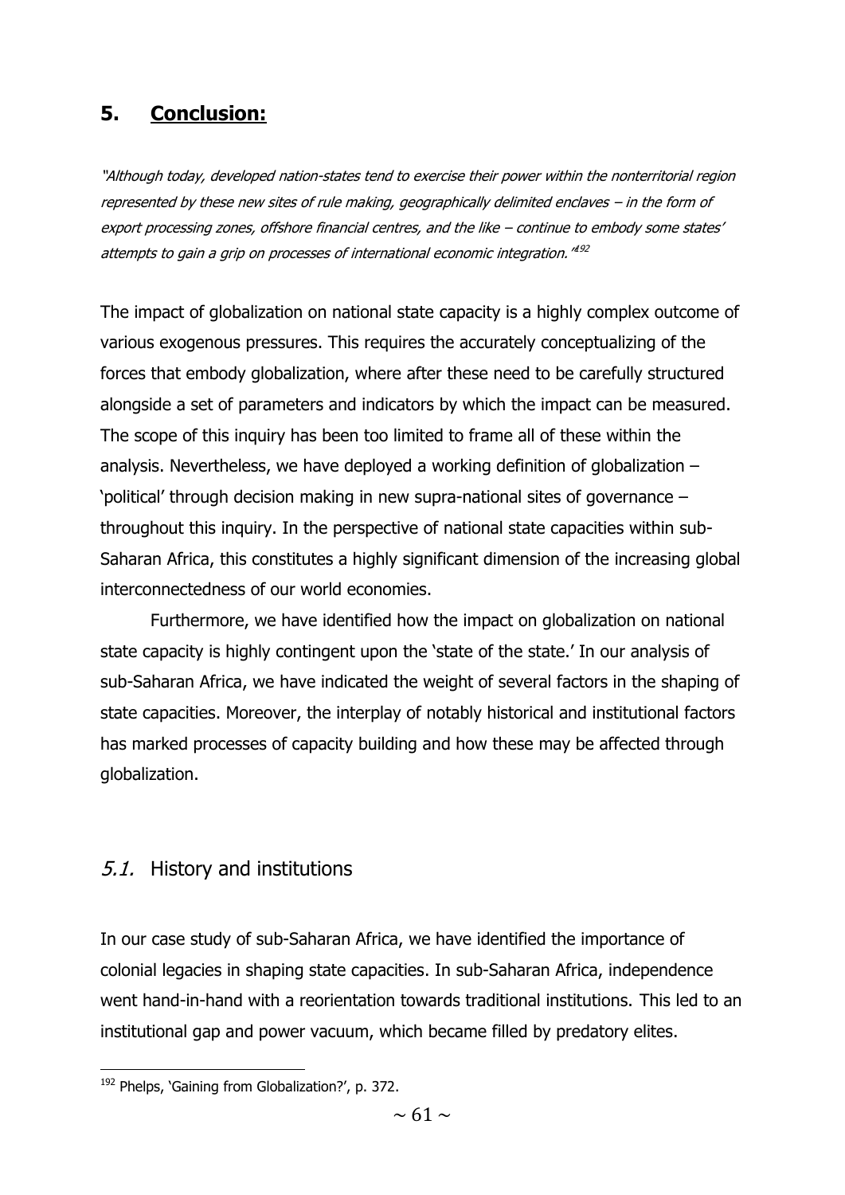## 5. Conclusion:

*"Although today, developed nation-states tend to exercise their power within the nonterritorial region represented by these new sites of rule making, geographically delimited enclaves – in the form of export processing zones, offshore financial centres, and the like – continue to embody some states' attempts to gain a grip on processes of international economic integration."*[192]

The impact of globalization on national state capacity is a highly complex outcome of various exogenous pressures. This requires the accurately conceptualizing of the forces that embody globalization, where after these need to be carefully structured alongside a set of parameters and indicators by which the impact can be measured. The scope of this inquiry has been too limited to frame all of these within the analysis. Nevertheless, we have deployed a working definition of globalization – 'political' through decision making in new supra-national sites of governance – throughout this inquiry. In the perspective of national state capacities within sub-Saharan Africa, this constitutes a highly significant dimension of the increasing global interconnectedness of our world economies.

Furthermore, we have identified how the impact on globalization on national state capacity is highly contingent upon the 'state of the state.' In our analysis of sub-Saharan Africa, we have indicated the weight of several factors in the shaping of state capacities. Moreover, the interplay of notably historical and institutional factors has marked processes of capacity building and how these may be affected through globalization.

### *5.1.* History and institutions

In our case study of sub-Saharan Africa, we have identified the importance of colonial legacies in shaping state capacities. In sub-Saharan Africa, independence went hand-in-hand with a reorientation towards traditional institutions. This led to an institutional gap and power vacuum, which became filled by predatory elites.

[192] Phelps, 'Gaining from Globalization?', p. 372.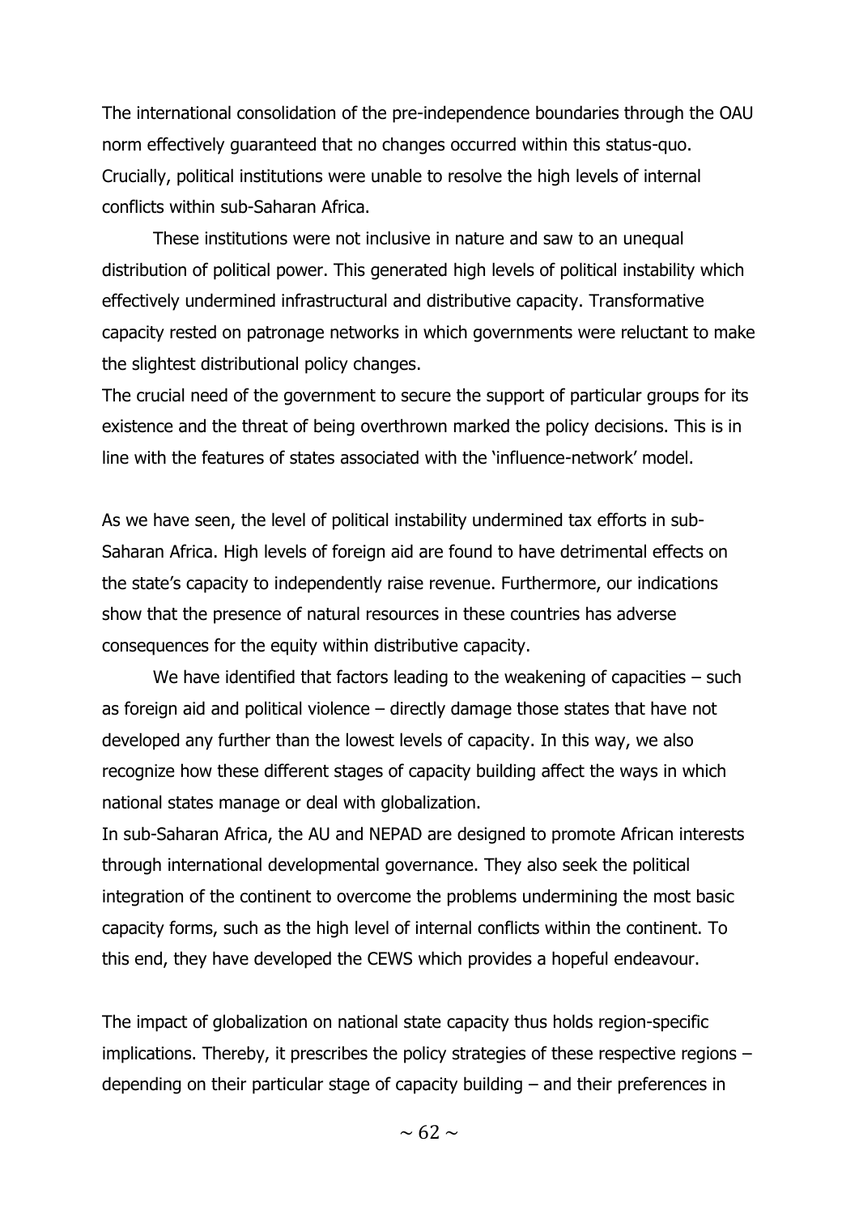The international consolidation of the pre-independence boundaries through the OAU norm effectively guaranteed that no changes occurred within this status-quo. Crucially, political institutions were unable to resolve the high levels of internal conflicts within sub-Saharan Africa.

These institutions were not inclusive in nature and saw to an unequal distribution of political power. This generated high levels of political instability which effectively undermined infrastructural and distributive capacity. Transformative capacity rested on patronage networks in which governments were reluctant to make the slightest distributional policy changes.

The crucial need of the government to secure the support of particular groups for its existence and the threat of being overthrown marked the policy decisions. This is in line with the features of states associated with the 'influence-network' model.

As we have seen, the level of political instability undermined tax efforts in sub-Saharan Africa. High levels of foreign aid are found to have detrimental effects on the state's capacity to independently raise revenue. Furthermore, our indications show that the presence of natural resources in these countries has adverse consequences for the equity within distributive capacity.

We have identified that factors leading to the weakening of capacities – such as foreign aid and political violence – directly damage those states that have not developed any further than the lowest levels of capacity. In this way, we also recognize how these different stages of capacity building affect the ways in which national states manage or deal with globalization.

In sub-Saharan Africa, the AU and NEPAD are designed to promote African interests through international developmental governance. They also seek the political integration of the continent to overcome the problems undermining the most basic capacity forms, such as the high level of internal conflicts within the continent. To this end, they have developed the CEWS which provides a hopeful endeavour.

The impact of globalization on national state capacity thus holds region-specific implications. Thereby, it prescribes the policy strategies of these respective regions – depending on their particular stage of capacity building – and their preferences in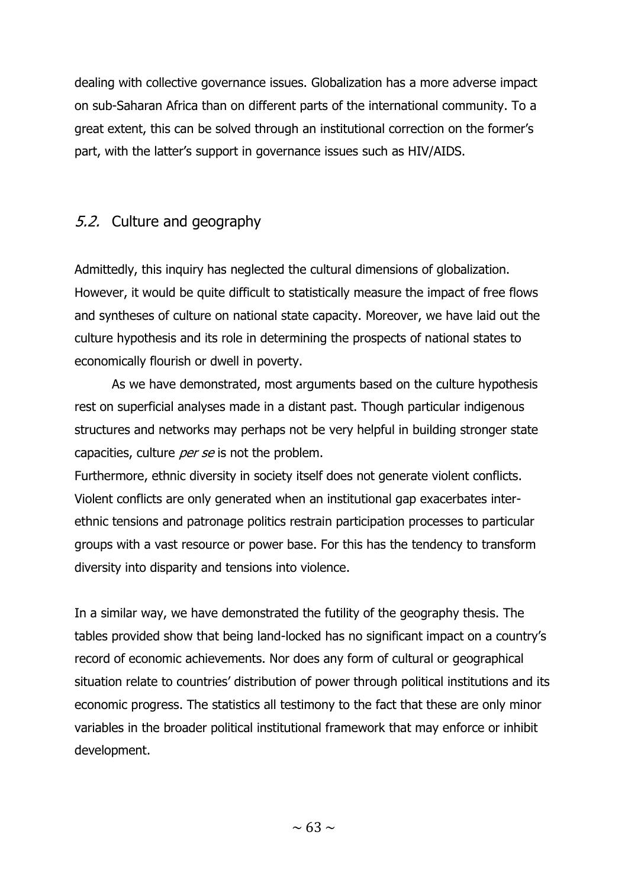dealing with collective governance issues. Globalization has a more adverse impact on sub-Saharan Africa than on different parts of the international community. To a great extent, this can be solved through an institutional correction on the former's part, with the latter's support in governance issues such as HIV/AIDS.

## *5.2.* Culture and geography

Admittedly, this inquiry has neglected the cultural dimensions of globalization. However, it would be quite difficult to statistically measure the impact of free flows and syntheses of culture on national state capacity. Moreover, we have laid out the culture hypothesis and its role in determining the prospects of national states to economically flourish or dwell in poverty.

As we have demonstrated, most arguments based on the culture hypothesis rest on superficial analyses made in a distant past. Though particular indigenous structures and networks may perhaps not be very helpful in building stronger state capacities, culture *per se* is not the problem.

Furthermore, ethnic diversity in society itself does not generate violent conflicts. Violent conflicts are only generated when an institutional gap exacerbates inter-ethnic tensions and patronage politics restrain participation processes to particular groups with a vast resource or power base. For this has the tendency to transform diversity into disparity and tensions into violence.

In a similar way, we have demonstrated the futility of the geography thesis. The tables provided show that being land-locked has no significant impact on a country's record of economic achievements. Nor does any form of cultural or geographical situation relate to countries' distribution of power through political institutions and its economic progress. The statistics all testimony to the fact that these are only minor variables in the broader political institutional framework that may enforce or inhibit development.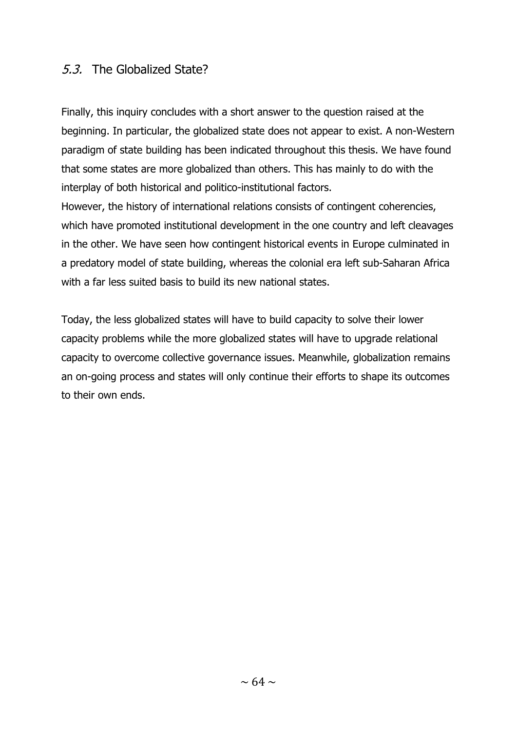## *5.3.* The Globalized State?

Finally, this inquiry concludes with a short answer to the question raised at the beginning. In particular, the globalized state does not appear to exist. A non-Western paradigm of state building has been indicated throughout this thesis. We have found that some states are more globalized than others. This has mainly to do with the interplay of both historical and politico-institutional factors.
However, the history of international relations consists of contingent coherencies, which have promoted institutional development in the one country and left cleavages in the other. We have seen how contingent historical events in Europe culminated in a predatory model of state building, whereas the colonial era left sub-Saharan Africa with a far less suited basis to build its new national states.

Today, the less globalized states will have to build capacity to solve their lower capacity problems while the more globalized states will have to upgrade relational capacity to overcome collective governance issues. Meanwhile, globalization remains an on-going process and states will only continue their efforts to shape its outcomes to their own ends.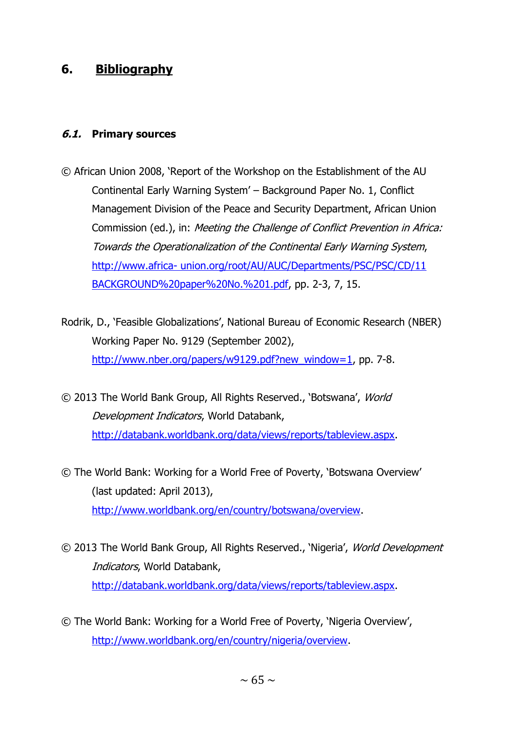# 6. **Bibliography**

## *6.1.* Primary sources

© African Union 2008, 'Report of the Workshop on the Establishment of the AU Continental Early Warning System' – Background Paper No. 1, Conflict Management Division of the Peace and Security Department, African Union Commission (ed.), in: *Meeting the Challenge of Conflict Prevention in Africa: Towards the Operationalization of the Continental Early Warning System*, http://www.africa- union.org/root/AU/AUC/Departments/PSC/PSC/CD/11 BACKGROUND%20paper%20No.%201.pdf, pp. 2-3, 7, 15.

Rodrik, D., 'Feasible Globalizations', National Bureau of Economic Research (NBER) Working Paper No. 9129 (September 2002), http://www.nber.org/papers/w9129.pdf?new_window=1, pp. 7-8.

© 2013 The World Bank Group, All Rights Reserved., 'Botswana', *World Development Indicators*, World Databank, http://databank.worldbank.org/data/views/reports/tableview.aspx.

© The World Bank: Working for a World Free of Poverty, 'Botswana Overview' (last updated: April 2013), http://www.worldbank.org/en/country/botswana/overview.

© 2013 The World Bank Group, All Rights Reserved., 'Nigeria', *World Development Indicators*, World Databank, http://databank.worldbank.org/data/views/reports/tableview.aspx.

© The World Bank: Working for a World Free of Poverty, 'Nigeria Overview', http://www.worldbank.org/en/country/nigeria/overview.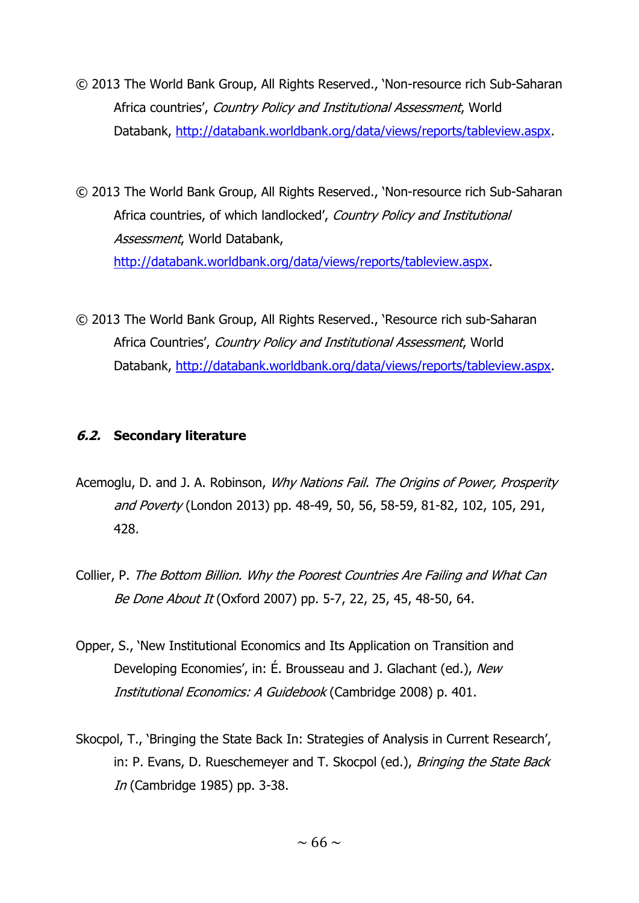© 2013 The World Bank Group, All Rights Reserved., 'Non-resource rich Sub-Saharan Africa countries', *Country Policy and Institutional Assessment*, World Databank, http://databank.worldbank.org/data/views/reports/tableview.aspx.

© 2013 The World Bank Group, All Rights Reserved., 'Non-resource rich Sub-Saharan Africa countries, of which landlocked', *Country Policy and Institutional Assessment*, World Databank, http://databank.worldbank.org/data/views/reports/tableview.aspx.

© 2013 The World Bank Group, All Rights Reserved., 'Resource rich sub-Saharan Africa Countries', *Country Policy and Institutional Assessment*, World Databank, http://databank.worldbank.org/data/views/reports/tableview.aspx.

### *6.2.* Secondary literature

Acemoglu, D. and J. A. Robinson, *Why Nations Fail. The Origins of Power, Prosperity and Poverty* (London 2013) pp. 48-49, 50, 56, 58-59, 81-82, 102, 105, 291, 428.

Collier, P. *The Bottom Billion. Why the Poorest Countries Are Failing and What Can Be Done About It* (Oxford 2007) pp. 5-7, 22, 25, 45, 48-50, 64.

Opper, S., 'New Institutional Economics and Its Application on Transition and Developing Economies', in: É. Brousseau and J. Glachant (ed.), *New Institutional Economics: A Guidebook* (Cambridge 2008) p. 401.

Skocpol, T., 'Bringing the State Back In: Strategies of Analysis in Current Research', in: P. Evans, D. Rueschemeyer and T. Skocpol (ed.), *Bringing the State Back In* (Cambridge 1985) pp. 3-38.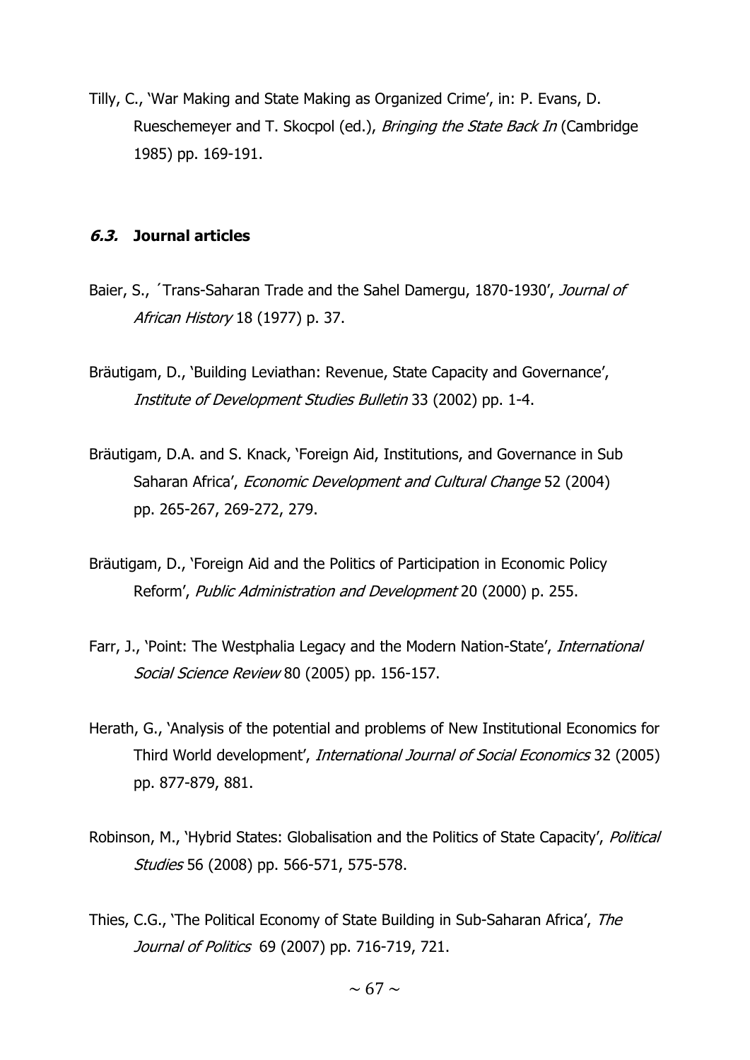Tilly, C., 'War Making and State Making as Organized Crime', in: P. Evans, D. Rueschemeyer and T. Skocpol (ed.), *Bringing the State Back In* (Cambridge 1985) pp. 169-191.

### *6.3.* Journal articles

Baier, S., ´Trans-Saharan Trade and the Sahel Damergu, 1870-1930', *Journal of African History* 18 (1977) p. 37.

Bräutigam, D., 'Building Leviathan: Revenue, State Capacity and Governance', *Institute of Development Studies Bulletin* 33 (2002) pp. 1-4.

Bräutigam, D.A. and S. Knack, 'Foreign Aid, Institutions, and Governance in Sub Saharan Africa', *Economic Development and Cultural Change* 52 (2004) pp. 265-267, 269-272, 279.

Bräutigam, D., 'Foreign Aid and the Politics of Participation in Economic Policy Reform', *Public Administration and Development* 20 (2000) p. 255.

Farr, J., 'Point: The Westphalia Legacy and the Modern Nation-State', *International Social Science Review* 80 (2005) pp. 156-157.

Herath, G., 'Analysis of the potential and problems of New Institutional Economics for Third World development', *International Journal of Social Economics* 32 (2005) pp. 877-879, 881.

Robinson, M., 'Hybrid States: Globalisation and the Politics of State Capacity', *Political Studies* 56 (2008) pp. 566-571, 575-578.

Thies, C.G., 'The Political Economy of State Building in Sub-Saharan Africa', *The Journal of Politics* 69 (2007) pp. 716-719, 721.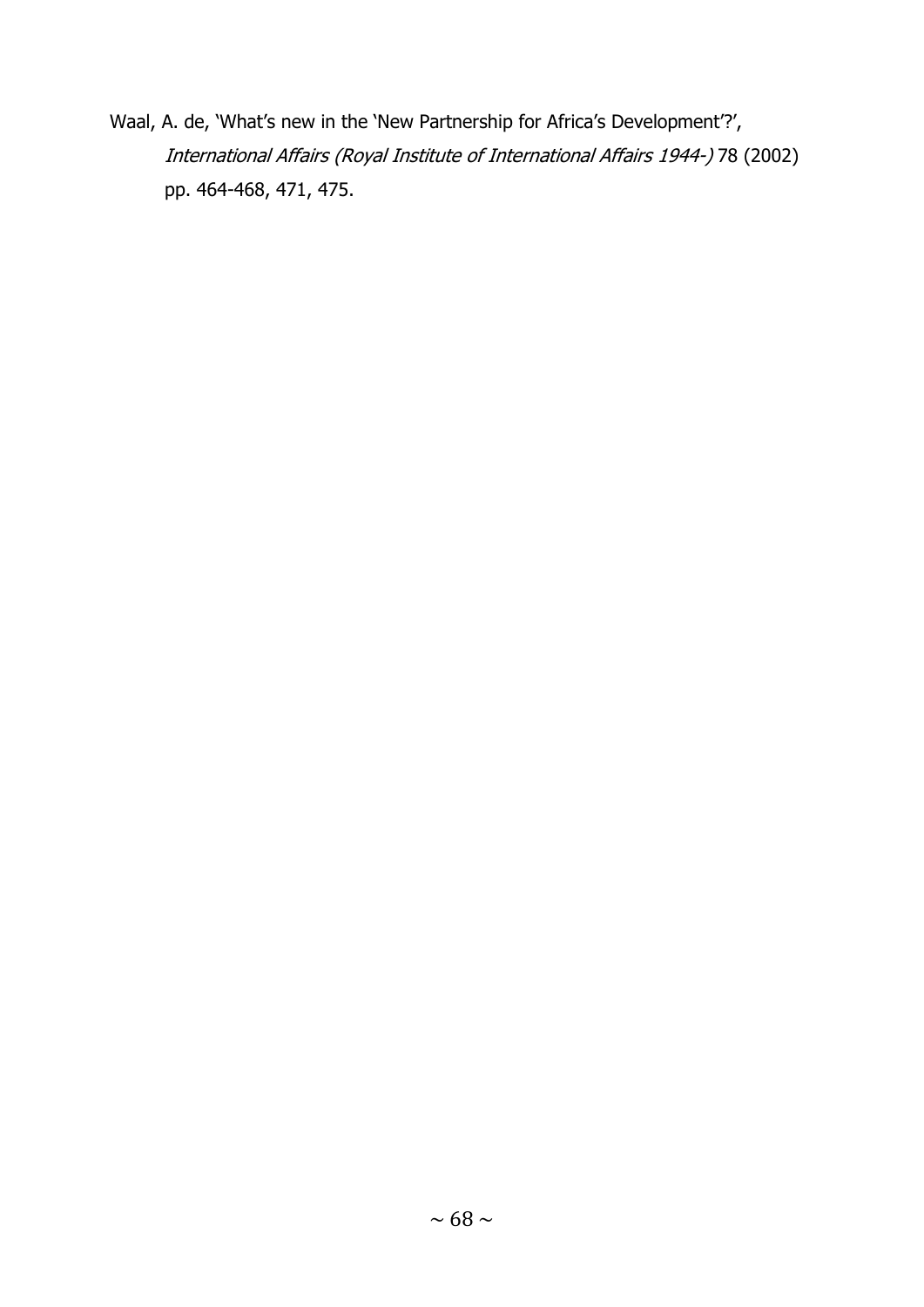Waal, A. de, 'What's new in the 'New Partnership for Africa's Development'?', *International Affairs (Royal Institute of International Affairs 1944-)* 78 (2002) pp. 464-468, 471, 475.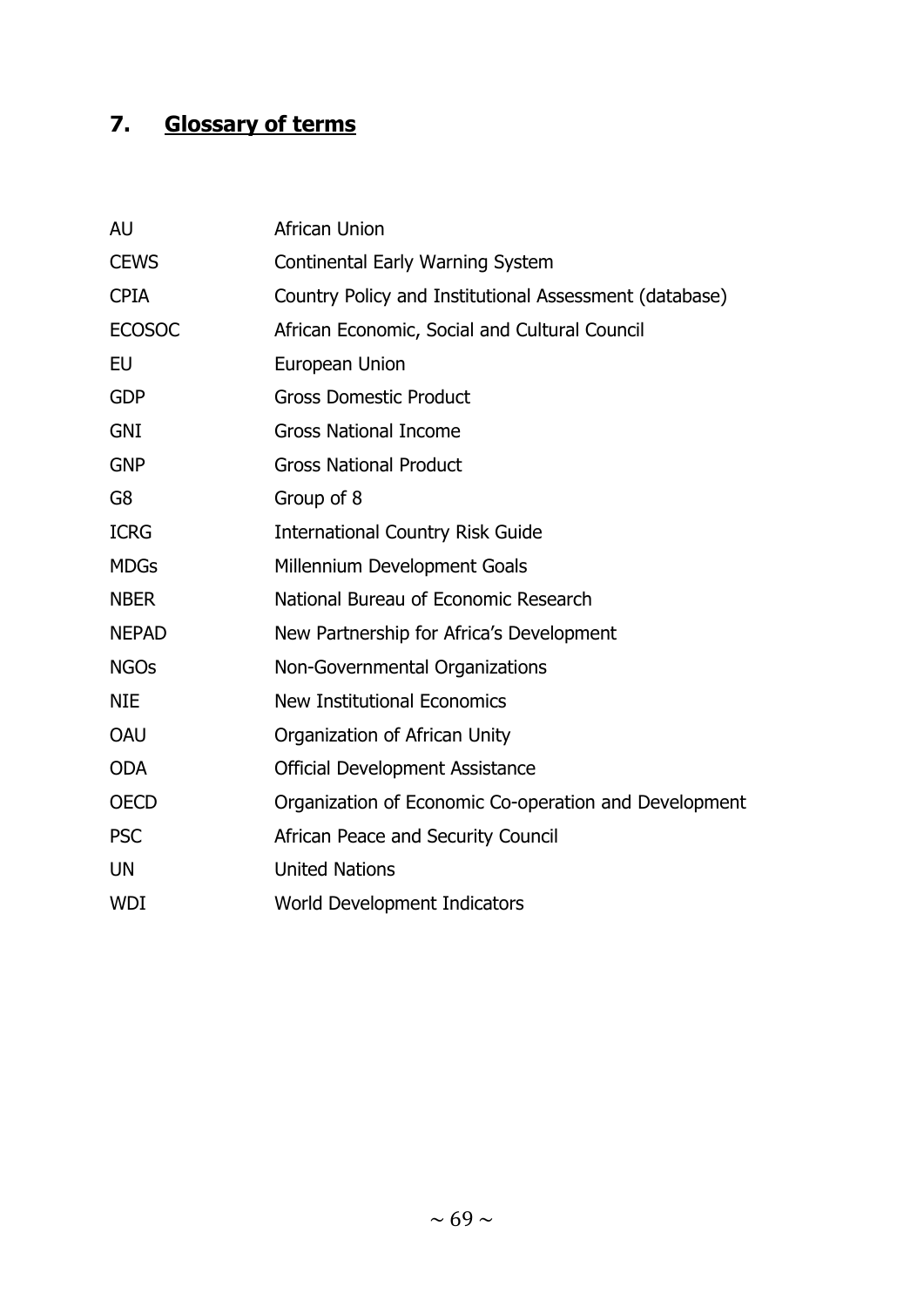## 7. Glossary of terms

| | |
|---|---|
| AU | African Union |
| CEWS | Continental Early Warning System |
| CPIA | Country Policy and Institutional Assessment (database) |
| ECOSOC | African Economic, Social and Cultural Council |
| EU | European Union |
| GDP | Gross Domestic Product |
| GNI | Gross National Income |
| GNP | Gross National Product |
| G8 | Group of 8 |
| ICRG | International Country Risk Guide |
| MDGs | Millennium Development Goals |
| NBER | National Bureau of Economic Research |
| NEPAD | New Partnership for Africa's Development |
| NGOs | Non-Governmental Organizations |
| NIE | New Institutional Economics |
| OAU | Organization of African Unity |
| ODA | Official Development Assistance |
| OECD | Organization of Economic Co-operation and Development |
| PSC | African Peace and Security Council |
| UN | United Nations |
| WDI | World Development Indicators |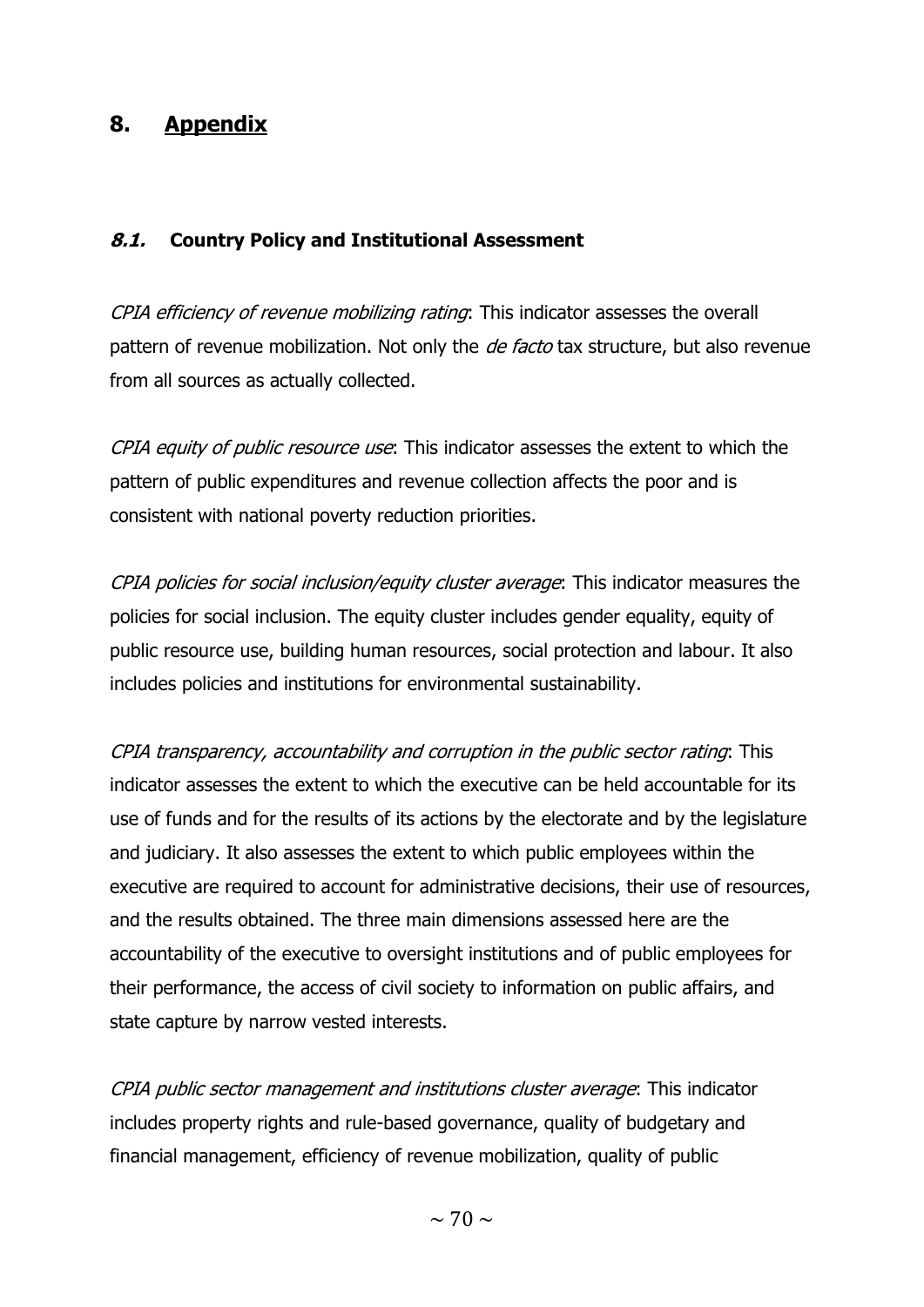# 8. Appendix

### *8.1.* Country Policy and Institutional Assessment

*CPIA efficiency of revenue mobilizing rating*: This indicator assesses the overall pattern of revenue mobilization. Not only the *de facto* tax structure, but also revenue from all sources as actually collected.

*CPIA equity of public resource use*: This indicator assesses the extent to which the pattern of public expenditures and revenue collection affects the poor and is consistent with national poverty reduction priorities.

*CPIA policies for social inclusion/equity cluster average*: This indicator measures the policies for social inclusion. The equity cluster includes gender equality, equity of public resource use, building human resources, social protection and labour. It also includes policies and institutions for environmental sustainability.

*CPIA transparency, accountability and corruption in the public sector rating*: This indicator assesses the extent to which the executive can be held accountable for its use of funds and for the results of its actions by the electorate and by the legislature and judiciary. It also assesses the extent to which public employees within the executive are required to account for administrative decisions, their use of resources, and the results obtained. The three main dimensions assessed here are the accountability of the executive to oversight institutions and of public employees for their performance, the access of civil society to information on public affairs, and state capture by narrow vested interests.

*CPIA public sector management and institutions cluster average*: This indicator includes property rights and rule-based governance, quality of budgetary and financial management, efficiency of revenue mobilization, quality of public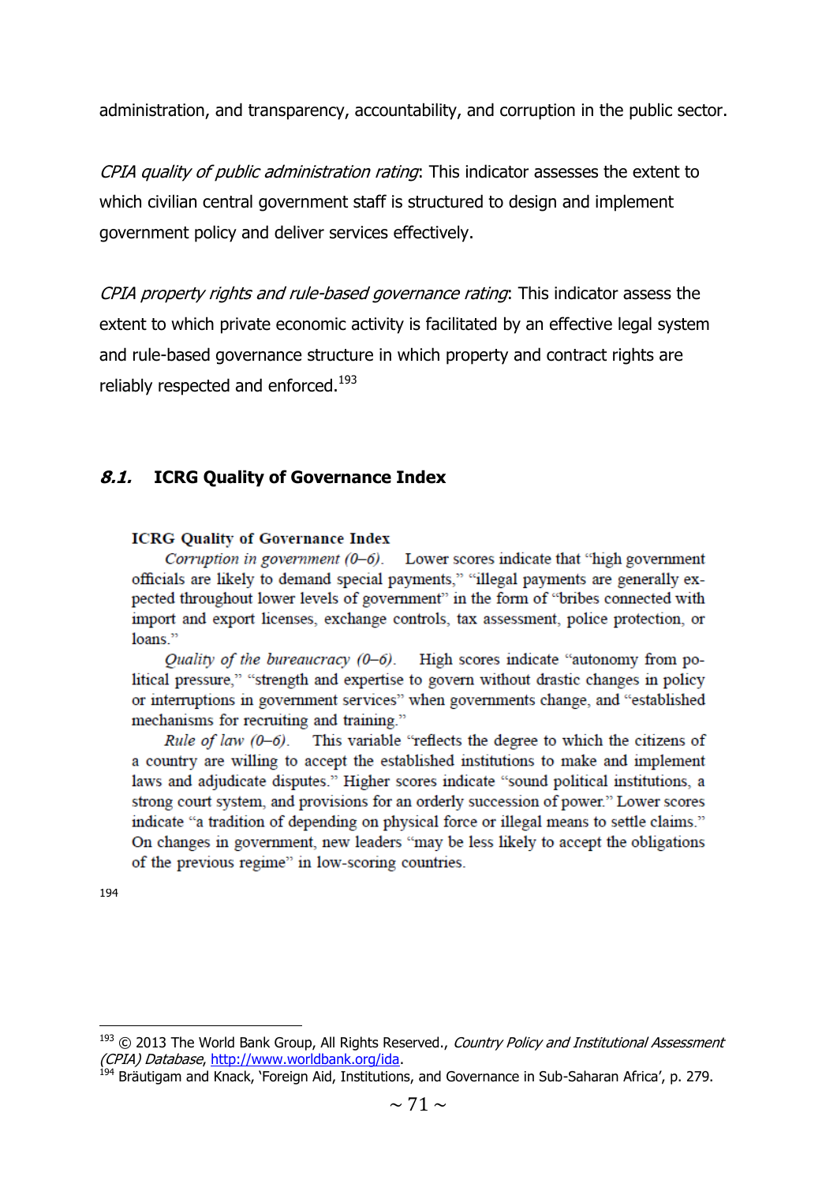administration, and transparency, accountability, and corruption in the public sector.

*CPIA quality of public administration rating*: This indicator assesses the extent to which civilian central government staff is structured to design and implement government policy and deliver services effectively.

*CPIA property rights and rule-based governance rating*: This indicator assess the extent to which private economic activity is facilitated by an effective legal system and rule-based governance structure in which property and contract rights are reliably respected and enforced.[193]

## *8.1.* ICRG Quality of Governance Index

**ICRG Quality of Governance Index**

*Corruption in government (0–6).* Lower scores indicate that "high government officials are likely to demand special payments," "illegal payments are generally expected throughout lower levels of government" in the form of "bribes connected with import and export licenses, exchange controls, tax assessment, police protection, or loans."

*Quality of the bureaucracy (0–6).* High scores indicate "autonomy from political pressure," "strength and expertise to govern without drastic changes in policy or interruptions in government services" when governments change, and "established mechanisms for recruiting and training."

*Rule of law (0–6).* This variable "reflects the degree to which the citizens of a country are willing to accept the established institutions to make and implement laws and adjudicate disputes." Higher scores indicate "sound political institutions, a strong court system, and provisions for an orderly succession of power." Lower scores indicate "a tradition of depending on physical force or illegal means to settle claims." On changes in government, new leaders "may be less likely to accept the obligations of the previous regime" in low-scoring countries.

[194]

---

[193] © 2013 The World Bank Group, All Rights Reserved., *Country Policy and Institutional Assessment (CPIA) Database*, http://www.worldbank.org/ida.

[194] Bräutigam and Knack, 'Foreign Aid, Institutions, and Governance in Sub-Saharan Africa', p. 279.